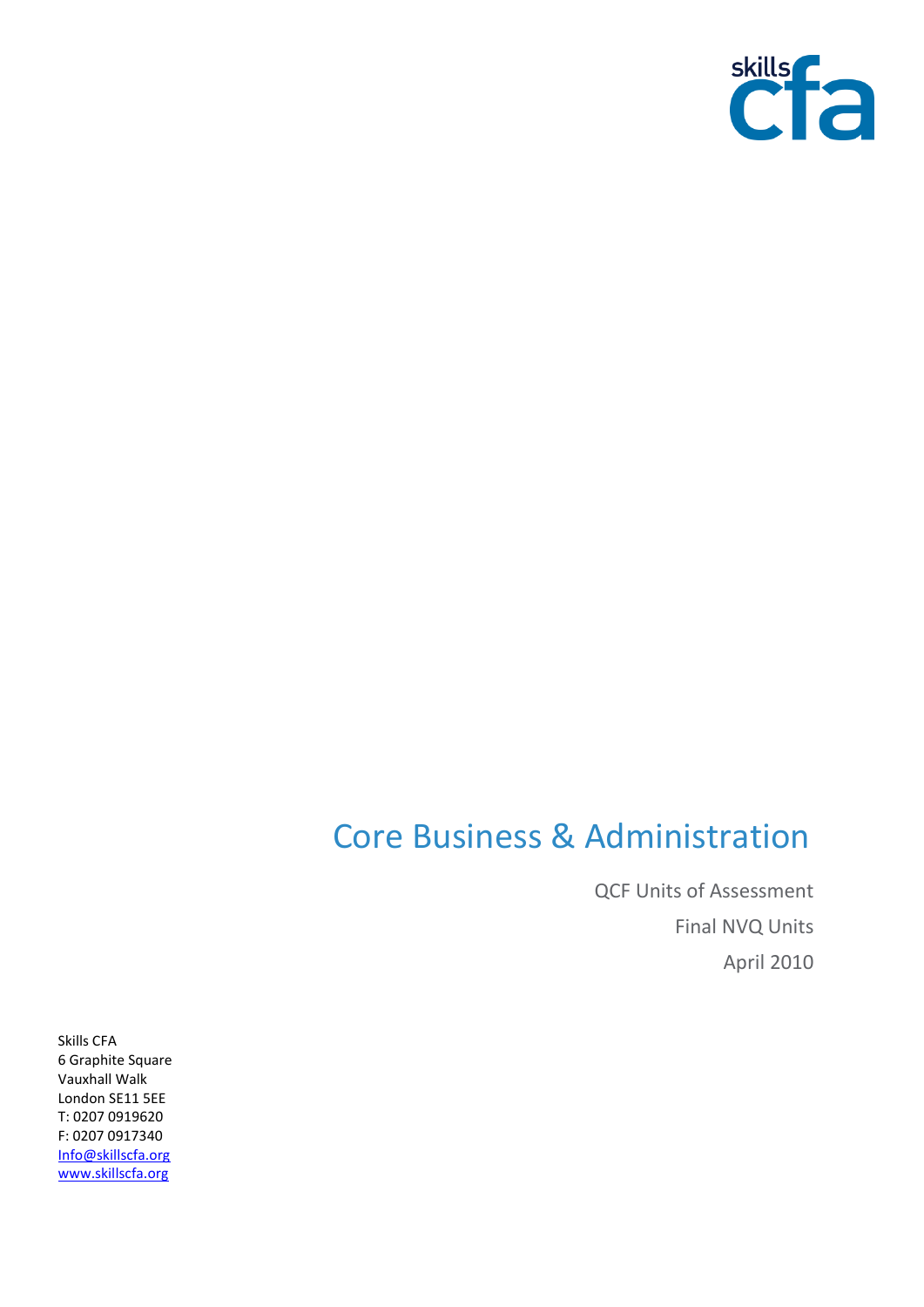skills cfa

# Core Business & Administration

QCF Units of Assessment

Final NVQ Units

April 2010

Skills CFA
6 Graphite Square
Vauxhall Walk
London SE11 5EE
T: 0207 0919620
F: 0207 0917340
Info@skillscfa.org
www.skillscfa.org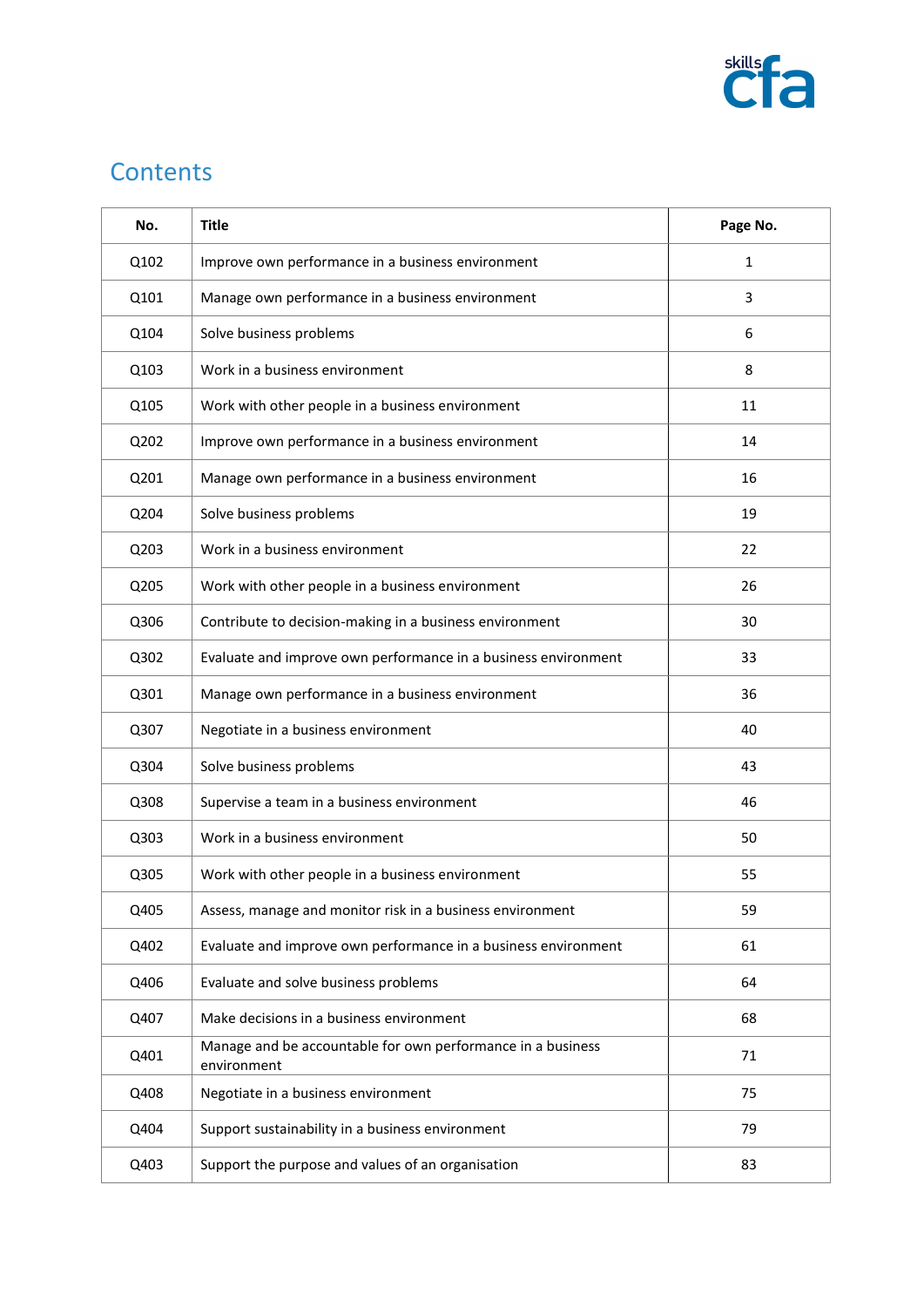# Contents

| No. | Title | Page No. |
|---|---|---|
| Q102 | Improve own performance in a business environment | 1 |
| Q101 | Manage own performance in a business environment | 3 |
| Q104 | Solve business problems | 6 |
| Q103 | Work in a business environment | 8 |
| Q105 | Work with other people in a business environment | 11 |
| Q202 | Improve own performance in a business environment | 14 |
| Q201 | Manage own performance in a business environment | 16 |
| Q204 | Solve business problems | 19 |
| Q203 | Work in a business environment | 22 |
| Q205 | Work with other people in a business environment | 26 |
| Q306 | Contribute to decision-making in a business environment | 30 |
| Q302 | Evaluate and improve own performance in a business environment | 33 |
| Q301 | Manage own performance in a business environment | 36 |
| Q307 | Negotiate in a business environment | 40 |
| Q304 | Solve business problems | 43 |
| Q308 | Supervise a team in a business environment | 46 |
| Q303 | Work in a business environment | 50 |
| Q305 | Work with other people in a business environment | 55 |
| Q405 | Assess, manage and monitor risk in a business environment | 59 |
| Q402 | Evaluate and improve own performance in a business environment | 61 |
| Q406 | Evaluate and solve business problems | 64 |
| Q407 | Make decisions in a business environment | 68 |
| Q401 | Manage and be accountable for own performance in a business environment | 71 |
| Q408 | Negotiate in a business environment | 75 |
| Q404 | Support sustainability in a business environment | 79 |
| Q403 | Support the purpose and values of an organisation | 83 |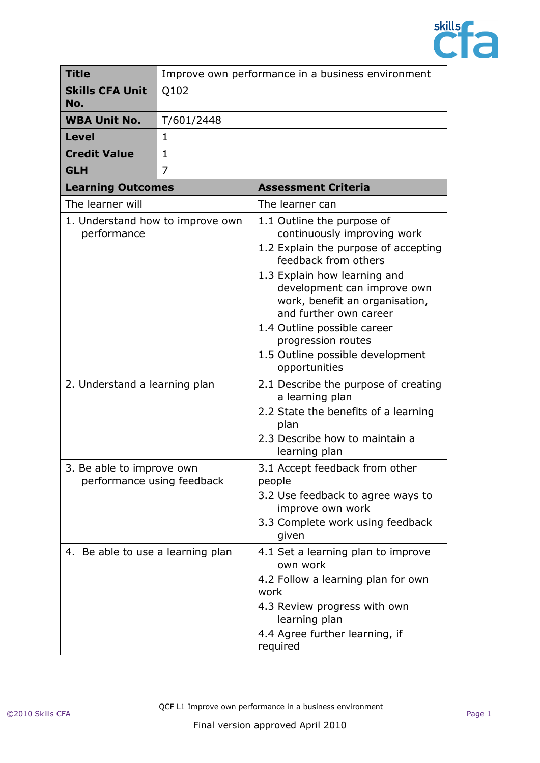| Title | Improve own performance in a business environment |
|---|---|
| **Skills CFA Unit No.** | Q102 |
| **WBA Unit No.** | T/601/2448 |
| **Level** | 1 |
| **Credit Value** | 1 |
| **GLH** | 7 |

| Learning Outcomes | Assessment Criteria |
|---|---|
| The learner will | The learner can |
| 1. Understand how to improve own performance | 1.1 Outline the purpose of continuously improving work<br>1.2 Explain the purpose of accepting feedback from others<br>1.3 Explain how learning and development can improve own work, benefit an organisation, and further own career<br>1.4 Outline possible career progression routes<br>1.5 Outline possible development opportunities |
| 2. Understand a learning plan | 2.1 Describe the purpose of creating a learning plan<br>2.2 State the benefits of a learning plan<br>2.3 Describe how to maintain a learning plan |
| 3. Be able to improve own performance using feedback | 3.1 Accept feedback from other people<br>3.2 Use feedback to agree ways to improve own work<br>3.3 Complete work using feedback given |
| 4. Be able to use a learning plan | 4.1 Set a learning plan to improve own work<br>4.2 Follow a learning plan for own work<br>4.3 Review progress with own learning plan<br>4.4 Agree further learning, if required |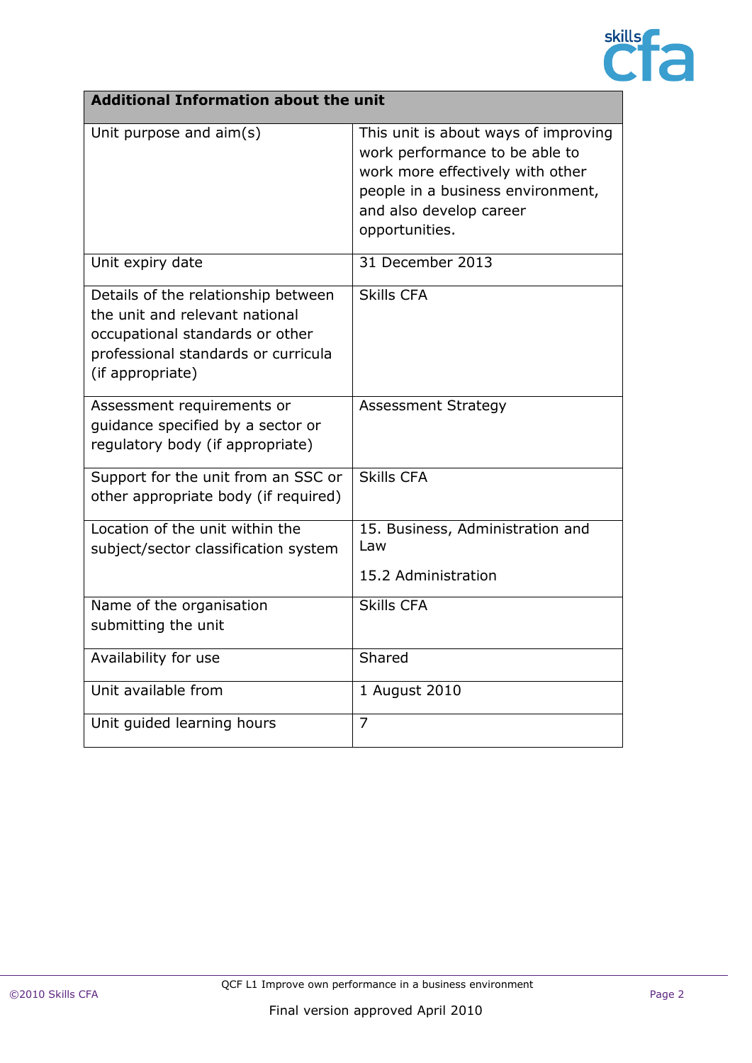| Additional Information about the unit | |
| --- | --- |
| Unit purpose and aim(s) | This unit is about ways of improving work performance to be able to work more effectively with other people in a business environment, and also develop career opportunities. |
| Unit expiry date | 31 December 2013 |
| Details of the relationship between the unit and relevant national occupational standards or other professional standards or curricula (if appropriate) | Skills CFA |
| Assessment requirements or guidance specified by a sector or regulatory body (if appropriate) | Assessment Strategy |
| Support for the unit from an SSC or other appropriate body (if required) | Skills CFA |
| Location of the unit within the subject/sector classification system | 15. Business, Administration and Law<br><br>15.2 Administration |
| Name of the organisation submitting the unit | Skills CFA |
| Availability for use | Shared |
| Unit available from | 1 August 2010 |
| Unit guided learning hours | 7 |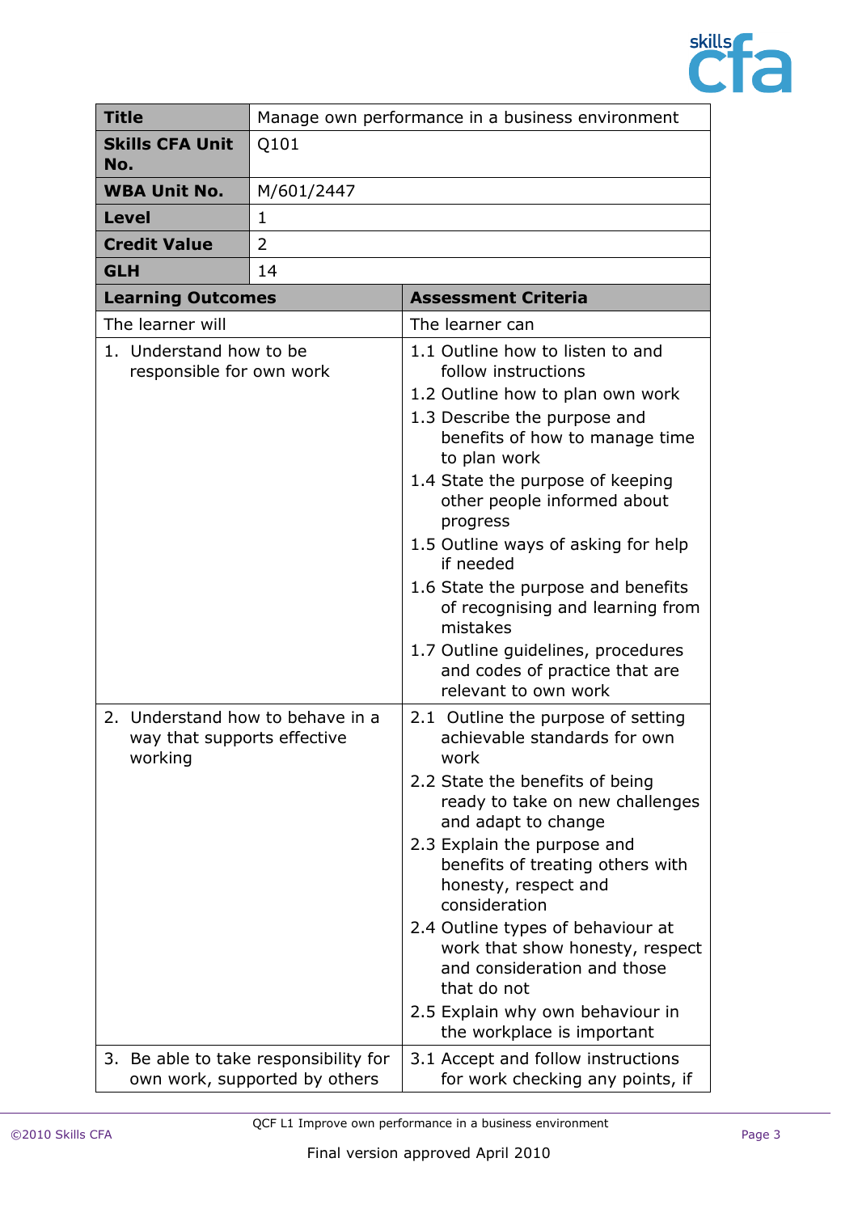| **Title** | Manage own performance in a business environment |
|---|---|
| **Skills CFA Unit No.** | Q101 |
| **WBA Unit No.** | M/601/2447 |
| **Level** | 1 |
| **Credit Value** | 2 |
| **GLH** | 14 |

| **Learning Outcomes** | **Assessment Criteria** |
|---|---|
| The learner will | The learner can |
| 1. Understand how to be responsible for own work | 1.1 Outline how to listen to and follow instructions<br>1.2 Outline how to plan own work<br>1.3 Describe the purpose and benefits of how to manage time to plan work<br>1.4 State the purpose of keeping other people informed about progress<br>1.5 Outline ways of asking for help if needed<br>1.6 State the purpose and benefits of recognising and learning from mistakes<br>1.7 Outline guidelines, procedures and codes of practice that are relevant to own work |
| 2. Understand how to behave in a way that supports effective working | 2.1 Outline the purpose of setting achievable standards for own work<br>2.2 State the benefits of being ready to take on new challenges and adapt to change<br>2.3 Explain the purpose and benefits of treating others with honesty, respect and consideration<br>2.4 Outline types of behaviour at work that show honesty, respect and consideration and those that do not<br>2.5 Explain why own behaviour in the workplace is important |
| 3. Be able to take responsibility for own work, supported by others | 3.1 Accept and follow instructions for work checking any points, if |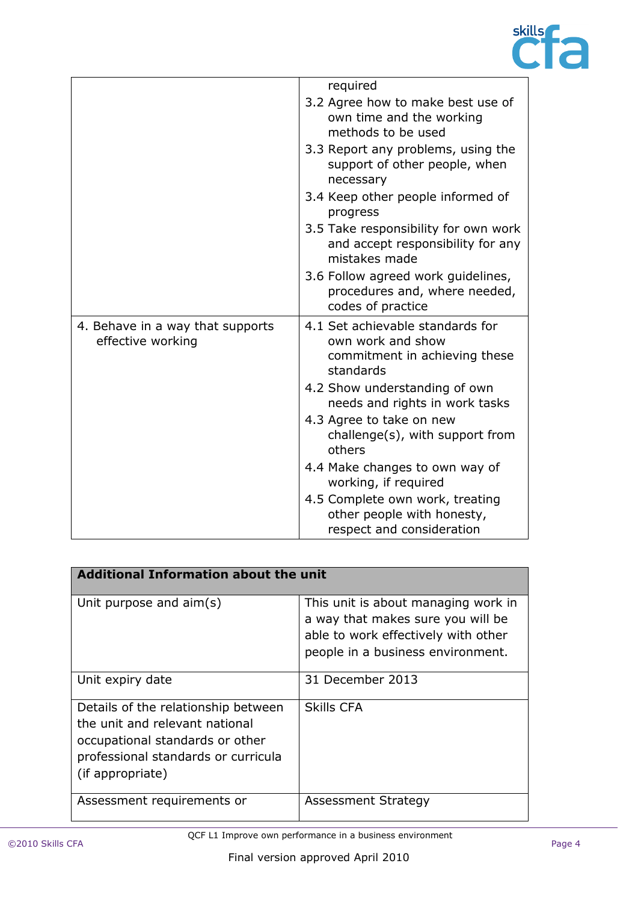| | |
|---|---|
| | required<br>3.2 Agree how to make best use of own time and the working methods to be used<br>3.3 Report any problems, using the support of other people, when necessary<br>3.4 Keep other people informed of progress<br>3.5 Take responsibility for own work and accept responsibility for any mistakes made<br>3.6 Follow agreed work guidelines, procedures and, where needed, codes of practice |
| 4. Behave in a way that supports effective working | 4.1 Set achievable standards for own work and show commitment in achieving these standards<br>4.2 Show understanding of own needs and rights in work tasks<br>4.3 Agree to take on new challenge(s), with support from others<br>4.4 Make changes to own way of working, if required<br>4.5 Complete own work, treating other people with honesty, respect and consideration |

| **Additional Information about the unit** | |
|---|---|
| Unit purpose and aim(s) | This unit is about managing work in a way that makes sure you will be able to work effectively with other people in a business environment. |
| Unit expiry date | 31 December 2013 |
| Details of the relationship between the unit and relevant national occupational standards or other professional standards or curricula (if appropriate) | Skills CFA |
| Assessment requirements or | Assessment Strategy |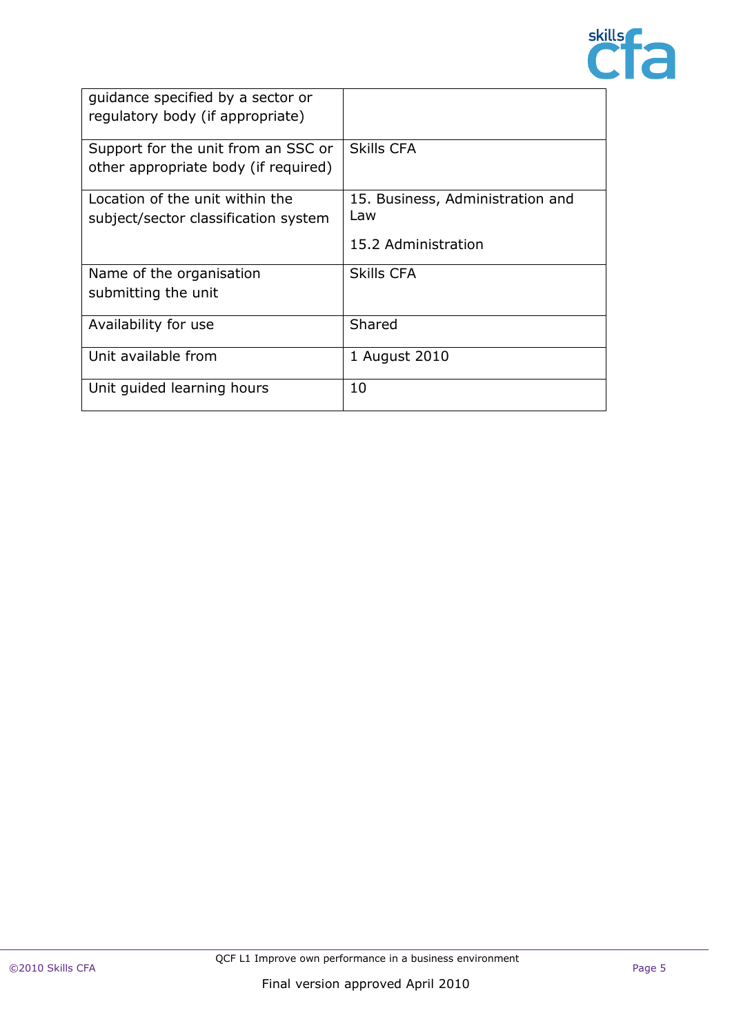| | |
|---|---|
| guidance specified by a sector or regulatory body (if appropriate) | |
| Support for the unit from an SSC or other appropriate body (if required) | Skills CFA |
| Location of the unit within the subject/sector classification system | 15. Business, Administration and Law<br><br>15.2 Administration |
| Name of the organisation submitting the unit | Skills CFA |
| Availability for use | Shared |
| Unit available from | 1 August 2010 |
| Unit guided learning hours | 10 |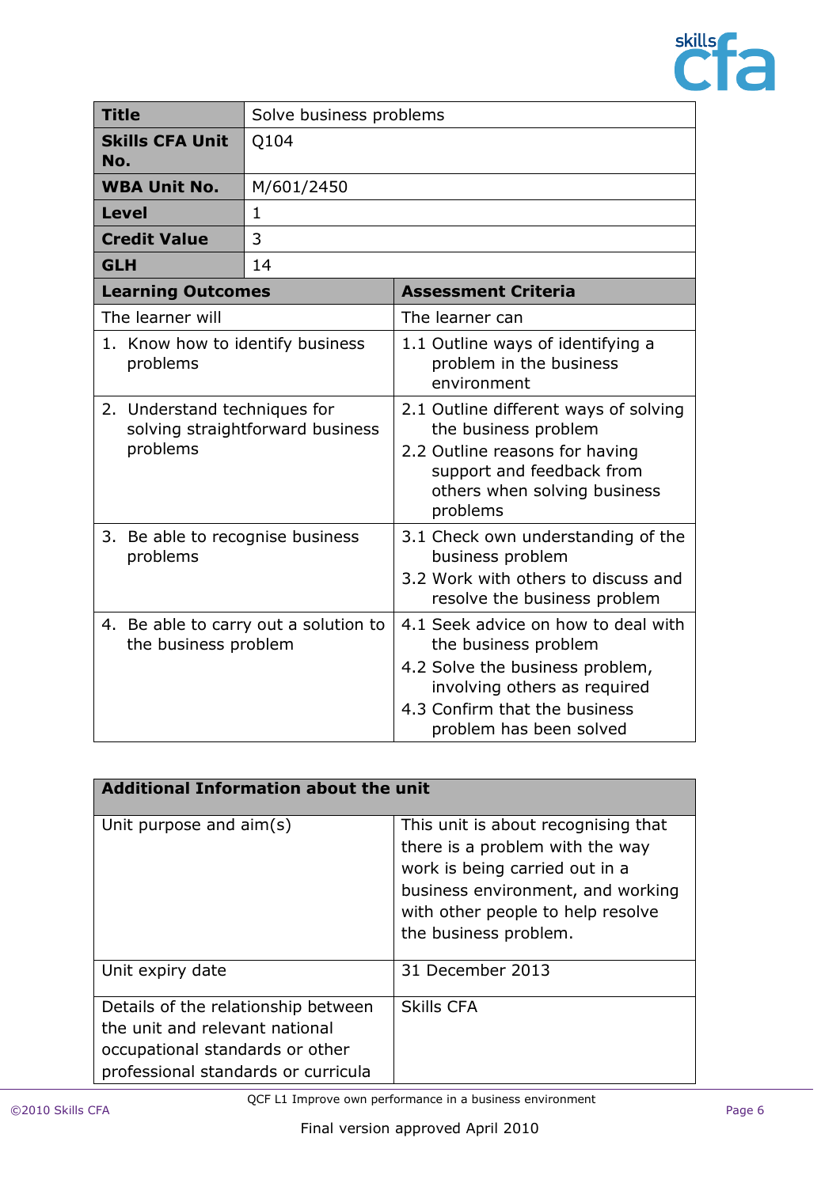| **Title** | Solve business problems |
|---|---|
| **Skills CFA Unit No.** | Q104 |
| **WBA Unit No.** | M/601/2450 |
| **Level** | 1 |
| **Credit Value** | 3 |
| **GLH** | 14 |

| **Learning Outcomes** | **Assessment Criteria** |
|---|---|
| The learner will | The learner can |
| 1. Know how to identify business problems | 1.1 Outline ways of identifying a problem in the business environment |
| 2. Understand techniques for solving straightforward business problems | 2.1 Outline different ways of solving the business problem<br>2.2 Outline reasons for having support and feedback from others when solving business problems |
| 3. Be able to recognise business problems | 3.1 Check own understanding of the business problem<br>3.2 Work with others to discuss and resolve the business problem |
| 4. Be able to carry out a solution to the business problem | 4.1 Seek advice on how to deal with the business problem<br>4.2 Solve the business problem, involving others as required<br>4.3 Confirm that the business problem has been solved |

| **Additional Information about the unit** | |
|---|---|
| Unit purpose and aim(s) | This unit is about recognising that there is a problem with the way work is being carried out in a business environment, and working with other people to help resolve the business problem. |
| Unit expiry date | 31 December 2013 |
| Details of the relationship between the unit and relevant national occupational standards or other professional standards or curricula | Skills CFA |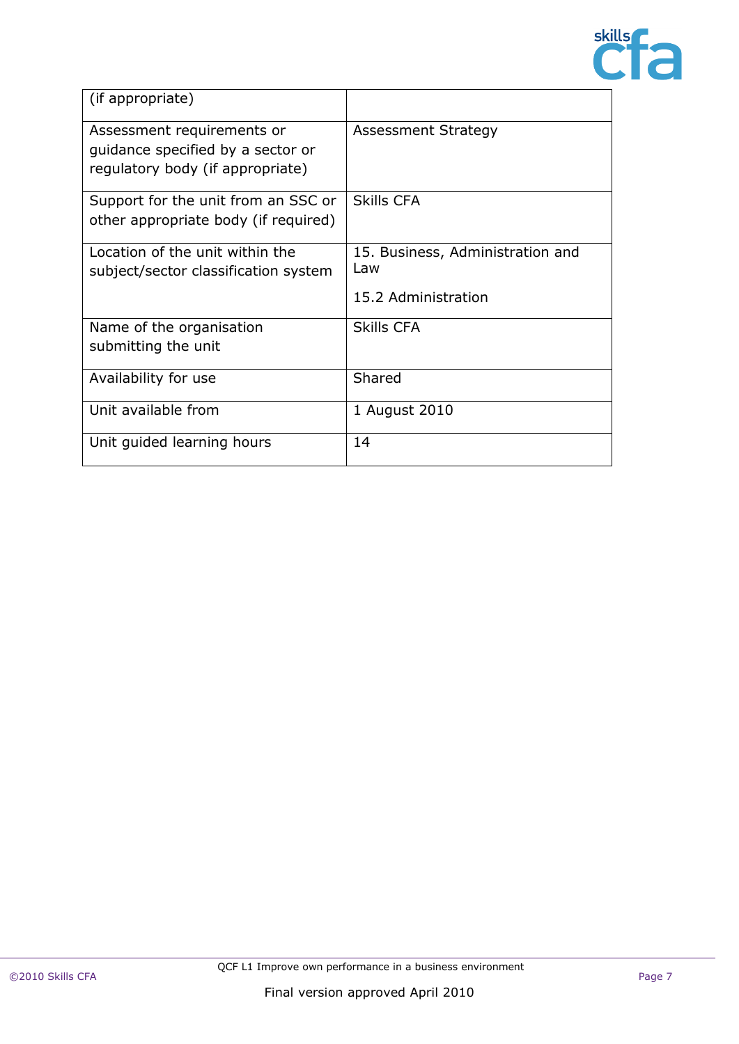| | |
|---|---|
| (if appropriate) | |
| Assessment requirements or guidance specified by a sector or regulatory body (if appropriate) | Assessment Strategy |
| Support for the unit from an SSC or other appropriate body (if required) | Skills CFA |
| Location of the unit within the subject/sector classification system | 15. Business, Administration and Law<br><br>15.2 Administration |
| Name of the organisation submitting the unit | Skills CFA |
| Availability for use | Shared |
| Unit available from | 1 August 2010 |
| Unit guided learning hours | 14 |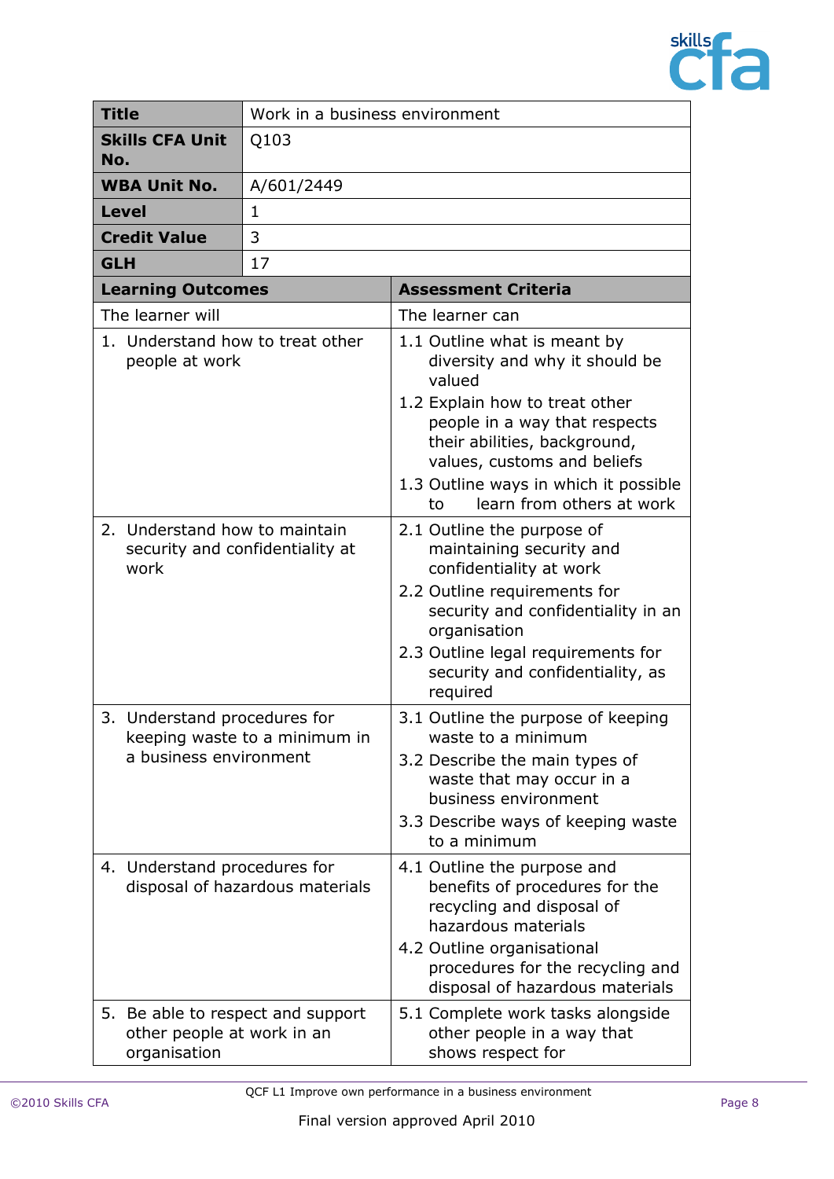| Title | Work in a business environment |
| --- | --- |
| **Skills CFA Unit No.** | Q103 |
| **WBA Unit No.** | A/601/2449 |
| **Level** | 1 |
| **Credit Value** | 3 |
| **GLH** | 17 |

| Learning Outcomes | Assessment Criteria |
| --- | --- |
| The learner will | The learner can |
| 1. Understand how to treat other people at work | 1.1 Outline what is meant by diversity and why it should be valued<br>1.2 Explain how to treat other people in a way that respects their abilities, background, values, customs and beliefs<br>1.3 Outline ways in which it possible to learn from others at work |
| 2. Understand how to maintain security and confidentiality at work | 2.1 Outline the purpose of maintaining security and confidentiality at work<br>2.2 Outline requirements for security and confidentiality in an organisation<br>2.3 Outline legal requirements for security and confidentiality, as required |
| 3. Understand procedures for keeping waste to a minimum in a business environment | 3.1 Outline the purpose of keeping waste to a minimum<br>3.2 Describe the main types of waste that may occur in a business environment<br>3.3 Describe ways of keeping waste to a minimum |
| 4. Understand procedures for disposal of hazardous materials | 4.1 Outline the purpose and benefits of procedures for the recycling and disposal of hazardous materials<br>4.2 Outline organisational procedures for the recycling and disposal of hazardous materials |
| 5. Be able to respect and support other people at work in an organisation | 5.1 Complete work tasks alongside other people in a way that shows respect for |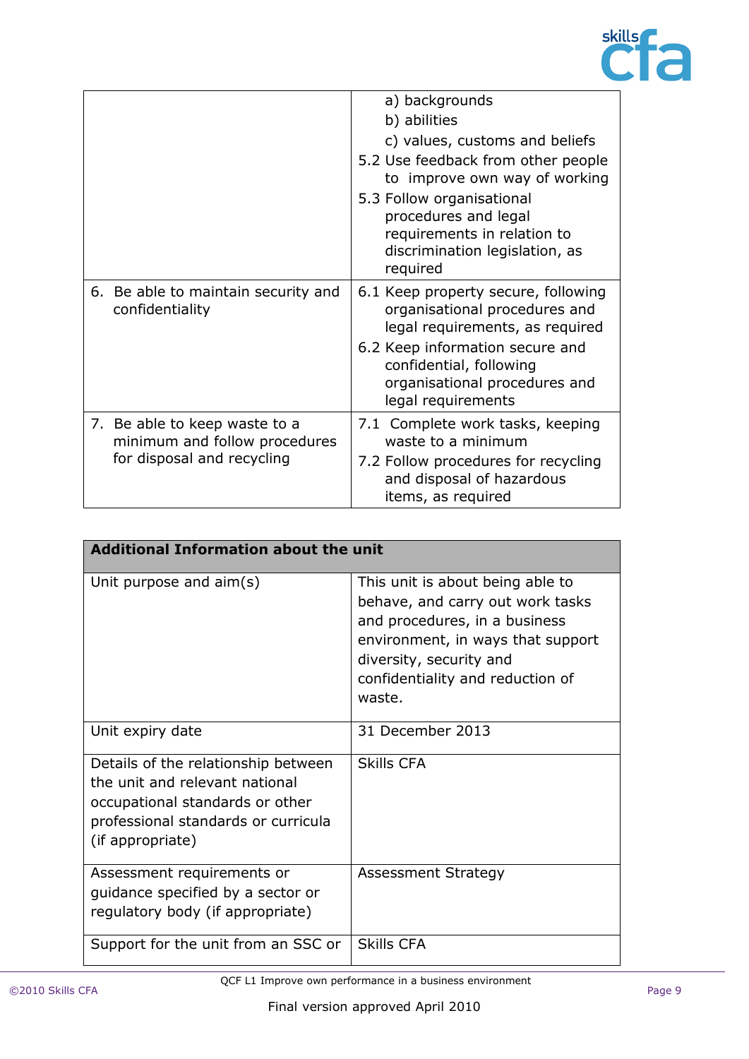| | |
|---|---|
| | a) backgrounds<br>b) abilities<br>c) values, customs and beliefs<br>5.2 Use feedback from other people to improve own way of working<br>5.3 Follow organisational procedures and legal requirements in relation to discrimination legislation, as required |
| 6. Be able to maintain security and confidentiality | 6.1 Keep property secure, following organisational procedures and legal requirements, as required<br>6.2 Keep information secure and confidential, following organisational procedures and legal requirements |
| 7. Be able to keep waste to a minimum and follow procedures for disposal and recycling | 7.1 Complete work tasks, keeping waste to a minimum<br>7.2 Follow procedures for recycling and disposal of hazardous items, as required |

| **Additional Information about the unit** | |
|---|---|
| Unit purpose and aim(s) | This unit is about being able to behave, and carry out work tasks and procedures, in a business environment, in ways that support diversity, security and confidentiality and reduction of waste. |
| Unit expiry date | 31 December 2013 |
| Details of the relationship between the unit and relevant national occupational standards or other professional standards or curricula (if appropriate) | Skills CFA |
| Assessment requirements or guidance specified by a sector or regulatory body (if appropriate) | Assessment Strategy |
| Support for the unit from an SSC or | Skills CFA |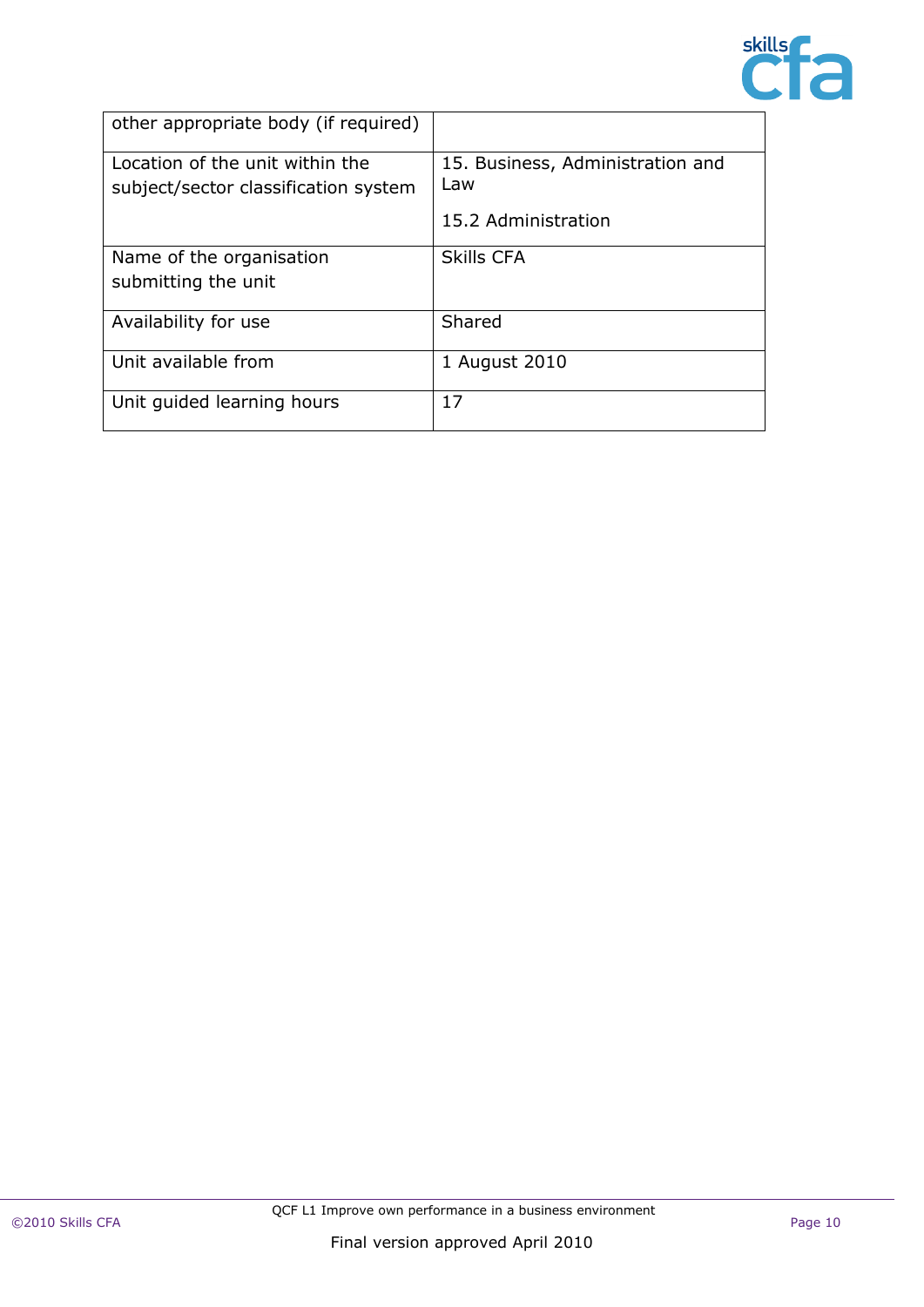| other appropriate body (if required) | |
|---|---|
| Location of the unit within the subject/sector classification system | 15. Business, Administration and Law<br><br>15.2 Administration |
| Name of the organisation submitting the unit | Skills CFA |
| Availability for use | Shared |
| Unit available from | 1 August 2010 |
| Unit guided learning hours | 17 |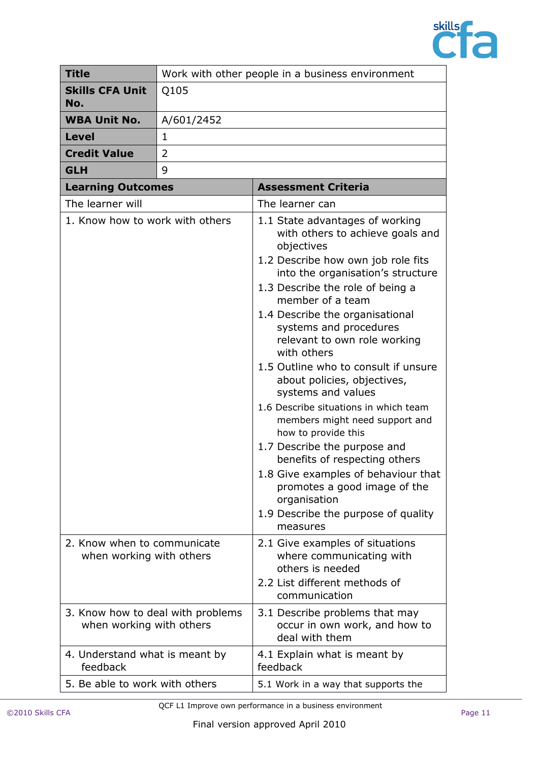| Title | Work with other people in a business environment |
|---|---|
| **Skills CFA Unit No.** | Q105 |
| **WBA Unit No.** | A/601/2452 |
| **Level** | 1 |
| **Credit Value** | 2 |
| **GLH** | 9 |

| **Learning Outcomes** | **Assessment Criteria** |
|---|---|
| The learner will | The learner can |
| 1. Know how to work with others | 1.1 State advantages of working with others to achieve goals and objectives<br>1.2 Describe how own job role fits into the organisation's structure<br>1.3 Describe the role of being a member of a team<br>1.4 Describe the organisational systems and procedures relevant to own role working with others<br>1.5 Outline who to consult if unsure about policies, objectives, systems and values<br>1.6 Describe situations in which team members might need support and how to provide this<br>1.7 Describe the purpose and benefits of respecting others<br>1.8 Give examples of behaviour that promotes a good image of the organisation<br>1.9 Describe the purpose of quality measures |
| 2. Know when to communicate when working with others | 2.1 Give examples of situations where communicating with others is needed<br>2.2 List different methods of communication |
| 3. Know how to deal with problems when working with others | 3.1 Describe problems that may occur in own work, and how to deal with them |
| 4. Understand what is meant by feedback | 4.1 Explain what is meant by feedback |
| 5. Be able to work with others | 5.1 Work in a way that supports the |

QCF L1 Improve own performance in a business environment

Final version approved April 2010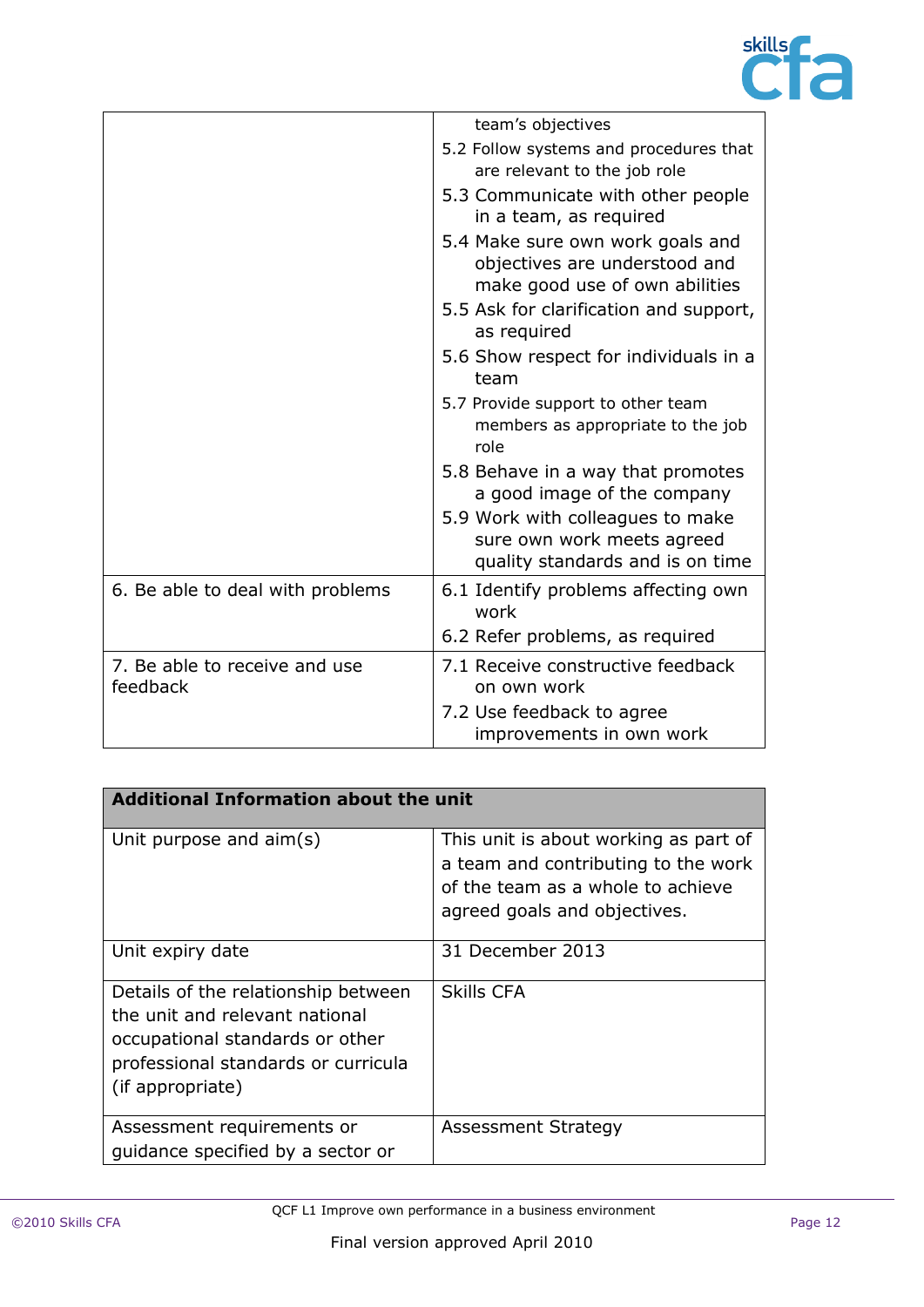|  |  |
|---|---|
|  | team's objectives<br>5.2 Follow systems and procedures that are relevant to the job role<br>5.3 Communicate with other people in a team, as required<br>5.4 Make sure own work goals and objectives are understood and make good use of own abilities<br>5.5 Ask for clarification and support, as required<br>5.6 Show respect for individuals in a team<br>5.7 Provide support to other team members as appropriate to the job role<br>5.8 Behave in a way that promotes a good image of the company<br>5.9 Work with colleagues to make sure own work meets agreed quality standards and is on time |
| 6. Be able to deal with problems | 6.1 Identify problems affecting own work<br>6.2 Refer problems, as required |
| 7. Be able to receive and use feedback | 7.1 Receive constructive feedback on own work<br>7.2 Use feedback to agree improvements in own work |

| **Additional Information about the unit** | |
|---|---|
| Unit purpose and aim(s) | This unit is about working as part of a team and contributing to the work of the team as a whole to achieve agreed goals and objectives. |
| Unit expiry date | 31 December 2013 |
| Details of the relationship between the unit and relevant national occupational standards or other professional standards or curricula (if appropriate) | Skills CFA |
| Assessment requirements or guidance specified by a sector or | Assessment Strategy |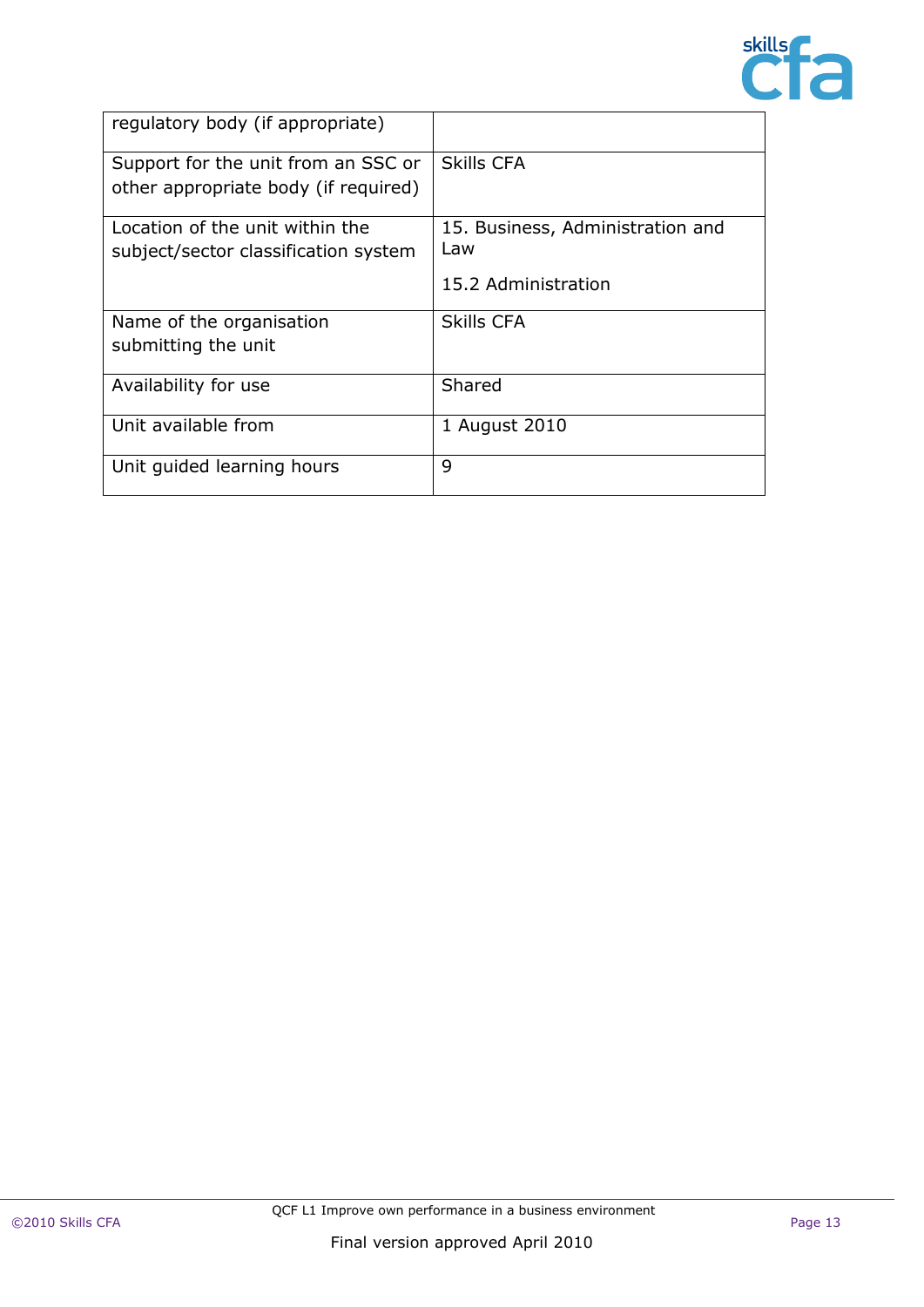| | |
|---|---|
| regulatory body (if appropriate) | |
| Support for the unit from an SSC or other appropriate body (if required) | Skills CFA |
| Location of the unit within the subject/sector classification system | 15. Business, Administration and Law<br><br>15.2 Administration |
| Name of the organisation submitting the unit | Skills CFA |
| Availability for use | Shared |
| Unit available from | 1 August 2010 |
| Unit guided learning hours | 9 |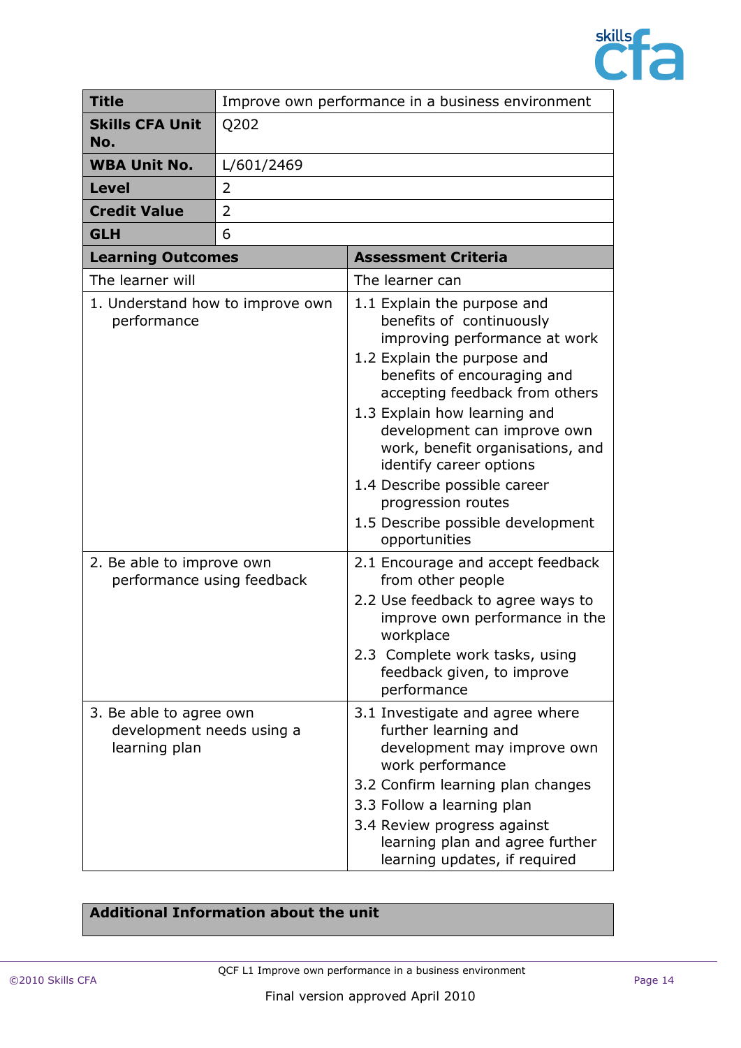| **Title** | Improve own performance in a business environment |
|---|---|
| **Skills CFA Unit No.** | Q202 |
| **WBA Unit No.** | L/601/2469 |
| **Level** | 2 |
| **Credit Value** | 2 |
| **GLH** | 6 |

| **Learning Outcomes** | **Assessment Criteria** |
|---|---|
| The learner will | The learner can |
| 1. Understand how to improve own performance | 1.1 Explain the purpose and benefits of continuously improving performance at work<br>1.2 Explain the purpose and benefits of encouraging and accepting feedback from others<br>1.3 Explain how learning and development can improve own work, benefit organisations, and identify career options<br>1.4 Describe possible career progression routes<br>1.5 Describe possible development opportunities |
| 2. Be able to improve own performance using feedback | 2.1 Encourage and accept feedback from other people<br>2.2 Use feedback to agree ways to improve own performance in the workplace<br>2.3 Complete work tasks, using feedback given, to improve performance |
| 3. Be able to agree own development needs using a learning plan | 3.1 Investigate and agree where further learning and development may improve own work performance<br>3.2 Confirm learning plan changes<br>3.3 Follow a learning plan<br>3.4 Review progress against learning plan and agree further learning updates, if required |

| **Additional Information about the unit** |
|---|
| |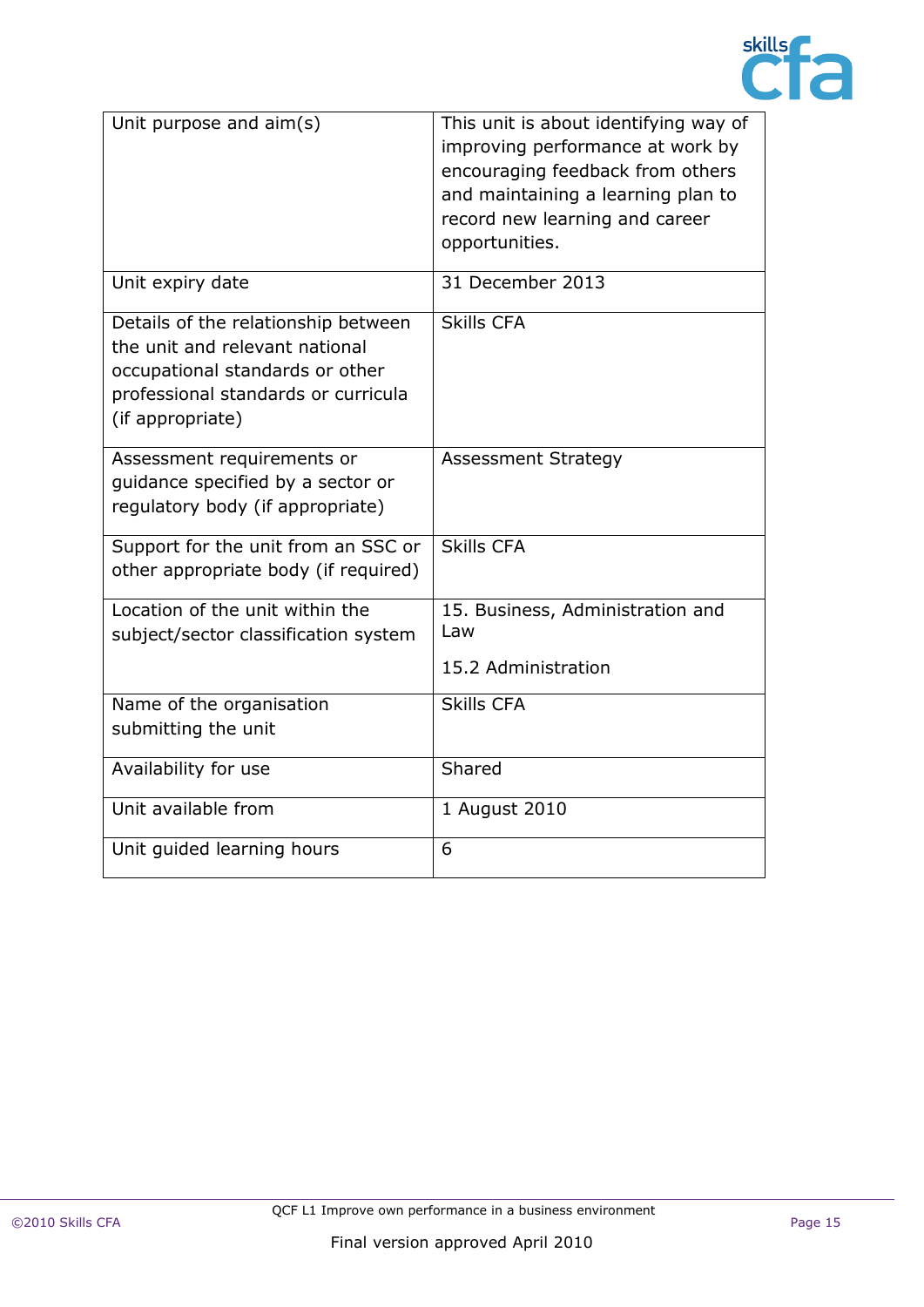| Unit purpose and aim(s) | This unit is about identifying way of improving performance at work by encouraging feedback from others and maintaining a learning plan to record new learning and career opportunities. |
|---|---|
| Unit expiry date | 31 December 2013 |
| Details of the relationship between the unit and relevant national occupational standards or other professional standards or curricula (if appropriate) | Skills CFA |
| Assessment requirements or guidance specified by a sector or regulatory body (if appropriate) | Assessment Strategy |
| Support for the unit from an SSC or other appropriate body (if required) | Skills CFA |
| Location of the unit within the subject/sector classification system | 15. Business, Administration and Law<br><br>15.2 Administration |
| Name of the organisation submitting the unit | Skills CFA |
| Availability for use | Shared |
| Unit available from | 1 August 2010 |
| Unit guided learning hours | 6 |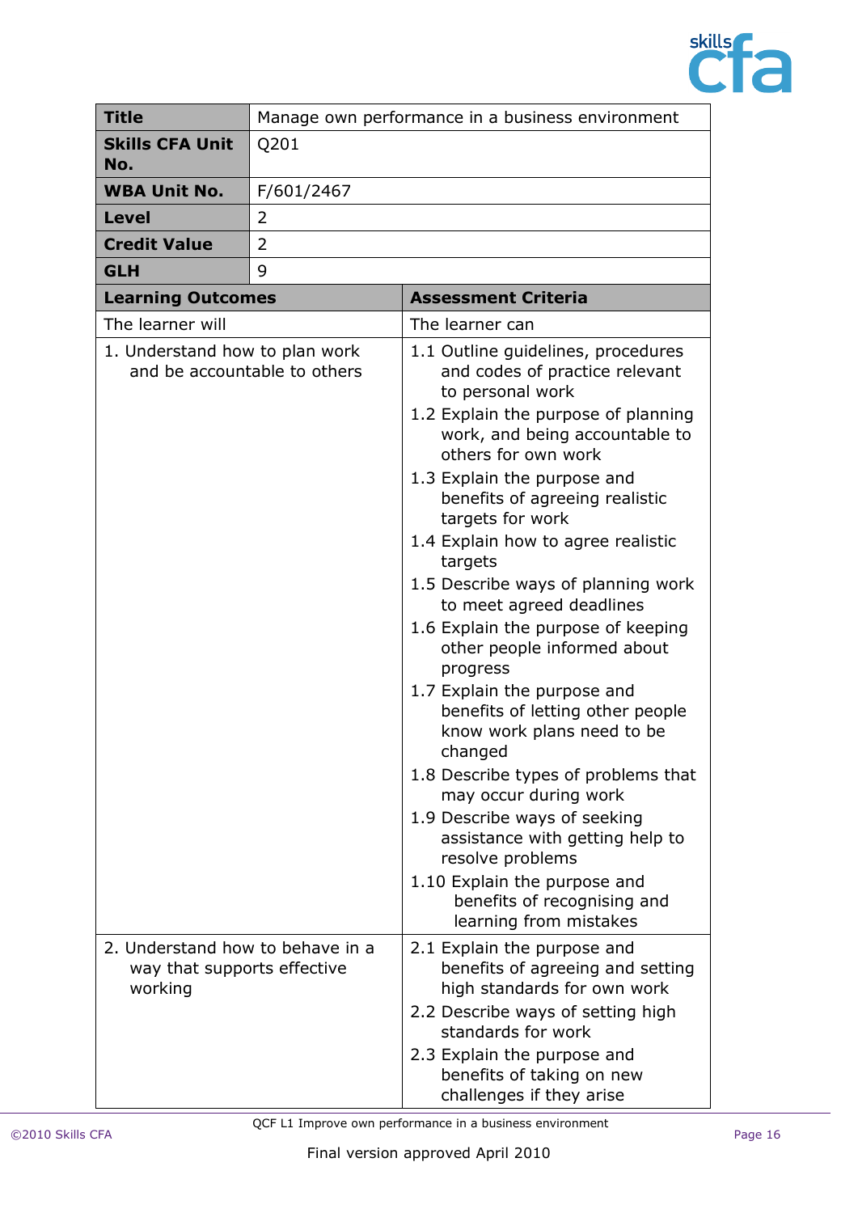| **Title** | Manage own performance in a business environment |
|---|---|
| **Skills CFA Unit No.** | Q201 |
| **WBA Unit No.** | F/601/2467 |
| **Level** | 2 |
| **Credit Value** | 2 |
| **GLH** | 9 |

| **Learning Outcomes** | **Assessment Criteria** |
|---|---|
| The learner will | The learner can |
| 1. Understand how to plan work and be accountable to others | 1.1 Outline guidelines, procedures and codes of practice relevant to personal work<br>1.2 Explain the purpose of planning work, and being accountable to others for own work<br>1.3 Explain the purpose and benefits of agreeing realistic targets for work<br>1.4 Explain how to agree realistic targets<br>1.5 Describe ways of planning work to meet agreed deadlines<br>1.6 Explain the purpose of keeping other people informed about progress<br>1.7 Explain the purpose and benefits of letting other people know work plans need to be changed<br>1.8 Describe types of problems that may occur during work<br>1.9 Describe ways of seeking assistance with getting help to resolve problems<br>1.10 Explain the purpose and benefits of recognising and learning from mistakes |
| 2. Understand how to behave in a way that supports effective working | 2.1 Explain the purpose and benefits of agreeing and setting high standards for own work<br>2.2 Describe ways of setting high standards for work<br>2.3 Explain the purpose and benefits of taking on new challenges if they arise |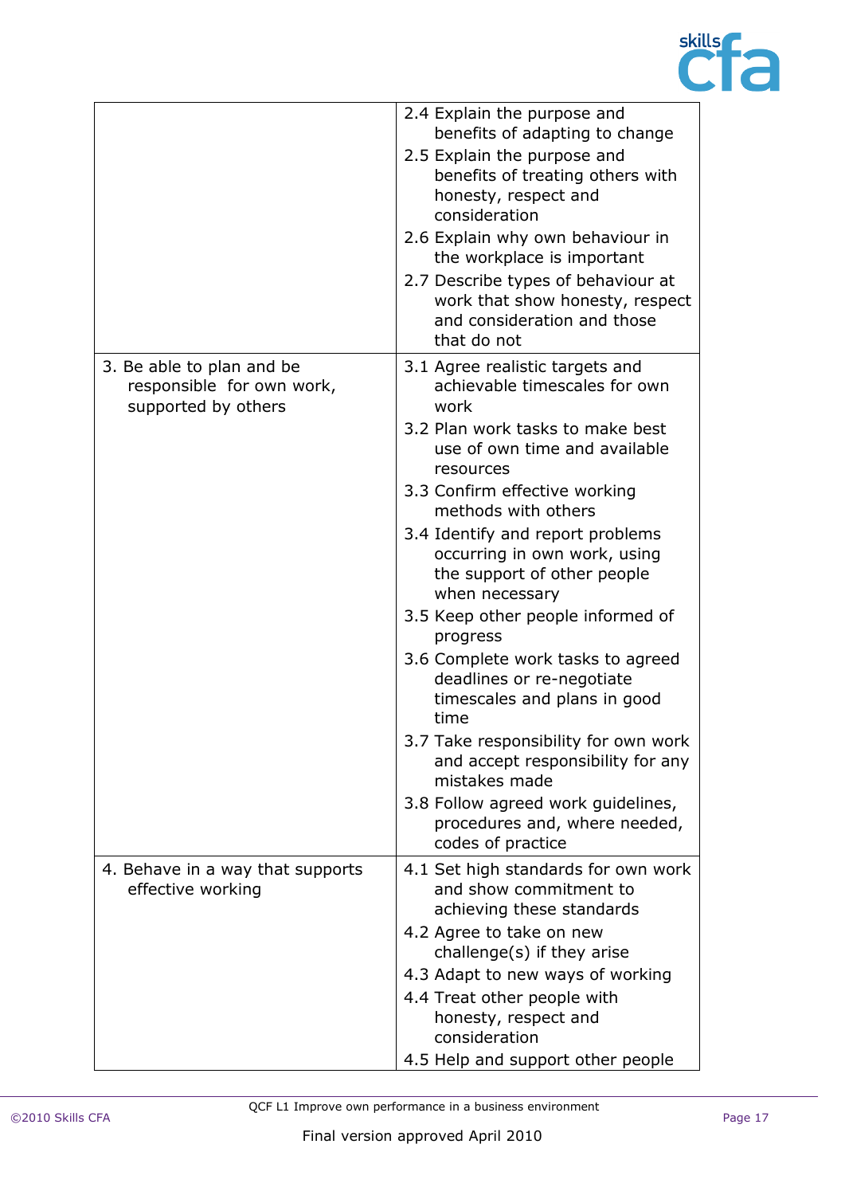| | |
|---|---|
| | 2.4 Explain the purpose and benefits of adapting to change<br>2.5 Explain the purpose and benefits of treating others with honesty, respect and consideration<br>2.6 Explain why own behaviour in the workplace is important<br>2.7 Describe types of behaviour at work that show honesty, respect and consideration and those that do not |
| 3. Be able to plan and be responsible for own work, supported by others | 3.1 Agree realistic targets and achievable timescales for own work<br>3.2 Plan work tasks to make best use of own time and available resources<br>3.3 Confirm effective working methods with others<br>3.4 Identify and report problems occurring in own work, using the support of other people when necessary<br>3.5 Keep other people informed of progress<br>3.6 Complete work tasks to agreed deadlines or re-negotiate timescales and plans in good time<br>3.7 Take responsibility for own work and accept responsibility for any mistakes made<br>3.8 Follow agreed work guidelines, procedures and, where needed, codes of practice |
| 4. Behave in a way that supports effective working | 4.1 Set high standards for own work and show commitment to achieving these standards<br>4.2 Agree to take on new challenge(s) if they arise<br>4.3 Adapt to new ways of working<br>4.4 Treat other people with honesty, respect and consideration<br>4.5 Help and support other people |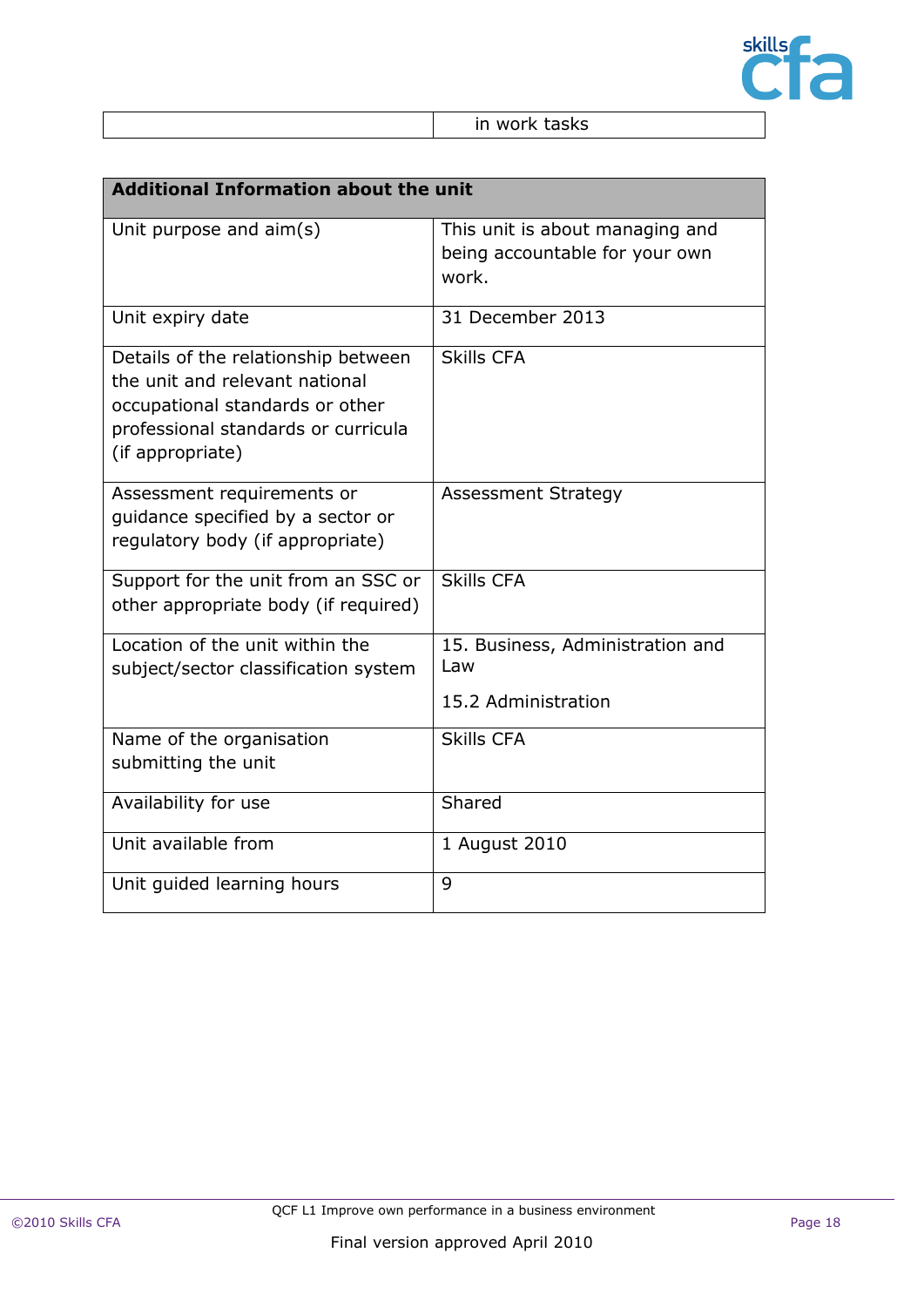| | in work tasks |
|---|---|

| Additional Information about the unit | |
|---|---|
| Unit purpose and aim(s) | This unit is about managing and being accountable for your own work. |
| Unit expiry date | 31 December 2013 |
| Details of the relationship between the unit and relevant national occupational standards or other professional standards or curricula (if appropriate) | Skills CFA |
| Assessment requirements or guidance specified by a sector or regulatory body (if appropriate) | Assessment Strategy |
| Support for the unit from an SSC or other appropriate body (if required) | Skills CFA |
| Location of the unit within the subject/sector classification system | 15. Business, Administration and Law<br><br>15.2 Administration |
| Name of the organisation submitting the unit | Skills CFA |
| Availability for use | Shared |
| Unit available from | 1 August 2010 |
| Unit guided learning hours | 9 |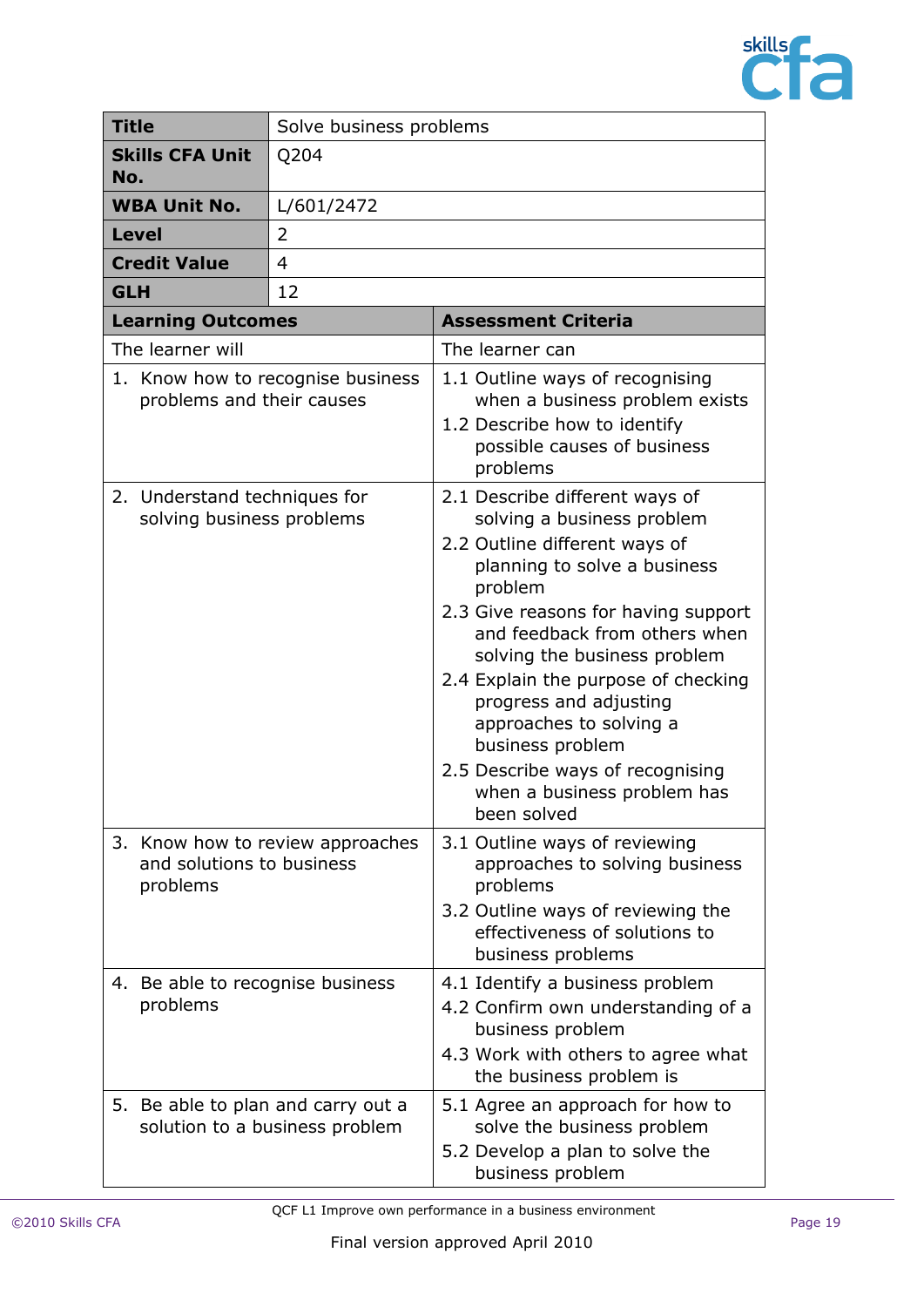| **Title** | Solve business problems |
|---|---|
| **Skills CFA Unit No.** | Q204 |
| **WBA Unit No.** | L/601/2472 |
| **Level** | 2 |
| **Credit Value** | 4 |
| **GLH** | 12 |

| **Learning Outcomes** | **Assessment Criteria** |
|---|---|
| The learner will | The learner can |
| 1. Know how to recognise business problems and their causes | 1.1 Outline ways of recognising when a business problem exists<br>1.2 Describe how to identify possible causes of business problems |
| 2. Understand techniques for solving business problems | 2.1 Describe different ways of solving a business problem<br>2.2 Outline different ways of planning to solve a business problem<br>2.3 Give reasons for having support and feedback from others when solving the business problem<br>2.4 Explain the purpose of checking progress and adjusting approaches to solving a business problem<br>2.5 Describe ways of recognising when a business problem has been solved |
| 3. Know how to review approaches and solutions to business problems | 3.1 Outline ways of reviewing approaches to solving business problems<br>3.2 Outline ways of reviewing the effectiveness of solutions to business problems |
| 4. Be able to recognise business problems | 4.1 Identify a business problem<br>4.2 Confirm own understanding of a business problem<br>4.3 Work with others to agree what the business problem is |
| 5. Be able to plan and carry out a solution to a business problem | 5.1 Agree an approach for how to solve the business problem<br>5.2 Develop a plan to solve the business problem |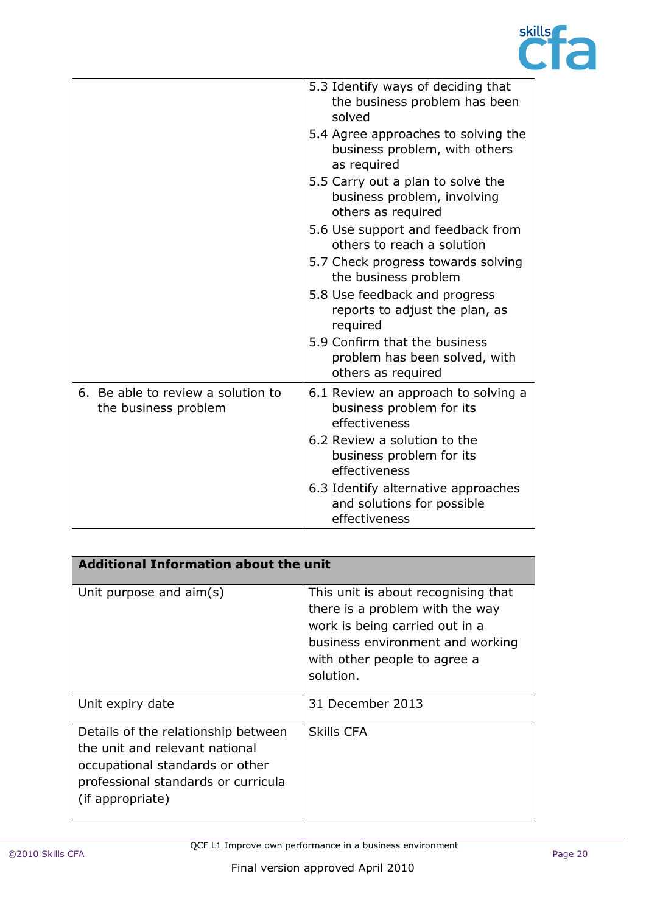| | |
|---|---|
| | 5.3 Identify ways of deciding that the business problem has been solved<br>5.4 Agree approaches to solving the business problem, with others as required<br>5.5 Carry out a plan to solve the business problem, involving others as required<br>5.6 Use support and feedback from others to reach a solution<br>5.7 Check progress towards solving the business problem<br>5.8 Use feedback and progress reports to adjust the plan, as required<br>5.9 Confirm that the business problem has been solved, with others as required |
| 6. Be able to review a solution to the business problem | 6.1 Review an approach to solving a business problem for its effectiveness<br>6.2 Review a solution to the business problem for its effectiveness<br>6.3 Identify alternative approaches and solutions for possible effectiveness |

| **Additional Information about the unit** | |
|---|---|
| Unit purpose and aim(s) | This unit is about recognising that there is a problem with the way work is being carried out in a business environment and working with other people to agree a solution. |
| Unit expiry date | 31 December 2013 |
| Details of the relationship between the unit and relevant national occupational standards or other professional standards or curricula (if appropriate) | Skills CFA |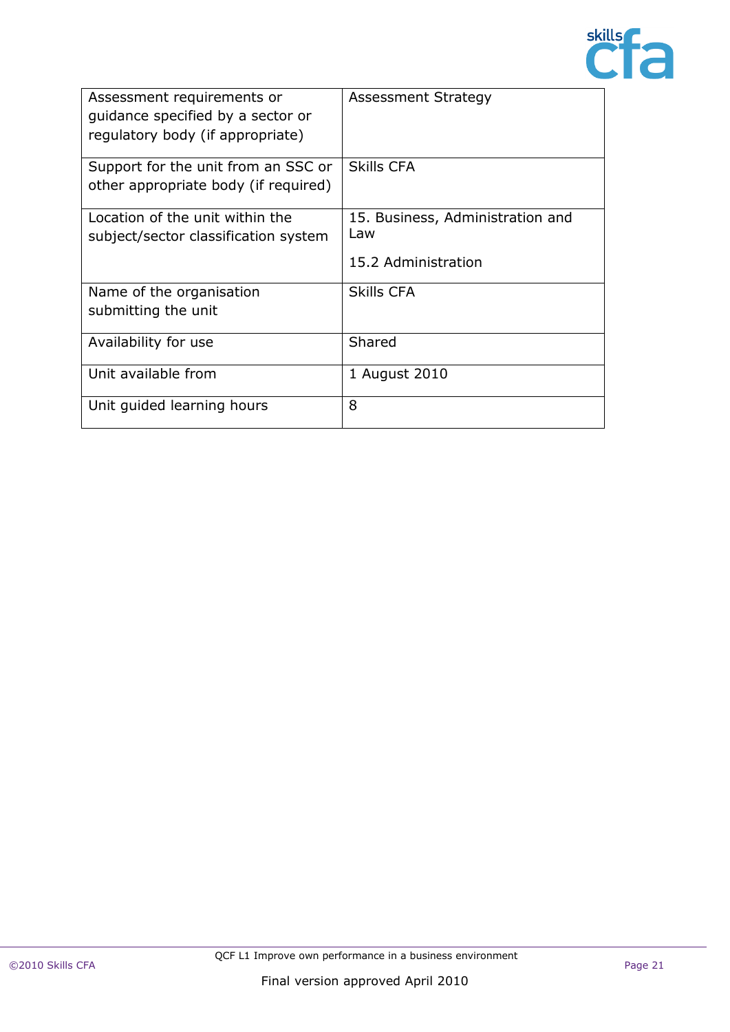| Assessment requirements or guidance specified by a sector or regulatory body (if appropriate) | Assessment Strategy |
|---|---|
| Support for the unit from an SSC or other appropriate body (if required) | Skills CFA |
| Location of the unit within the subject/sector classification system | 15. Business, Administration and Law<br><br>15.2 Administration |
| Name of the organisation submitting the unit | Skills CFA |
| Availability for use | Shared |
| Unit available from | 1 August 2010 |
| Unit guided learning hours | 8 |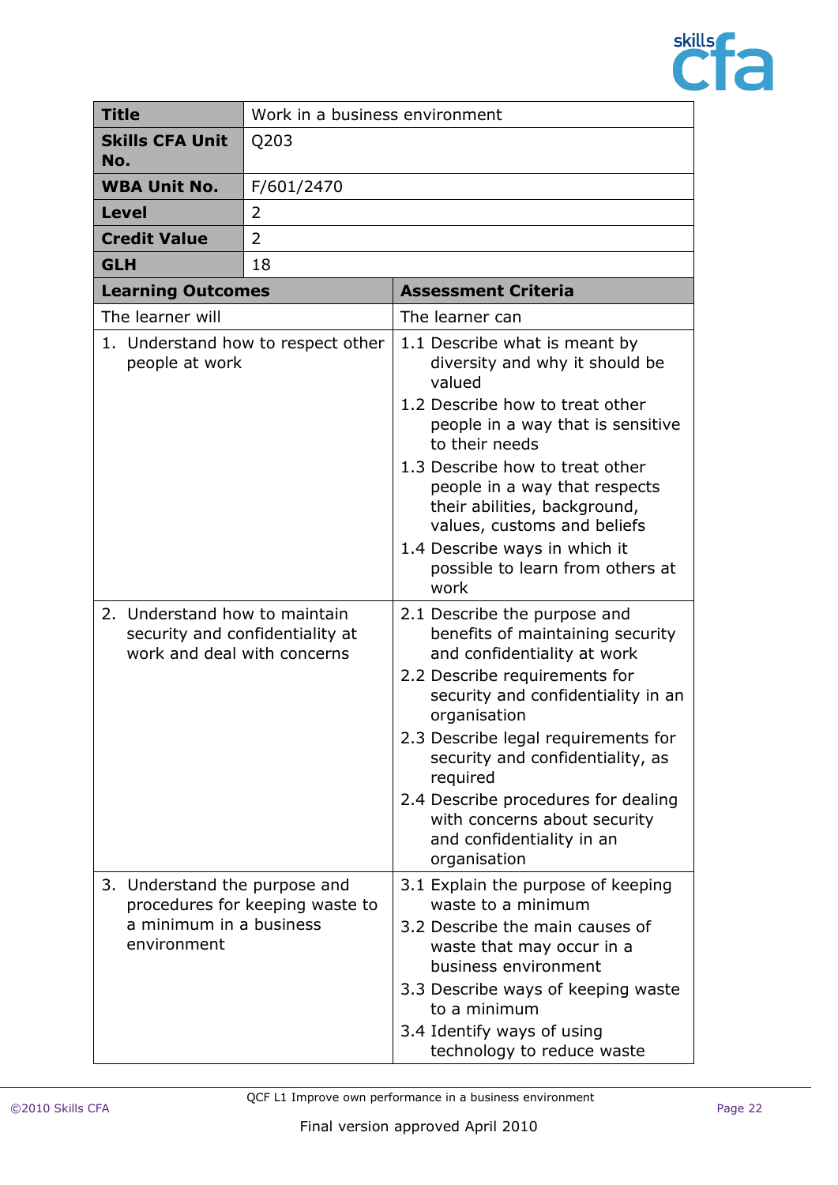| | |
|---|---|
| **Title** | Work in a business environment |
| **Skills CFA Unit No.** | Q203 |
| **WBA Unit No.** | F/601/2470 |
| **Level** | 2 |
| **Credit Value** | 2 |
| **GLH** | 18 |

| **Learning Outcomes** | **Assessment Criteria** |
|---|---|
| The learner will | The learner can |
| 1. Understand how to respect other people at work | 1.1 Describe what is meant by diversity and why it should be valued<br>1.2 Describe how to treat other people in a way that is sensitive to their needs<br>1.3 Describe how to treat other people in a way that respects their abilities, background, values, customs and beliefs<br>1.4 Describe ways in which it possible to learn from others at work |
| 2. Understand how to maintain security and confidentiality at work and deal with concerns | 2.1 Describe the purpose and benefits of maintaining security and confidentiality at work<br>2.2 Describe requirements for security and confidentiality in an organisation<br>2.3 Describe legal requirements for security and confidentiality, as required<br>2.4 Describe procedures for dealing with concerns about security and confidentiality in an organisation |
| 3. Understand the purpose and procedures for keeping waste to a minimum in a business environment | 3.1 Explain the purpose of keeping waste to a minimum<br>3.2 Describe the main causes of waste that may occur in a business environment<br>3.3 Describe ways of keeping waste to a minimum<br>3.4 Identify ways of using technology to reduce waste |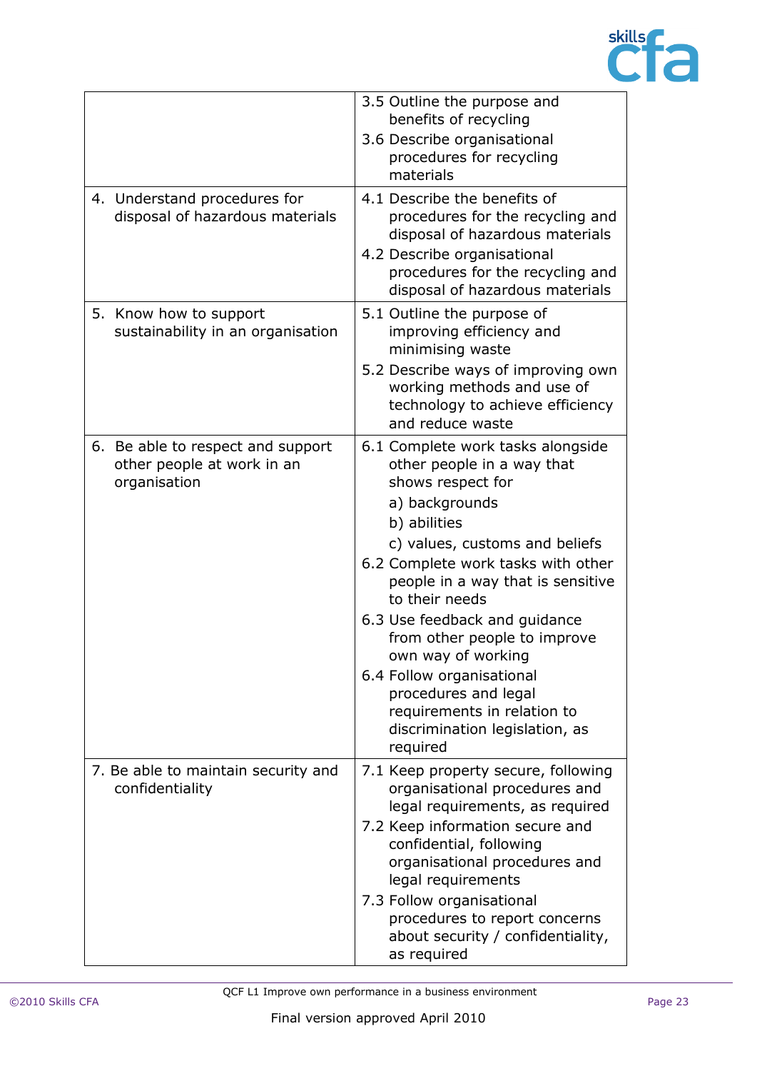| | |
|---|---|
| | 3.5 Outline the purpose and benefits of recycling<br>3.6 Describe organisational procedures for recycling materials |
| 4. Understand procedures for disposal of hazardous materials | 4.1 Describe the benefits of procedures for the recycling and disposal of hazardous materials<br>4.2 Describe organisational procedures for the recycling and disposal of hazardous materials |
| 5. Know how to support sustainability in an organisation | 5.1 Outline the purpose of improving efficiency and minimising waste<br>5.2 Describe ways of improving own working methods and use of technology to achieve efficiency and reduce waste |
| 6. Be able to respect and support other people at work in an organisation | 6.1 Complete work tasks alongside other people in a way that shows respect for<br>a) backgrounds<br>b) abilities<br>c) values, customs and beliefs<br>6.2 Complete work tasks with other people in a way that is sensitive to their needs<br>6.3 Use feedback and guidance from other people to improve own way of working<br>6.4 Follow organisational procedures and legal requirements in relation to discrimination legislation, as required |
| 7. Be able to maintain security and confidentiality | 7.1 Keep property secure, following organisational procedures and legal requirements, as required<br>7.2 Keep information secure and confidential, following organisational procedures and legal requirements<br>7.3 Follow organisational procedures to report concerns about security / confidentiality, as required |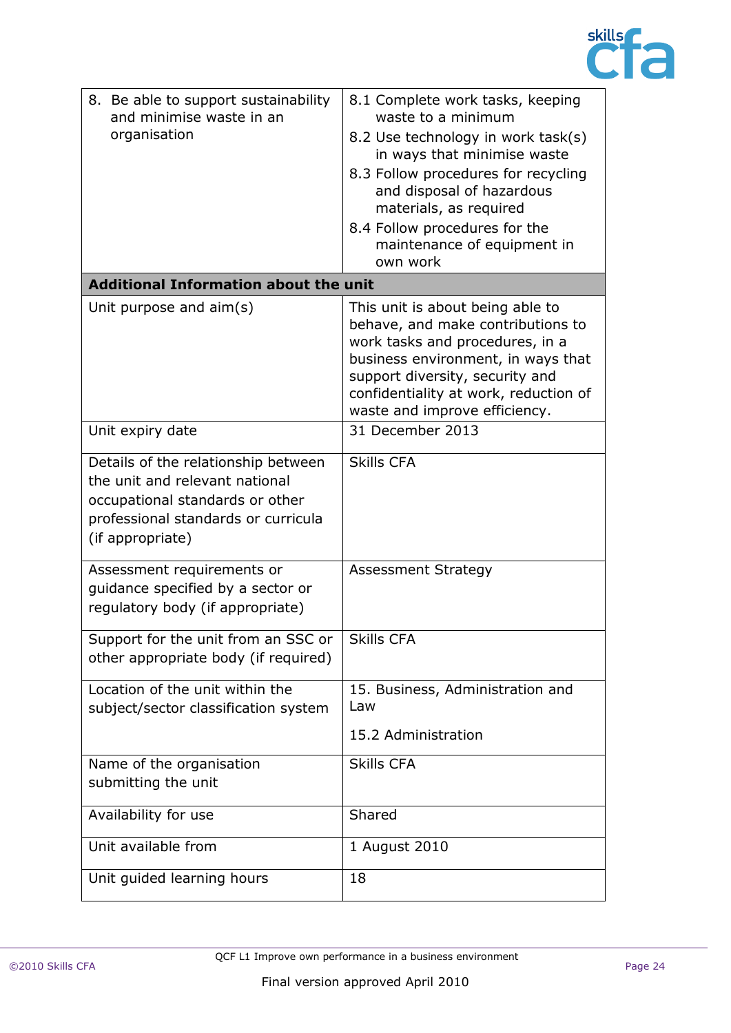| | |
|---|---|
| 8. Be able to support sustainability and minimise waste in an organisation | 8.1 Complete work tasks, keeping waste to a minimum<br>8.2 Use technology in work task(s) in ways that minimise waste<br>8.3 Follow procedures for recycling and disposal of hazardous materials, as required<br>8.4 Follow procedures for the maintenance of equipment in own work |
| **Additional Information about the unit** | |
| Unit purpose and aim(s) | This unit is about being able to behave, and make contributions to work tasks and procedures, in a business environment, in ways that support diversity, security and confidentiality at work, reduction of waste and improve efficiency. |
| Unit expiry date | 31 December 2013 |
| Details of the relationship between the unit and relevant national occupational standards or other professional standards or curricula (if appropriate) | Skills CFA |
| Assessment requirements or guidance specified by a sector or regulatory body (if appropriate) | Assessment Strategy |
| Support for the unit from an SSC or other appropriate body (if required) | Skills CFA |
| Location of the unit within the subject/sector classification system | 15. Business, Administration and Law<br><br>15.2 Administration |
| Name of the organisation submitting the unit | Skills CFA |
| Availability for use | Shared |
| Unit available from | 1 August 2010 |
| Unit guided learning hours | 18 |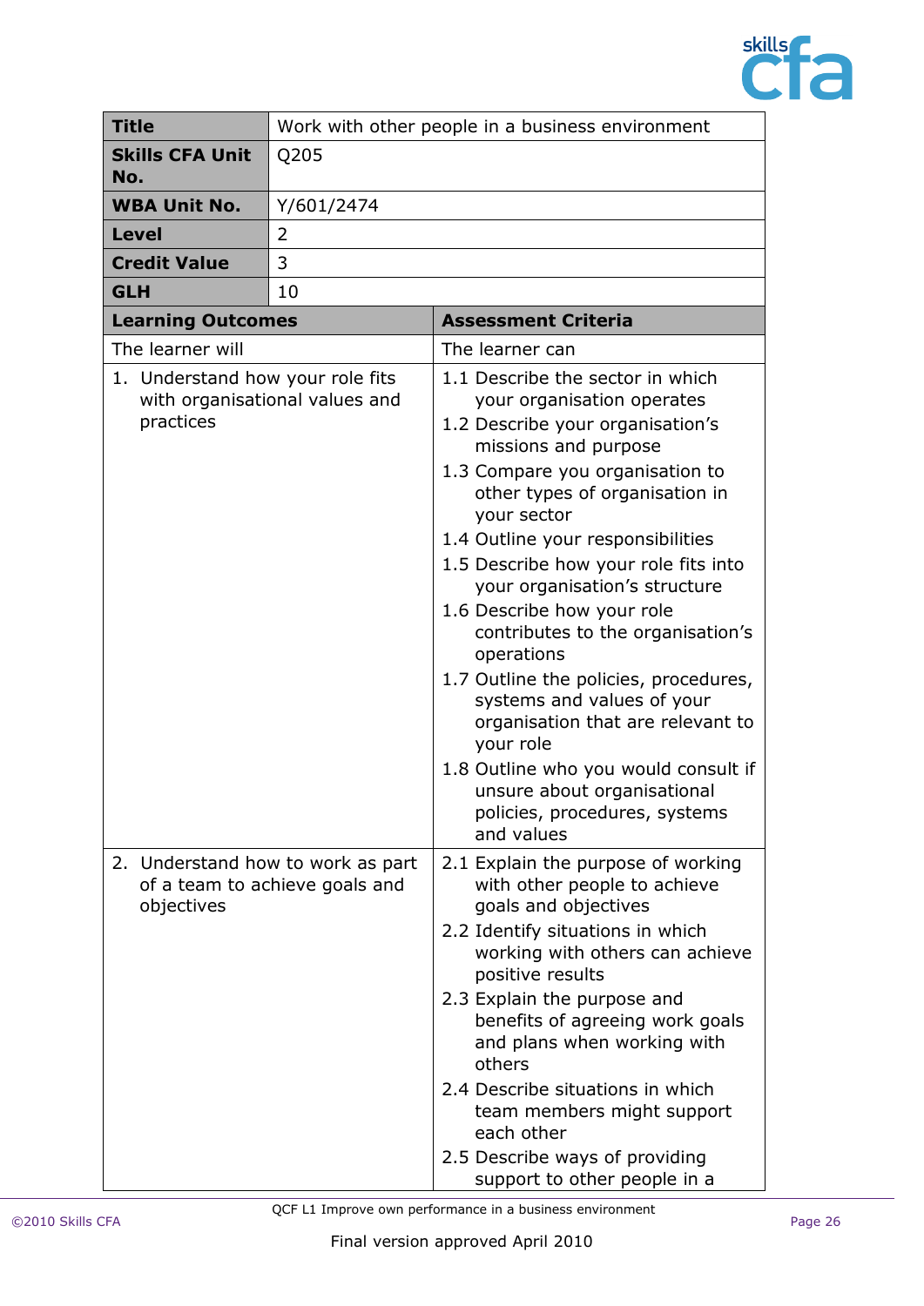| **Title** | Work with other people in a business environment |
|---|---|
| **Skills CFA Unit No.** | Q205 |
| **WBA Unit No.** | Y/601/2474 |
| **Level** | 2 |
| **Credit Value** | 3 |
| **GLH** | 10 |

| **Learning Outcomes** | **Assessment Criteria** |
|---|---|
| The learner will | The learner can |
| 1. Understand how your role fits with organisational values and practices | 1.1 Describe the sector in which your organisation operates<br>1.2 Describe your organisation's missions and purpose<br>1.3 Compare you organisation to other types of organisation in your sector<br>1.4 Outline your responsibilities<br>1.5 Describe how your role fits into your organisation's structure<br>1.6 Describe how your role contributes to the organisation's operations<br>1.7 Outline the policies, procedures, systems and values of your organisation that are relevant to your role<br>1.8 Outline who you would consult if unsure about organisational policies, procedures, systems and values |
| 2. Understand how to work as part of a team to achieve goals and objectives | 2.1 Explain the purpose of working with other people to achieve goals and objectives<br>2.2 Identify situations in which working with others can achieve positive results<br>2.3 Explain the purpose and benefits of agreeing work goals and plans when working with others<br>2.4 Describe situations in which team members might support each other<br>2.5 Describe ways of providing support to other people in a |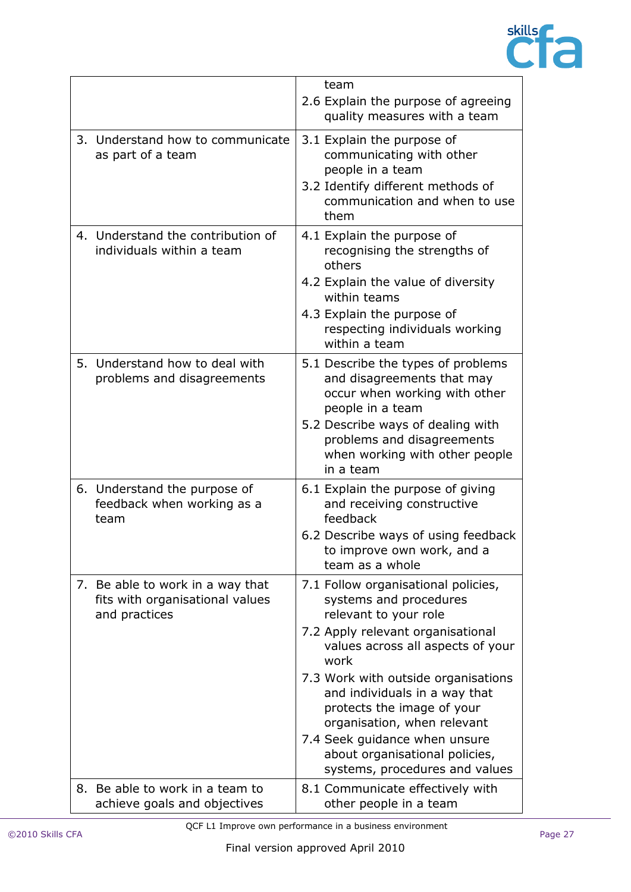| | |
|---|---|
| | team<br>2.6 Explain the purpose of agreeing quality measures with a team |
| 3. Understand how to communicate as part of a team | 3.1 Explain the purpose of communicating with other people in a team<br>3.2 Identify different methods of communication and when to use them |
| 4. Understand the contribution of individuals within a team | 4.1 Explain the purpose of recognising the strengths of others<br>4.2 Explain the value of diversity within teams<br>4.3 Explain the purpose of respecting individuals working within a team |
| 5. Understand how to deal with problems and disagreements | 5.1 Describe the types of problems and disagreements that may occur when working with other people in a team<br>5.2 Describe ways of dealing with problems and disagreements when working with other people in a team |
| 6. Understand the purpose of feedback when working as a team | 6.1 Explain the purpose of giving and receiving constructive feedback<br>6.2 Describe ways of using feedback to improve own work, and a team as a whole |
| 7. Be able to work in a way that fits with organisational values and practices | 7.1 Follow organisational policies, systems and procedures relevant to your role<br>7.2 Apply relevant organisational values across all aspects of your work<br>7.3 Work with outside organisations and individuals in a way that protects the image of your organisation, when relevant<br>7.4 Seek guidance when unsure about organisational policies, systems, procedures and values |
| 8. Be able to work in a team to achieve goals and objectives | 8.1 Communicate effectively with other people in a team |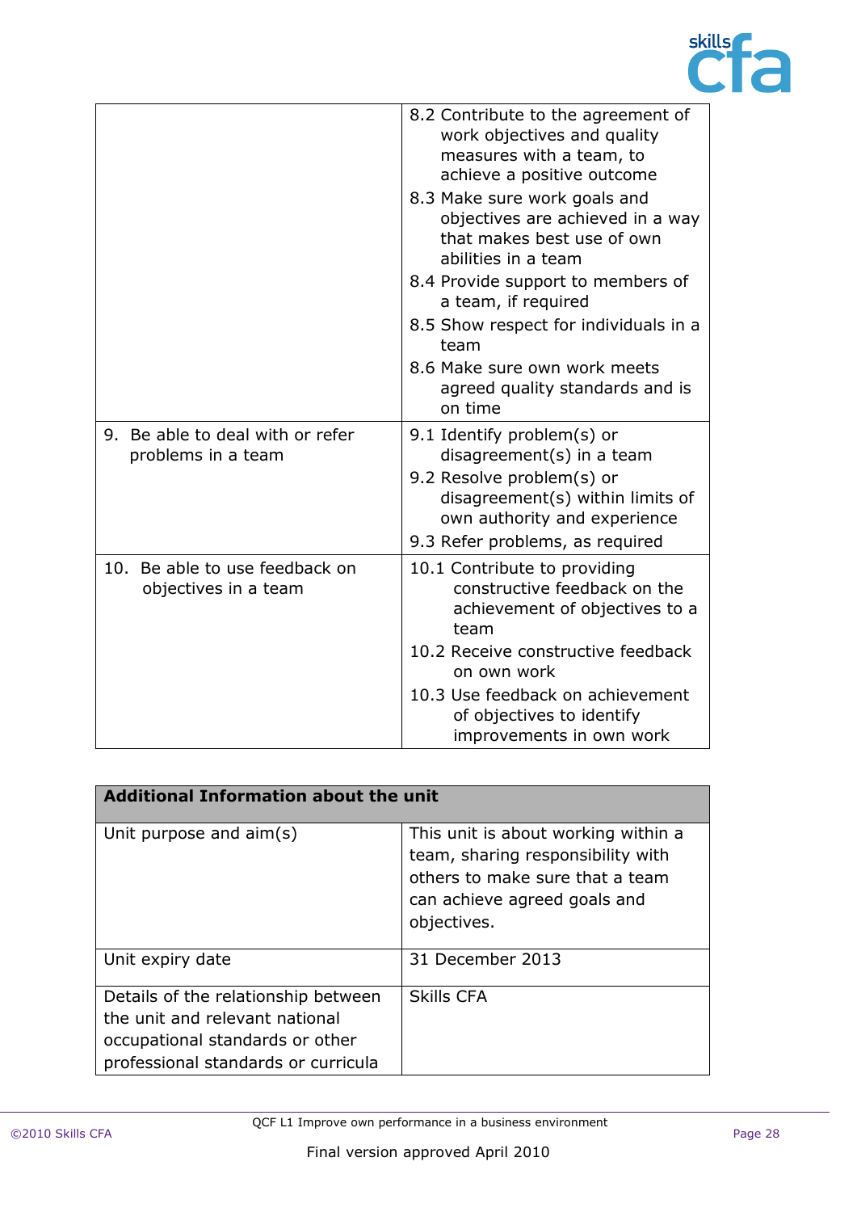| | |
|---|---|
| | 8.2 Contribute to the agreement of work objectives and quality measures with a team, to achieve a positive outcome<br>8.3 Make sure work goals and objectives are achieved in a way that makes best use of own abilities in a team<br>8.4 Provide support to members of a team, if required<br>8.5 Show respect for individuals in a team<br>8.6 Make sure own work meets agreed quality standards and is on time |
| 9. Be able to deal with or refer problems in a team | 9.1 Identify problem(s) or disagreement(s) in a team<br>9.2 Resolve problem(s) or disagreement(s) within limits of own authority and experience<br>9.3 Refer problems, as required |
| 10. Be able to use feedback on objectives in a team | 10.1 Contribute to providing constructive feedback on the achievement of objectives to a team<br>10.2 Receive constructive feedback on own work<br>10.3 Use feedback on achievement of objectives to identify improvements in own work |

| **Additional Information about the unit** | |
|---|---|
| Unit purpose and aim(s) | This unit is about working within a team, sharing responsibility with others to make sure that a team can achieve agreed goals and objectives. |
| Unit expiry date | 31 December 2013 |
| Details of the relationship between the unit and relevant national occupational standards or other professional standards or curricula | Skills CFA |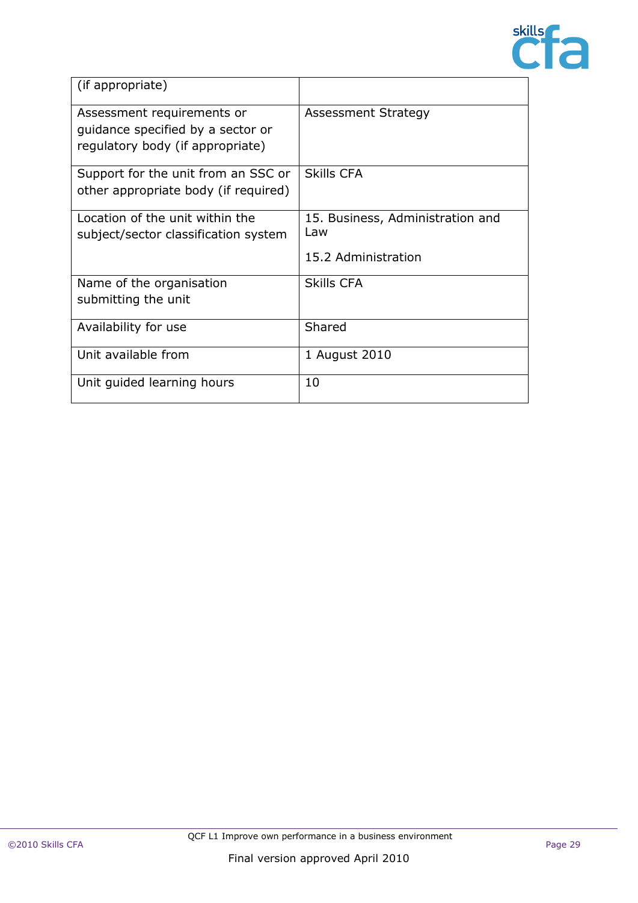| (if appropriate) | |
|---|---|
| Assessment requirements or guidance specified by a sector or regulatory body (if appropriate) | Assessment Strategy |
| Support for the unit from an SSC or other appropriate body (if required) | Skills CFA |
| Location of the unit within the subject/sector classification system | 15. Business, Administration and Law<br><br>15.2 Administration |
| Name of the organisation submitting the unit | Skills CFA |
| Availability for use | Shared |
| Unit available from | 1 August 2010 |
| Unit guided learning hours | 10 |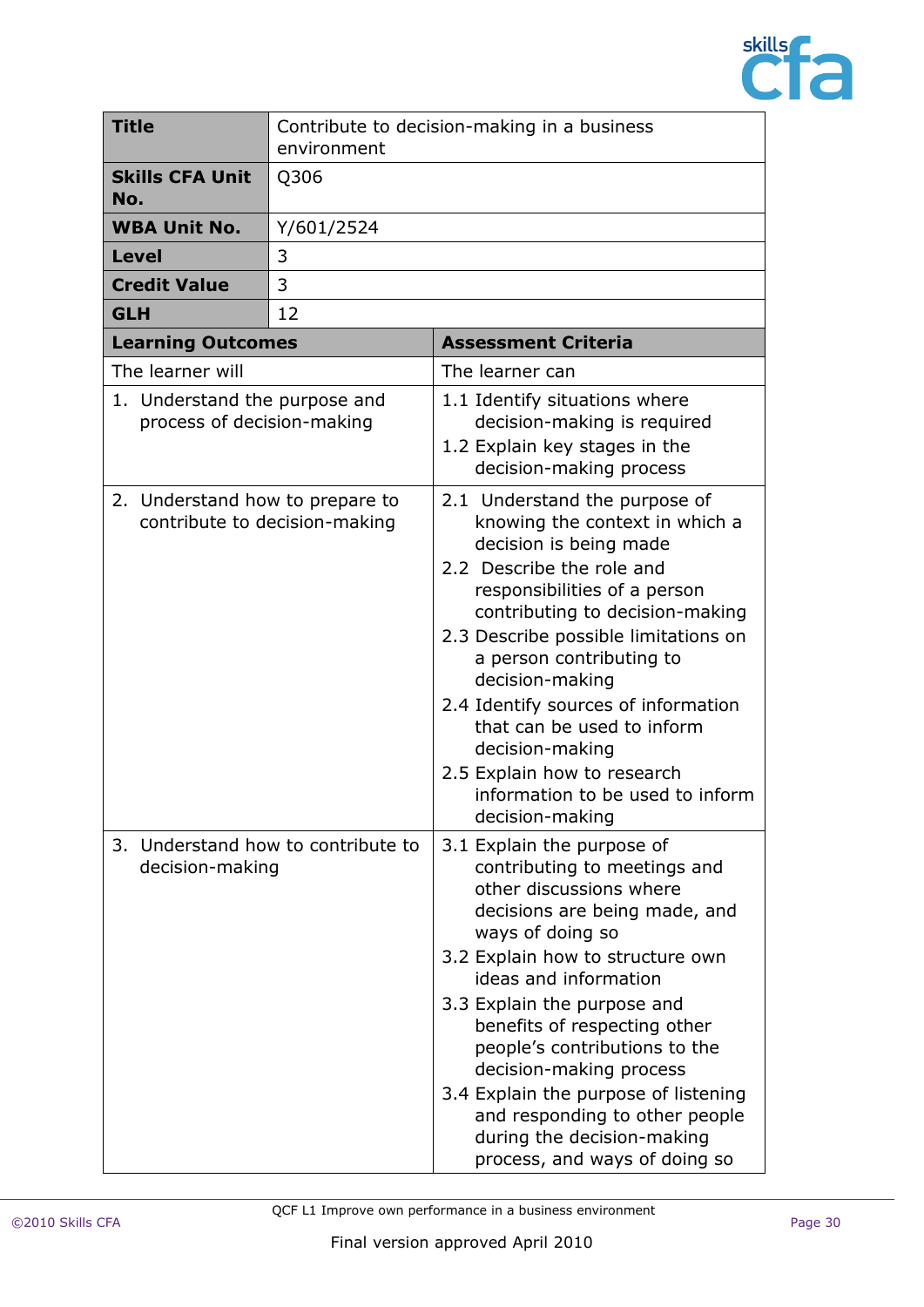| **Title** | Contribute to decision-making in a business environment |
|---|---|
| **Skills CFA Unit No.** | Q306 |
| **WBA Unit No.** | Y/601/2524 |
| **Level** | 3 |
| **Credit Value** | 3 |
| **GLH** | 12 |

| **Learning Outcomes** | **Assessment Criteria** |
|---|---|
| The learner will | The learner can |
| 1. Understand the purpose and process of decision-making | 1.1 Identify situations where decision-making is required<br>1.2 Explain key stages in the decision-making process |
| 2. Understand how to prepare to contribute to decision-making | 2.1 Understand the purpose of knowing the context in which a decision is being made<br>2.2 Describe the role and responsibilities of a person contributing to decision-making<br>2.3 Describe possible limitations on a person contributing to decision-making<br>2.4 Identify sources of information that can be used to inform decision-making<br>2.5 Explain how to research information to be used to inform decision-making |
| 3. Understand how to contribute to decision-making | 3.1 Explain the purpose of contributing to meetings and other discussions where decisions are being made, and ways of doing so<br>3.2 Explain how to structure own ideas and information<br>3.3 Explain the purpose and benefits of respecting other people's contributions to the decision-making process<br>3.4 Explain the purpose of listening and responding to other people during the decision-making process, and ways of doing so |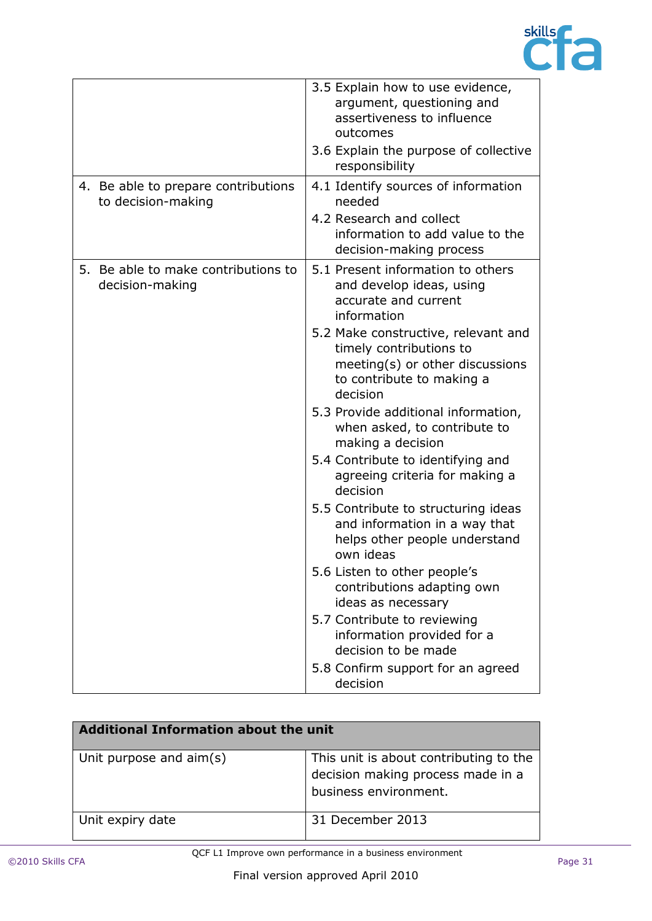| | |
|---|---|
| | 3.5 Explain how to use evidence, argument, questioning and assertiveness to influence outcomes<br>3.6 Explain the purpose of collective responsibility |
| 4. Be able to prepare contributions to decision-making | 4.1 Identify sources of information needed<br>4.2 Research and collect information to add value to the decision-making process |
| 5. Be able to make contributions to decision-making | 5.1 Present information to others and develop ideas, using accurate and current information<br>5.2 Make constructive, relevant and timely contributions to meeting(s) or other discussions to contribute to making a decision<br>5.3 Provide additional information, when asked, to contribute to making a decision<br>5.4 Contribute to identifying and agreeing criteria for making a decision<br>5.5 Contribute to structuring ideas and information in a way that helps other people understand own ideas<br>5.6 Listen to other people's contributions adapting own ideas as necessary<br>5.7 Contribute to reviewing information provided for a decision to be made<br>5.8 Confirm support for an agreed decision |

| **Additional Information about the unit** | |
|---|---|
| Unit purpose and aim(s) | This unit is about contributing to the decision making process made in a business environment. |
| Unit expiry date | 31 December 2013 |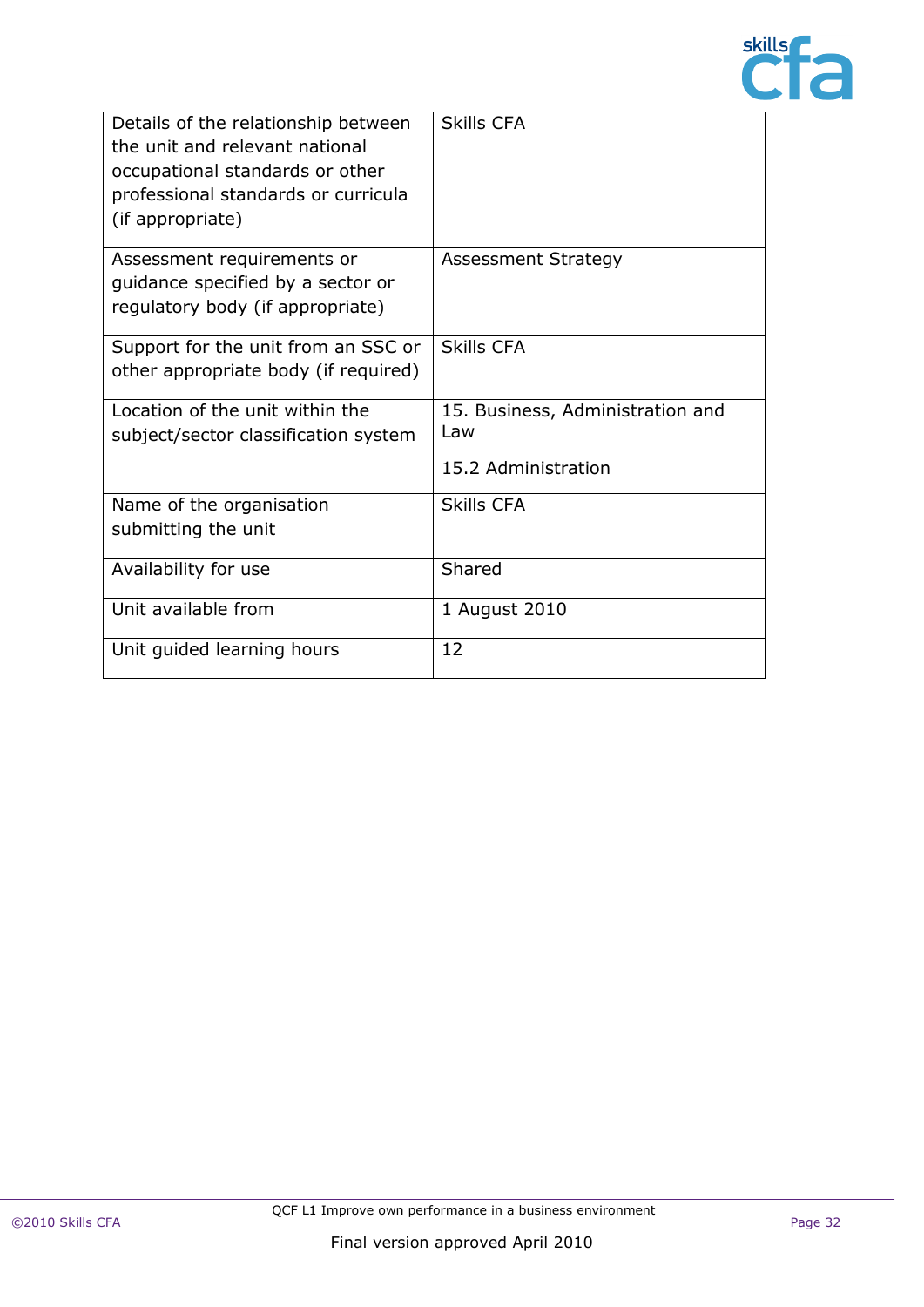| | |
|---|---|
| Details of the relationship between the unit and relevant national occupational standards or other professional standards or curricula (if appropriate) | Skills CFA |
| Assessment requirements or guidance specified by a sector or regulatory body (if appropriate) | Assessment Strategy |
| Support for the unit from an SSC or other appropriate body (if required) | Skills CFA |
| Location of the unit within the subject/sector classification system | 15. Business, Administration and Law<br><br>15.2 Administration |
| Name of the organisation submitting the unit | Skills CFA |
| Availability for use | Shared |
| Unit available from | 1 August 2010 |
| Unit guided learning hours | 12 |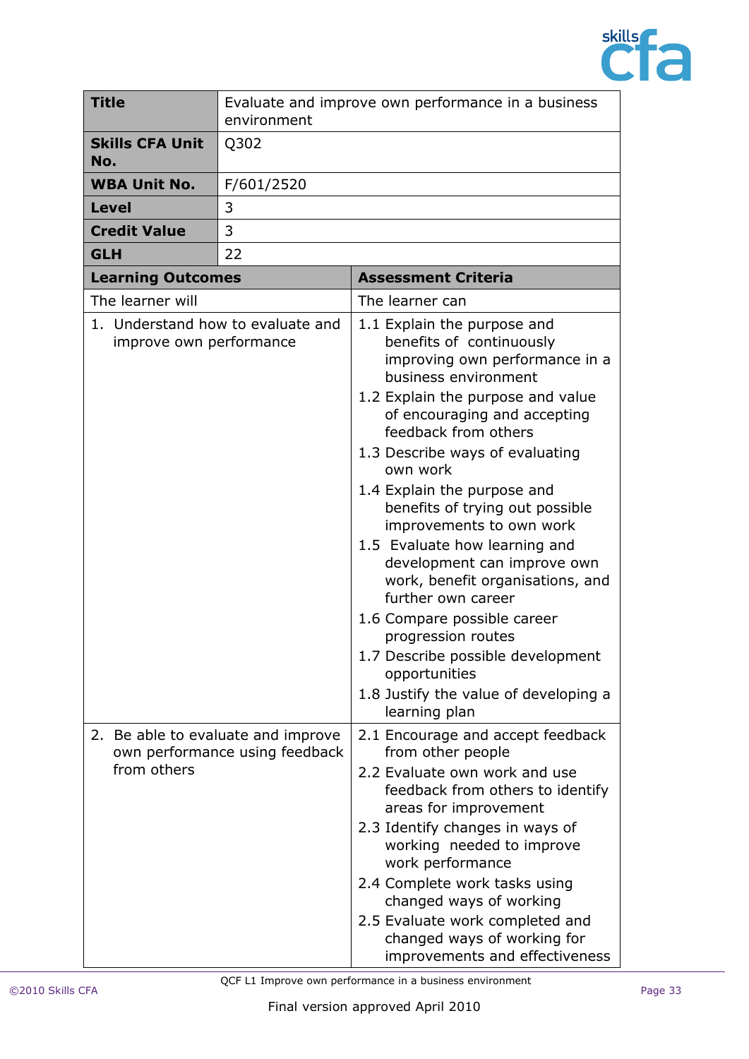| **Title** | Evaluate and improve own performance in a business environment |
|---|---|
| **Skills CFA Unit No.** | Q302 |
| **WBA Unit No.** | F/601/2520 |
| **Level** | 3 |
| **Credit Value** | 3 |
| **GLH** | 22 |

| **Learning Outcomes** | **Assessment Criteria** |
|---|---|
| The learner will | The learner can |
| 1. Understand how to evaluate and improve own performance | 1.1 Explain the purpose and benefits of continuously improving own performance in a business environment<br>1.2 Explain the purpose and value of encouraging and accepting feedback from others<br>1.3 Describe ways of evaluating own work<br>1.4 Explain the purpose and benefits of trying out possible improvements to own work<br>1.5 Evaluate how learning and development can improve own work, benefit organisations, and further own career<br>1.6 Compare possible career progression routes<br>1.7 Describe possible development opportunities<br>1.8 Justify the value of developing a learning plan |
| 2. Be able to evaluate and improve own performance using feedback from others | 2.1 Encourage and accept feedback from other people<br>2.2 Evaluate own work and use feedback from others to identify areas for improvement<br>2.3 Identify changes in ways of working needed to improve work performance<br>2.4 Complete work tasks using changed ways of working<br>2.5 Evaluate work completed and changed ways of working for improvements and effectiveness |

QCF L1 Improve own performance in a business environment

Final version approved April 2010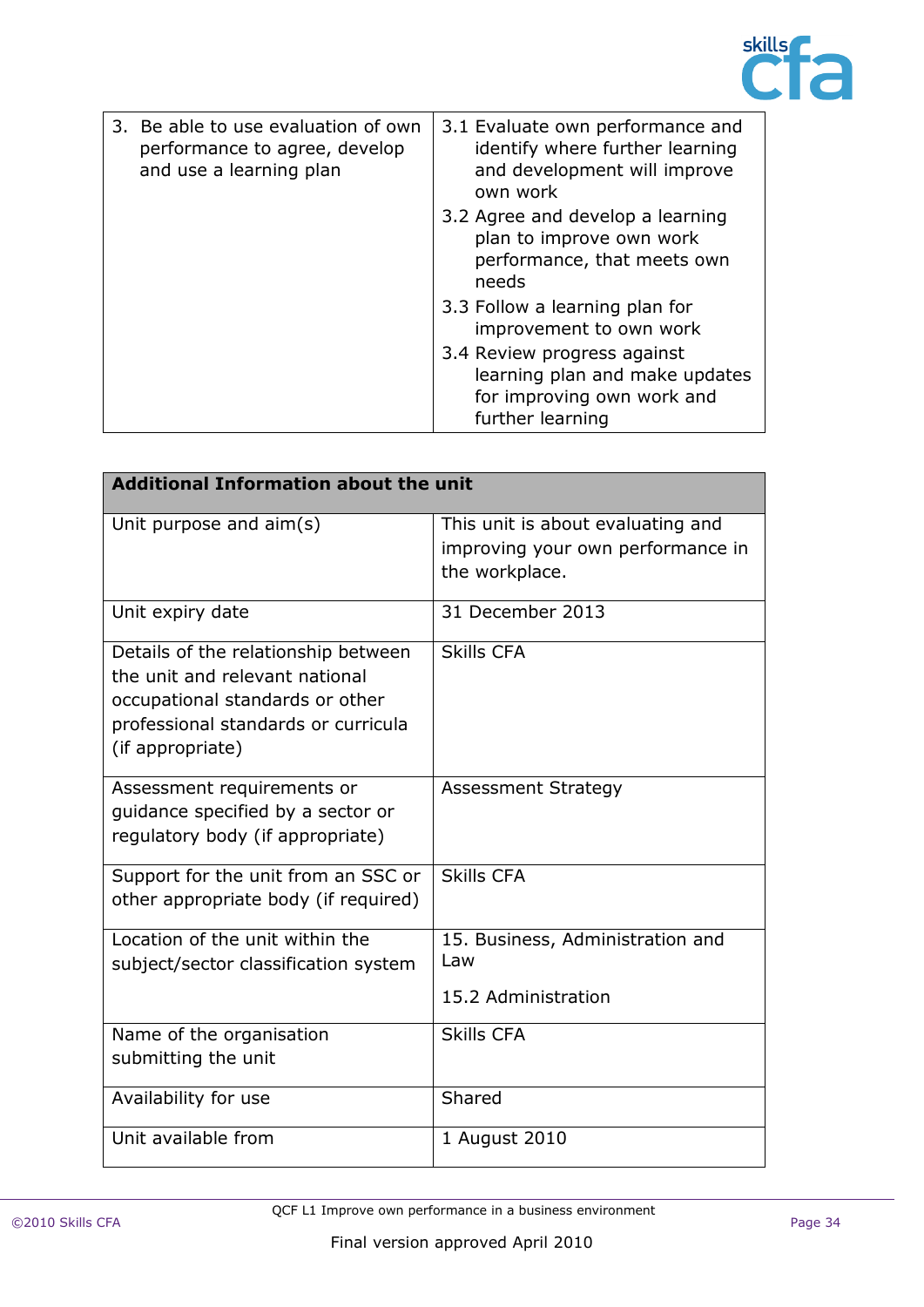| | |
|---|---|
| 3. Be able to use evaluation of own performance to agree, develop and use a learning plan | 3.1 Evaluate own performance and identify where further learning and development will improve own work<br>3.2 Agree and develop a learning plan to improve own work performance, that meets own needs<br>3.3 Follow a learning plan for improvement to own work<br>3.4 Review progress against learning plan and make updates for improving own work and further learning |

| **Additional Information about the unit** | |
|---|---|
| Unit purpose and aim(s) | This unit is about evaluating and improving your own performance in the workplace. |
| Unit expiry date | 31 December 2013 |
| Details of the relationship between the unit and relevant national occupational standards or other professional standards or curricula (if appropriate) | Skills CFA |
| Assessment requirements or guidance specified by a sector or regulatory body (if appropriate) | Assessment Strategy |
| Support for the unit from an SSC or other appropriate body (if required) | Skills CFA |
| Location of the unit within the subject/sector classification system | 15. Business, Administration and Law<br><br>15.2 Administration |
| Name of the organisation submitting the unit | Skills CFA |
| Availability for use | Shared |
| Unit available from | 1 August 2010 |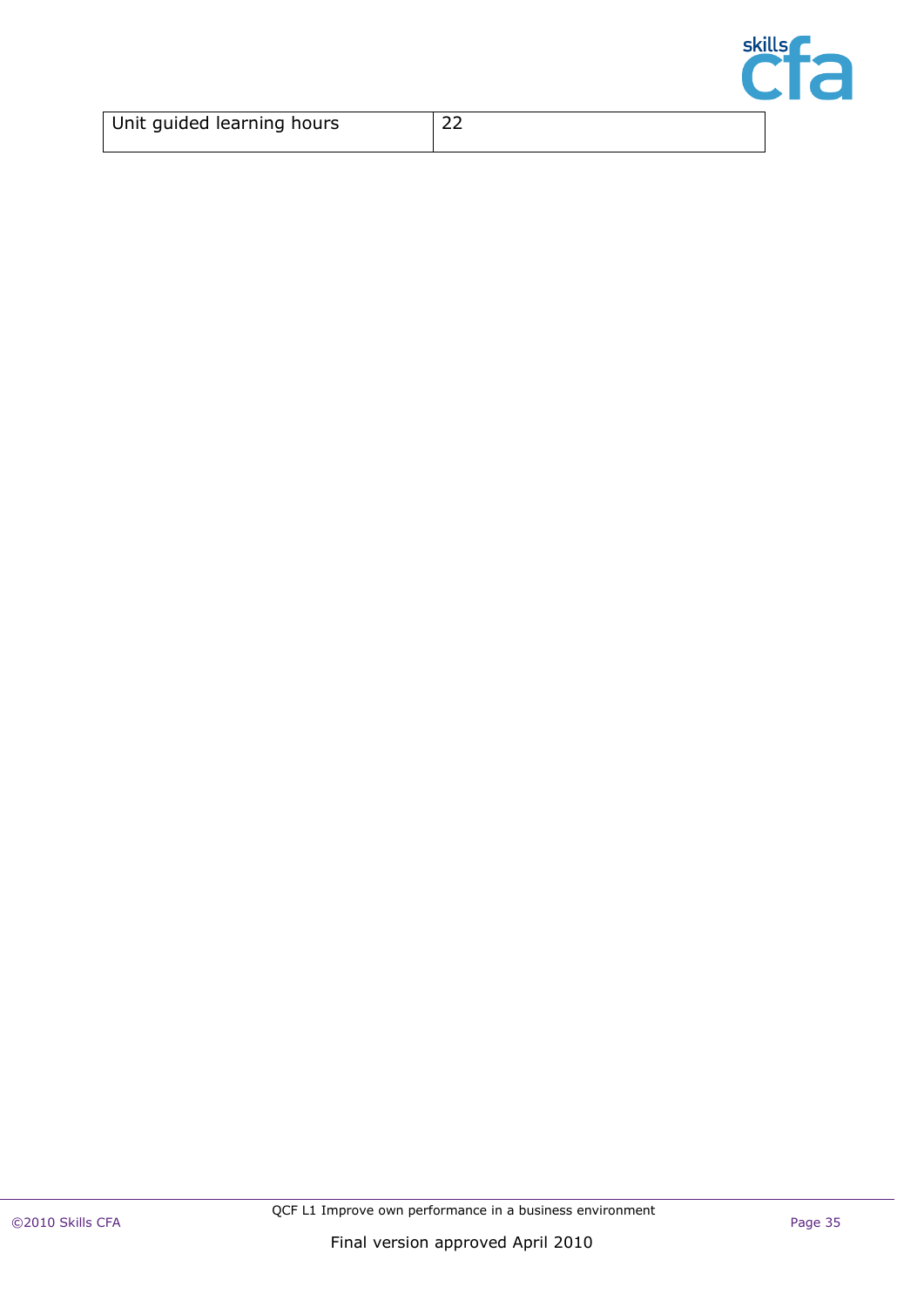| Unit guided learning hours | 22 |
|---|---|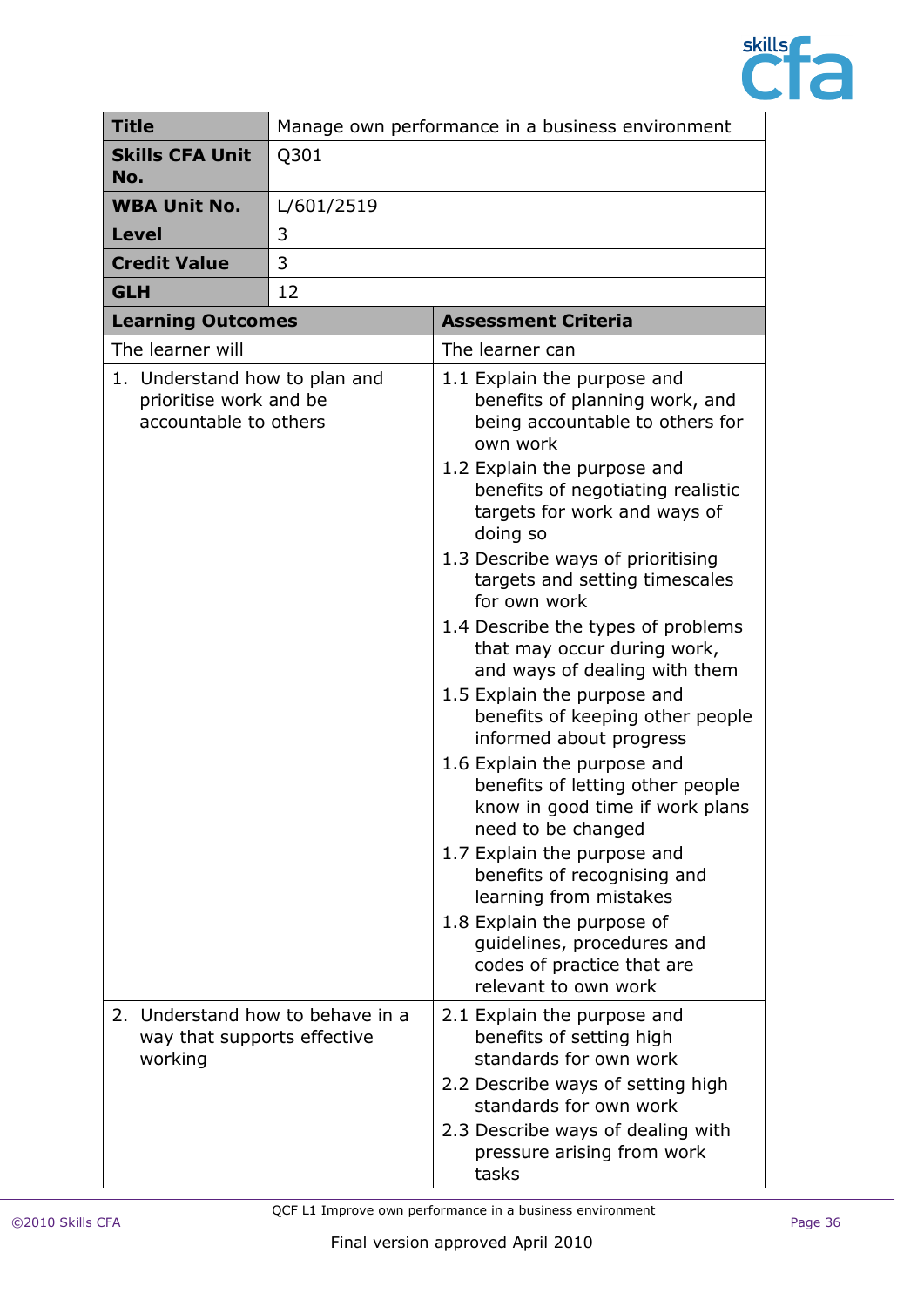| Title | Manage own performance in a business environment |
|---|---|
| **Skills CFA Unit No.** | Q301 |
| **WBA Unit No.** | L/601/2519 |
| **Level** | 3 |
| **Credit Value** | 3 |
| **GLH** | 12 |

| Learning Outcomes | Assessment Criteria |
|---|---|
| The learner will | The learner can |
| 1. Understand how to plan and prioritise work and be accountable to others | 1.1 Explain the purpose and benefits of planning work, and being accountable to others for own work<br>1.2 Explain the purpose and benefits of negotiating realistic targets for work and ways of doing so<br>1.3 Describe ways of prioritising targets and setting timescales for own work<br>1.4 Describe the types of problems that may occur during work, and ways of dealing with them<br>1.5 Explain the purpose and benefits of keeping other people informed about progress<br>1.6 Explain the purpose and benefits of letting other people know in good time if work plans need to be changed<br>1.7 Explain the purpose and benefits of recognising and learning from mistakes<br>1.8 Explain the purpose of guidelines, procedures and codes of practice that are relevant to own work |
| 2. Understand how to behave in a way that supports effective working | 2.1 Explain the purpose and benefits of setting high standards for own work<br>2.2 Describe ways of setting high standards for own work<br>2.3 Describe ways of dealing with pressure arising from work tasks |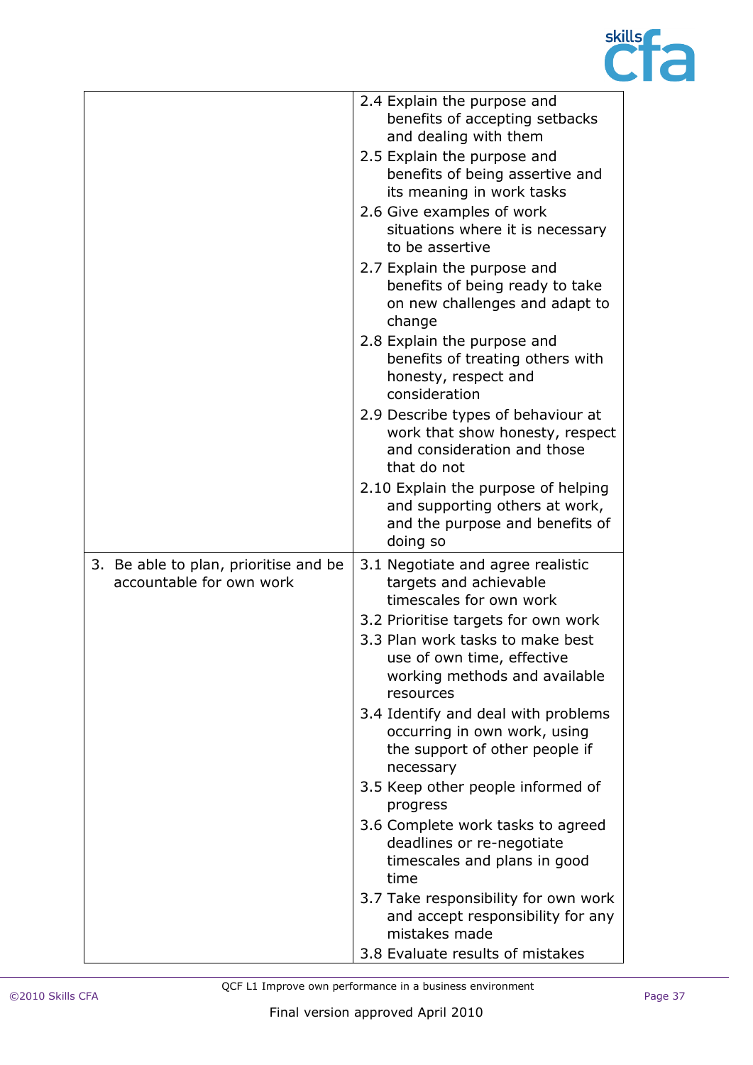| | |
|---|---|
| | 2.4 Explain the purpose and benefits of accepting setbacks and dealing with them<br>2.5 Explain the purpose and benefits of being assertive and its meaning in work tasks<br>2.6 Give examples of work situations where it is necessary to be assertive<br>2.7 Explain the purpose and benefits of being ready to take on new challenges and adapt to change<br>2.8 Explain the purpose and benefits of treating others with honesty, respect and consideration<br>2.9 Describe types of behaviour at work that show honesty, respect and consideration and those that do not<br>2.10 Explain the purpose of helping and supporting others at work, and the purpose and benefits of doing so |
| 3. Be able to plan, prioritise and be accountable for own work | 3.1 Negotiate and agree realistic targets and achievable timescales for own work<br>3.2 Prioritise targets for own work<br>3.3 Plan work tasks to make best use of own time, effective working methods and available resources<br>3.4 Identify and deal with problems occurring in own work, using the support of other people if necessary<br>3.5 Keep other people informed of progress<br>3.6 Complete work tasks to agreed deadlines or re-negotiate timescales and plans in good time<br>3.7 Take responsibility for own work and accept responsibility for any mistakes made<br>3.8 Evaluate results of mistakes |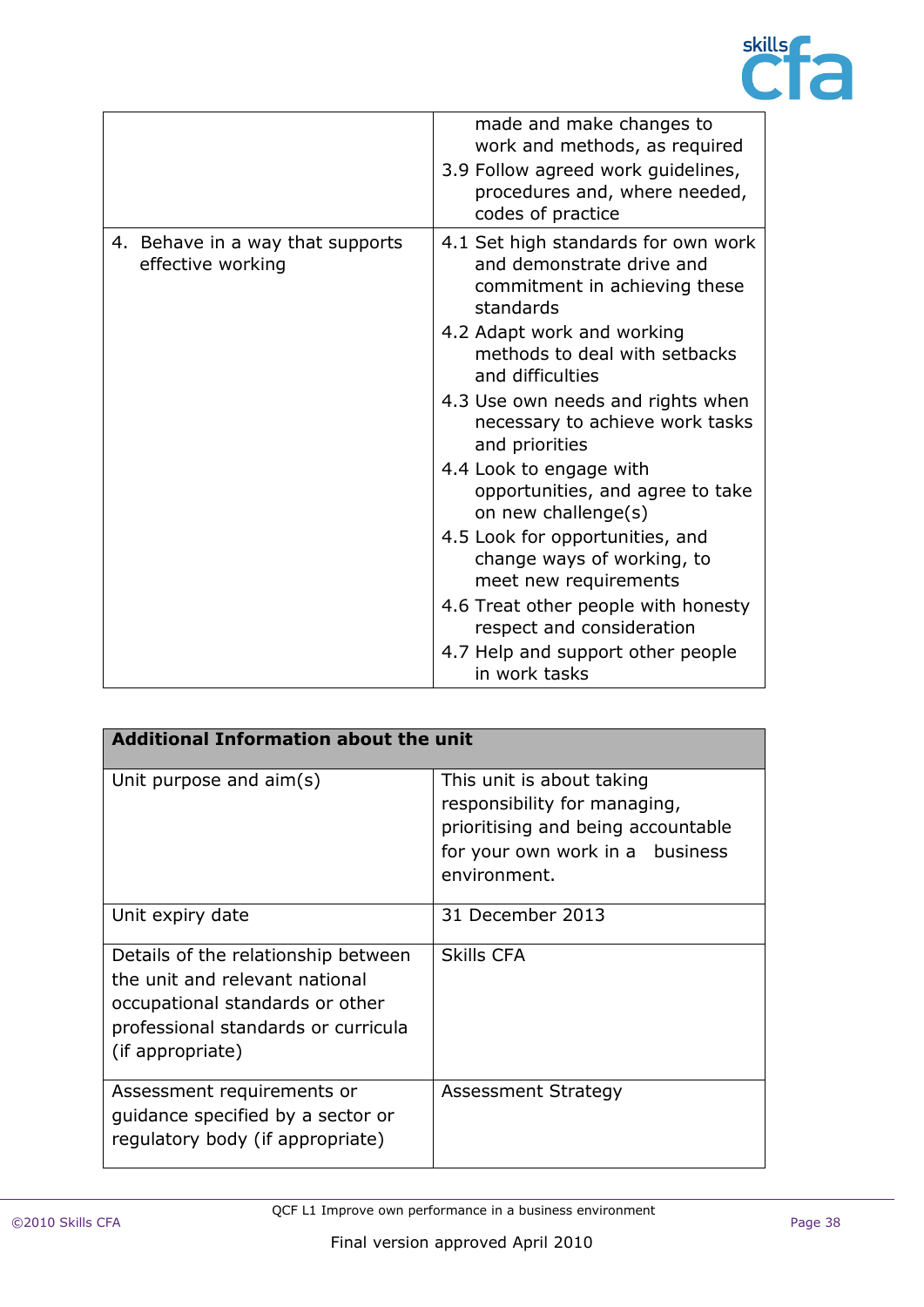| | |
|---|---|
| | made and make changes to work and methods, as required<br>3.9 Follow agreed work guidelines, procedures and, where needed, codes of practice |
| 4. Behave in a way that supports effective working | 4.1 Set high standards for own work and demonstrate drive and commitment in achieving these standards<br>4.2 Adapt work and working methods to deal with setbacks and difficulties<br>4.3 Use own needs and rights when necessary to achieve work tasks and priorities<br>4.4 Look to engage with opportunities, and agree to take on new challenge(s)<br>4.5 Look for opportunities, and change ways of working, to meet new requirements<br>4.6 Treat other people with honesty respect and consideration<br>4.7 Help and support other people in work tasks |

| **Additional Information about the unit** | |
|---|---|
| Unit purpose and aim(s) | This unit is about taking responsibility for managing, prioritising and being accountable for your own work in a business environment. |
| Unit expiry date | 31 December 2013 |
| Details of the relationship between the unit and relevant national occupational standards or other professional standards or curricula (if appropriate) | Skills CFA |
| Assessment requirements or guidance specified by a sector or regulatory body (if appropriate) | Assessment Strategy |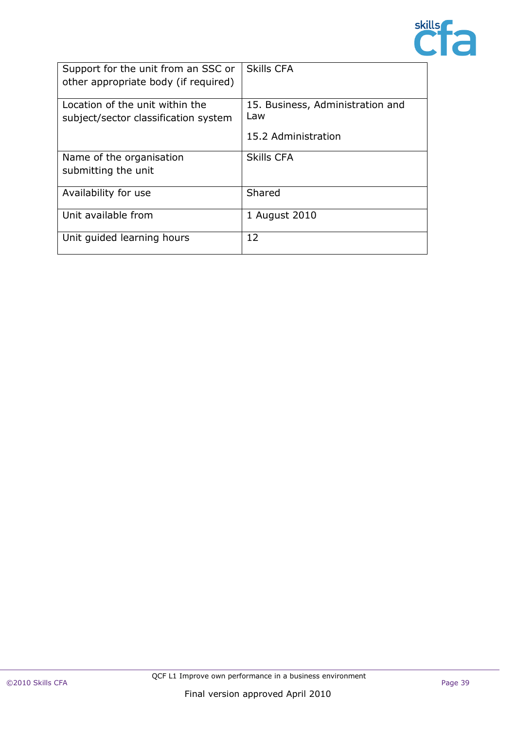| | |
|---|---|
| Support for the unit from an SSC or other appropriate body (if required) | Skills CFA |
| Location of the unit within the subject/sector classification system | 15. Business, Administration and Law<br><br>15.2 Administration |
| Name of the organisation submitting the unit | Skills CFA |
| Availability for use | Shared |
| Unit available from | 1 August 2010 |
| Unit guided learning hours | 12 |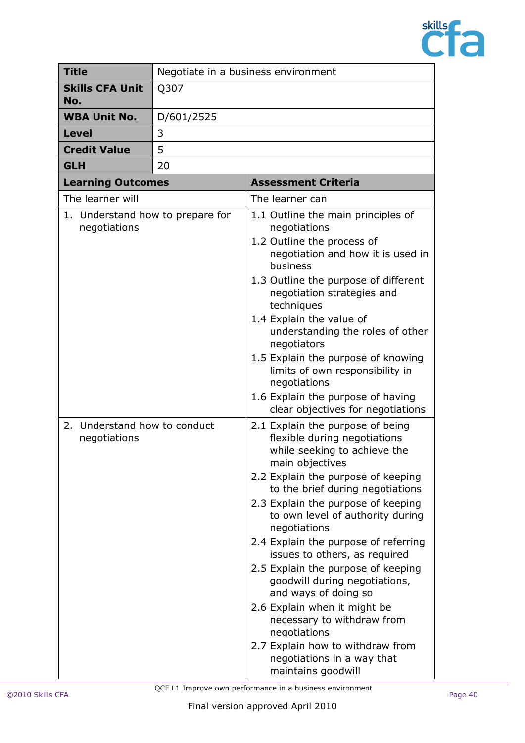| **Title** | Negotiate in a business environment |
|---|---|
| **Skills CFA Unit No.** | Q307 |
| **WBA Unit No.** | D/601/2525 |
| **Level** | 3 |
| **Credit Value** | 5 |
| **GLH** | 20 |

| **Learning Outcomes** | **Assessment Criteria** |
|---|---|
| The learner will | The learner can |
| 1. Understand how to prepare for negotiations | 1.1 Outline the main principles of negotiations<br>1.2 Outline the process of negotiation and how it is used in business<br>1.3 Outline the purpose of different negotiation strategies and techniques<br>1.4 Explain the value of understanding the roles of other negotiators<br>1.5 Explain the purpose of knowing limits of own responsibility in negotiations<br>1.6 Explain the purpose of having clear objectives for negotiations |
| 2. Understand how to conduct negotiations | 2.1 Explain the purpose of being flexible during negotiations while seeking to achieve the main objectives<br>2.2 Explain the purpose of keeping to the brief during negotiations<br>2.3 Explain the purpose of keeping to own level of authority during negotiations<br>2.4 Explain the purpose of referring issues to others, as required<br>2.5 Explain the purpose of keeping goodwill during negotiations, and ways of doing so<br>2.6 Explain when it might be necessary to withdraw from negotiations<br>2.7 Explain how to withdraw from negotiations in a way that maintains goodwill |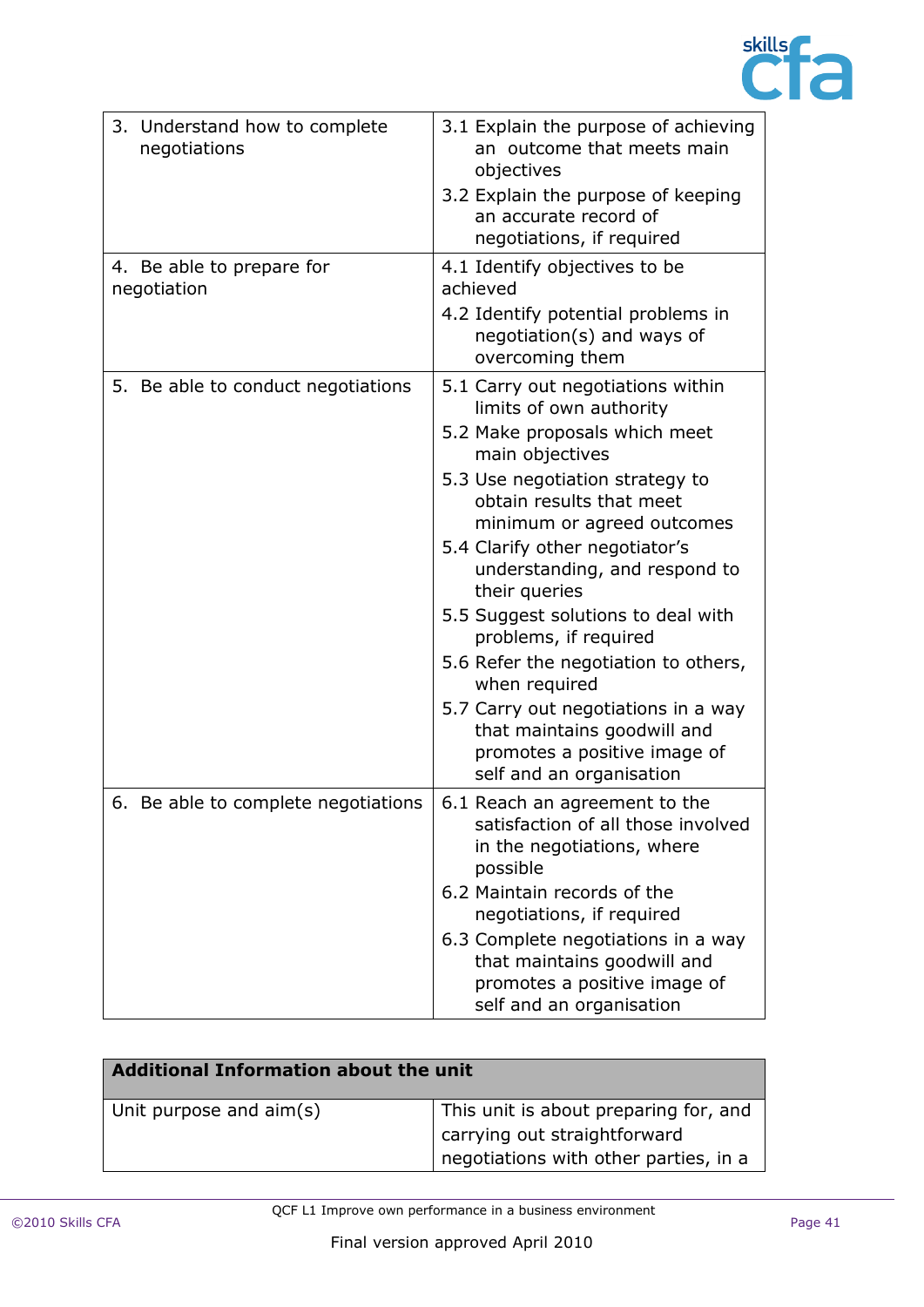| | |
|---|---|
| 3. Understand how to complete negotiations | 3.1 Explain the purpose of achieving an outcome that meets main objectives<br>3.2 Explain the purpose of keeping an accurate record of negotiations, if required |
| 4. Be able to prepare for negotiation | 4.1 Identify objectives to be achieved<br>4.2 Identify potential problems in negotiation(s) and ways of overcoming them |
| 5. Be able to conduct negotiations | 5.1 Carry out negotiations within limits of own authority<br>5.2 Make proposals which meet main objectives<br>5.3 Use negotiation strategy to obtain results that meet minimum or agreed outcomes<br>5.4 Clarify other negotiator's understanding, and respond to their queries<br>5.5 Suggest solutions to deal with problems, if required<br>5.6 Refer the negotiation to others, when required<br>5.7 Carry out negotiations in a way that maintains goodwill and promotes a positive image of self and an organisation |
| 6. Be able to complete negotiations | 6.1 Reach an agreement to the satisfaction of all those involved in the negotiations, where possible<br>6.2 Maintain records of the negotiations, if required<br>6.3 Complete negotiations in a way that maintains goodwill and promotes a positive image of self and an organisation |

| **Additional Information about the unit** | |
|---|---|
| Unit purpose and aim(s) | This unit is about preparing for, and carrying out straightforward negotiations with other parties, in a |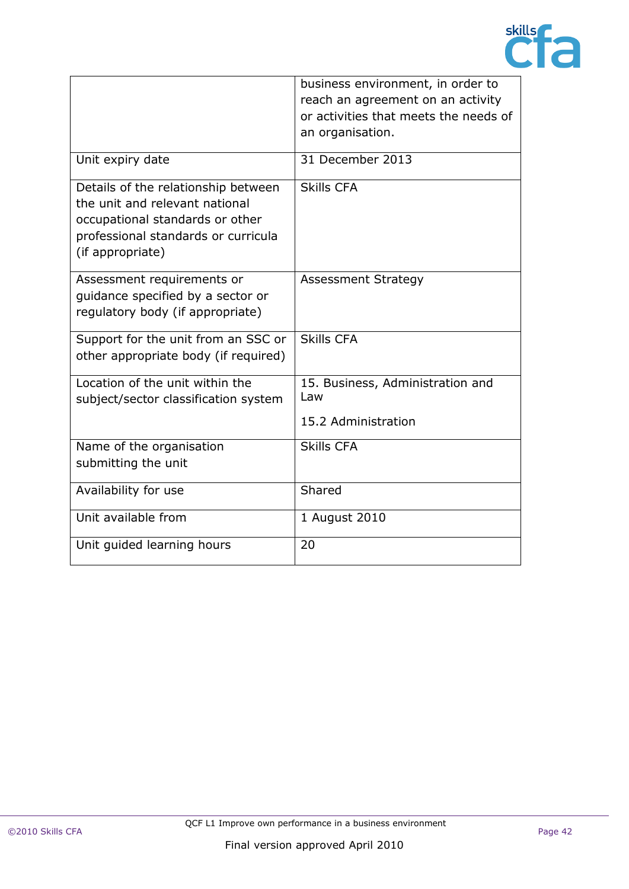|  |  |
|---|---|
|  | business environment, in order to reach an agreement on an activity or activities that meets the needs of an organisation. |
| Unit expiry date | 31 December 2013 |
| Details of the relationship between the unit and relevant national occupational standards or other professional standards or curricula (if appropriate) | Skills CFA |
| Assessment requirements or guidance specified by a sector or regulatory body (if appropriate) | Assessment Strategy |
| Support for the unit from an SSC or other appropriate body (if required) | Skills CFA |
| Location of the unit within the subject/sector classification system | 15. Business, Administration and Law<br><br>15.2 Administration |
| Name of the organisation submitting the unit | Skills CFA |
| Availability for use | Shared |
| Unit available from | 1 August 2010 |
| Unit guided learning hours | 20 |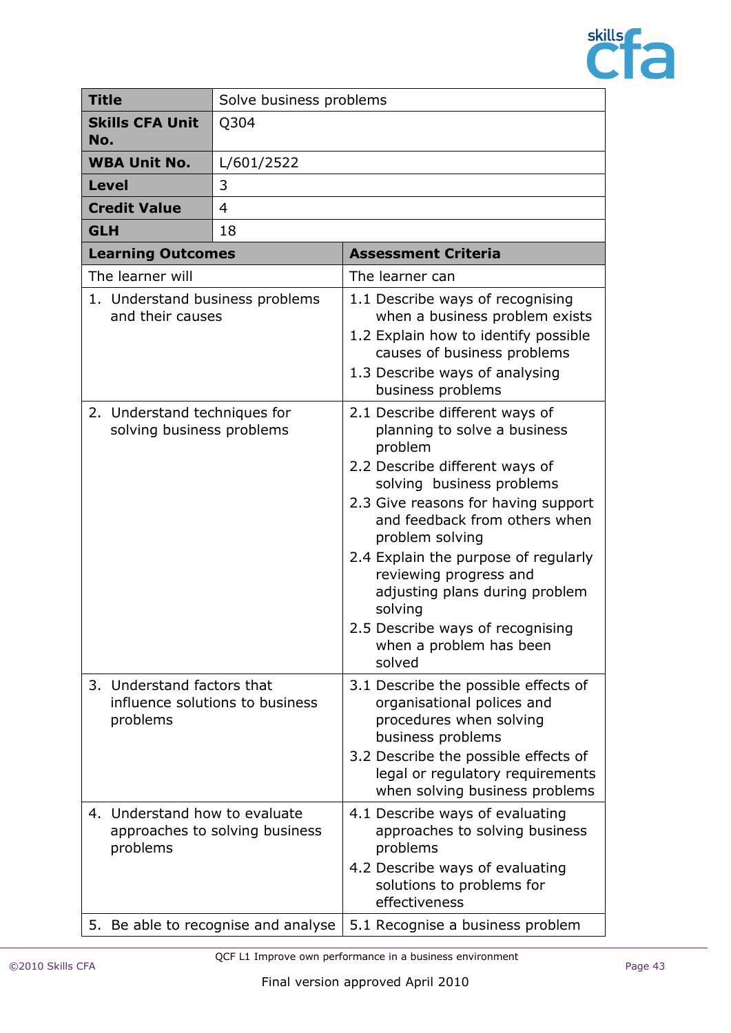| **Title** | Solve business problems |
|---|---|
| **Skills CFA Unit No.** | Q304 |
| **WBA Unit No.** | L/601/2522 |
| **Level** | 3 |
| **Credit Value** | 4 |
| **GLH** | 18 |

| **Learning Outcomes** | **Assessment Criteria** |
|---|---|
| The learner will | The learner can |
| 1. Understand business problems and their causes | 1.1 Describe ways of recognising when a business problem exists<br>1.2 Explain how to identify possible causes of business problems<br>1.3 Describe ways of analysing business problems |
| 2. Understand techniques for solving business problems | 2.1 Describe different ways of planning to solve a business problem<br>2.2 Describe different ways of solving business problems<br>2.3 Give reasons for having support and feedback from others when problem solving<br>2.4 Explain the purpose of regularly reviewing progress and adjusting plans during problem solving<br>2.5 Describe ways of recognising when a problem has been solved |
| 3. Understand factors that influence solutions to business problems | 3.1 Describe the possible effects of organisational polices and procedures when solving business problems<br>3.2 Describe the possible effects of legal or regulatory requirements when solving business problems |
| 4. Understand how to evaluate approaches to solving business problems | 4.1 Describe ways of evaluating approaches to solving business problems<br>4.2 Describe ways of evaluating solutions to problems for effectiveness |
| 5. Be able to recognise and analyse | 5.1 Recognise a business problem |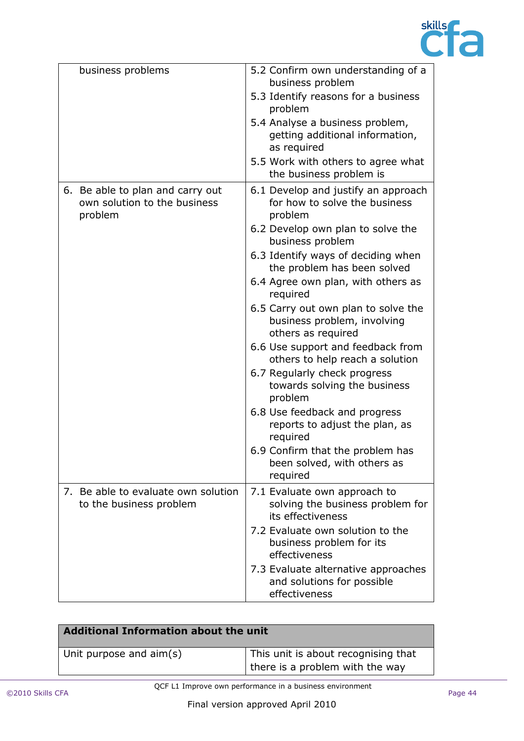| | |
|---|---|
| business problems | 5.2 Confirm own understanding of a business problem<br>5.3 Identify reasons for a business problem<br>5.4 Analyse a business problem, getting additional information, as required<br>5.5 Work with others to agree what the business problem is |
| 6. Be able to plan and carry out own solution to the business problem | 6.1 Develop and justify an approach for how to solve the business problem<br>6.2 Develop own plan to solve the business problem<br>6.3 Identify ways of deciding when the problem has been solved<br>6.4 Agree own plan, with others as required<br>6.5 Carry out own plan to solve the business problem, involving others as required<br>6.6 Use support and feedback from others to help reach a solution<br>6.7 Regularly check progress towards solving the business problem<br>6.8 Use feedback and progress reports to adjust the plan, as required<br>6.9 Confirm that the problem has been solved, with others as required |
| 7. Be able to evaluate own solution to the business problem | 7.1 Evaluate own approach to solving the business problem for its effectiveness<br>7.2 Evaluate own solution to the business problem for its effectiveness<br>7.3 Evaluate alternative approaches and solutions for possible effectiveness |

| **Additional Information about the unit** | |
|---|---|
| Unit purpose and aim(s) | This unit is about recognising that there is a problem with the way |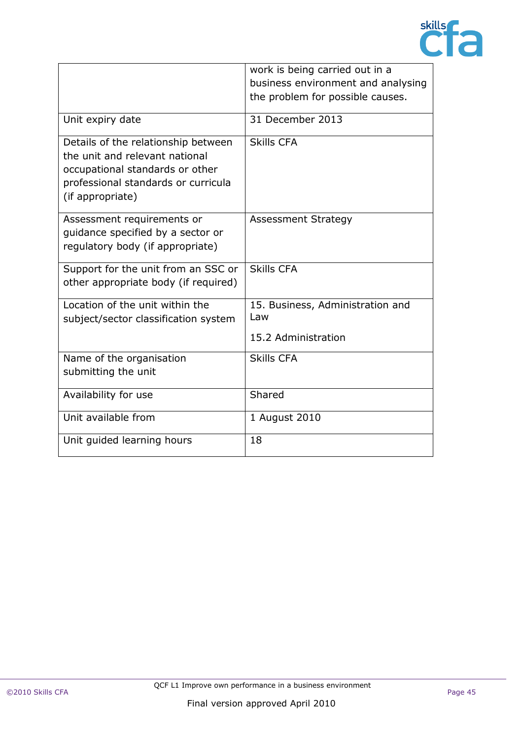| | |
|---|---|
| | work is being carried out in a business environment and analysing the problem for possible causes. |
| Unit expiry date | 31 December 2013 |
| Details of the relationship between the unit and relevant national occupational standards or other professional standards or curricula (if appropriate) | Skills CFA |
| Assessment requirements or guidance specified by a sector or regulatory body (if appropriate) | Assessment Strategy |
| Support for the unit from an SSC or other appropriate body (if required) | Skills CFA |
| Location of the unit within the subject/sector classification system | 15. Business, Administration and Law<br><br>15.2 Administration |
| Name of the organisation submitting the unit | Skills CFA |
| Availability for use | Shared |
| Unit available from | 1 August 2010 |
| Unit guided learning hours | 18 |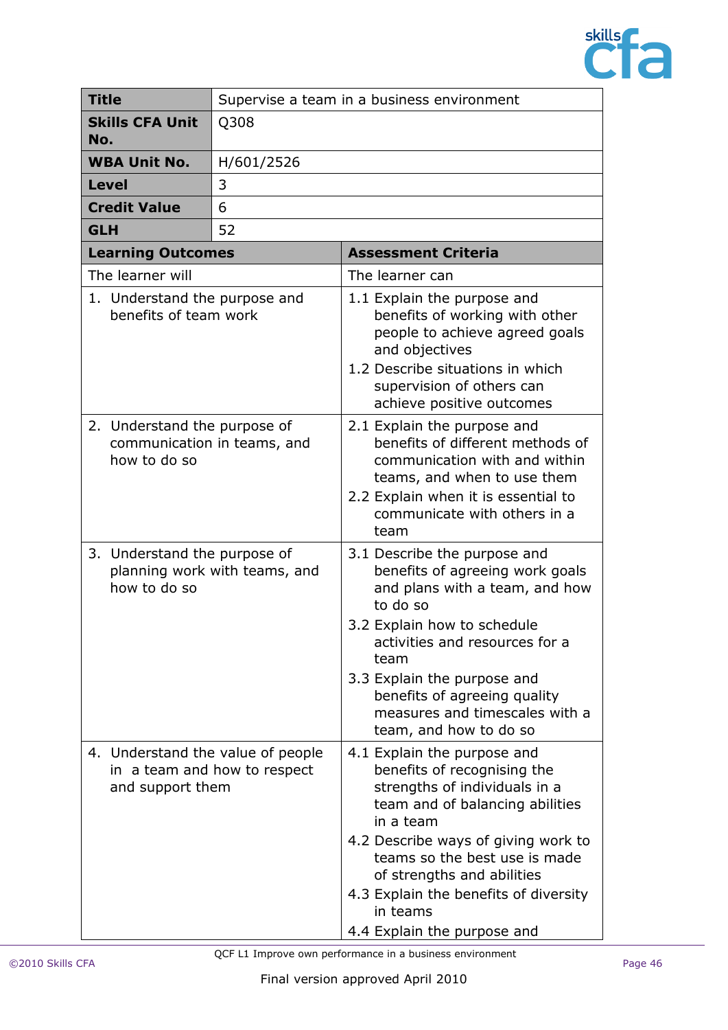| | |
|---|---|
| **Title** | Supervise a team in a business environment |
| **Skills CFA Unit No.** | Q308 |
| **WBA Unit No.** | H/601/2526 |
| **Level** | 3 |
| **Credit Value** | 6 |
| **GLH** | 52 |

| **Learning Outcomes** | **Assessment Criteria** |
|---|---|
| The learner will | The learner can |
| 1. Understand the purpose and benefits of team work | 1.1 Explain the purpose and benefits of working with other people to achieve agreed goals and objectives<br>1.2 Describe situations in which supervision of others can achieve positive outcomes |
| 2. Understand the purpose of communication in teams, and how to do so | 2.1 Explain the purpose and benefits of different methods of communication with and within teams, and when to use them<br>2.2 Explain when it is essential to communicate with others in a team |
| 3. Understand the purpose of planning work with teams, and how to do so | 3.1 Describe the purpose and benefits of agreeing work goals and plans with a team, and how to do so<br>3.2 Explain how to schedule activities and resources for a team<br>3.3 Explain the purpose and benefits of agreeing quality measures and timescales with a team, and how to do so |
| 4. Understand the value of people in a team and how to respect and support them | 4.1 Explain the purpose and benefits of recognising the strengths of individuals in a team and of balancing abilities in a team<br>4.2 Describe ways of giving work to teams so the best use is made of strengths and abilities<br>4.3 Explain the benefits of diversity in teams<br>4.4 Explain the purpose and |

QCF L1 Improve own performance in a business environment

Final version approved April 2010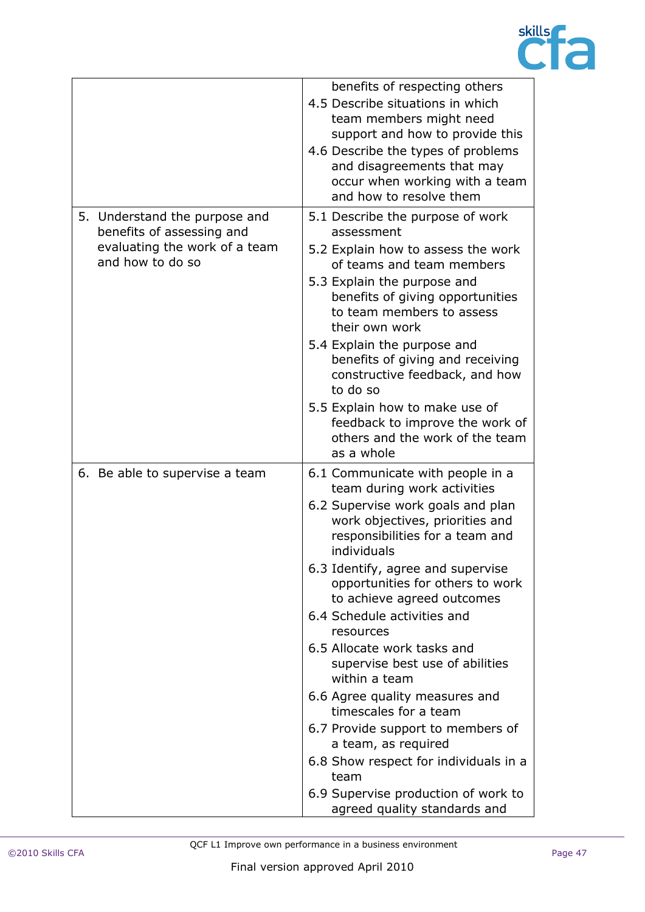|  |  |
|---|---|
|  | benefits of respecting others<br>4.5 Describe situations in which team members might need support and how to provide this<br>4.6 Describe the types of problems and disagreements that may occur when working with a team and how to resolve them |
| 5. Understand the purpose and benefits of assessing and evaluating the work of a team and how to do so | 5.1 Describe the purpose of work assessment<br>5.2 Explain how to assess the work of teams and team members<br>5.3 Explain the purpose and benefits of giving opportunities to team members to assess their own work<br>5.4 Explain the purpose and benefits of giving and receiving constructive feedback, and how to do so<br>5.5 Explain how to make use of feedback to improve the work of others and the work of the team as a whole |
| 6. Be able to supervise a team | 6.1 Communicate with people in a team during work activities<br>6.2 Supervise work goals and plan work objectives, priorities and responsibilities for a team and individuals<br>6.3 Identify, agree and supervise opportunities for others to work to achieve agreed outcomes<br>6.4 Schedule activities and resources<br>6.5 Allocate work tasks and supervise best use of abilities within a team<br>6.6 Agree quality measures and timescales for a team<br>6.7 Provide support to members of a team, as required<br>6.8 Show respect for individuals in a team<br>6.9 Supervise production of work to agreed quality standards and |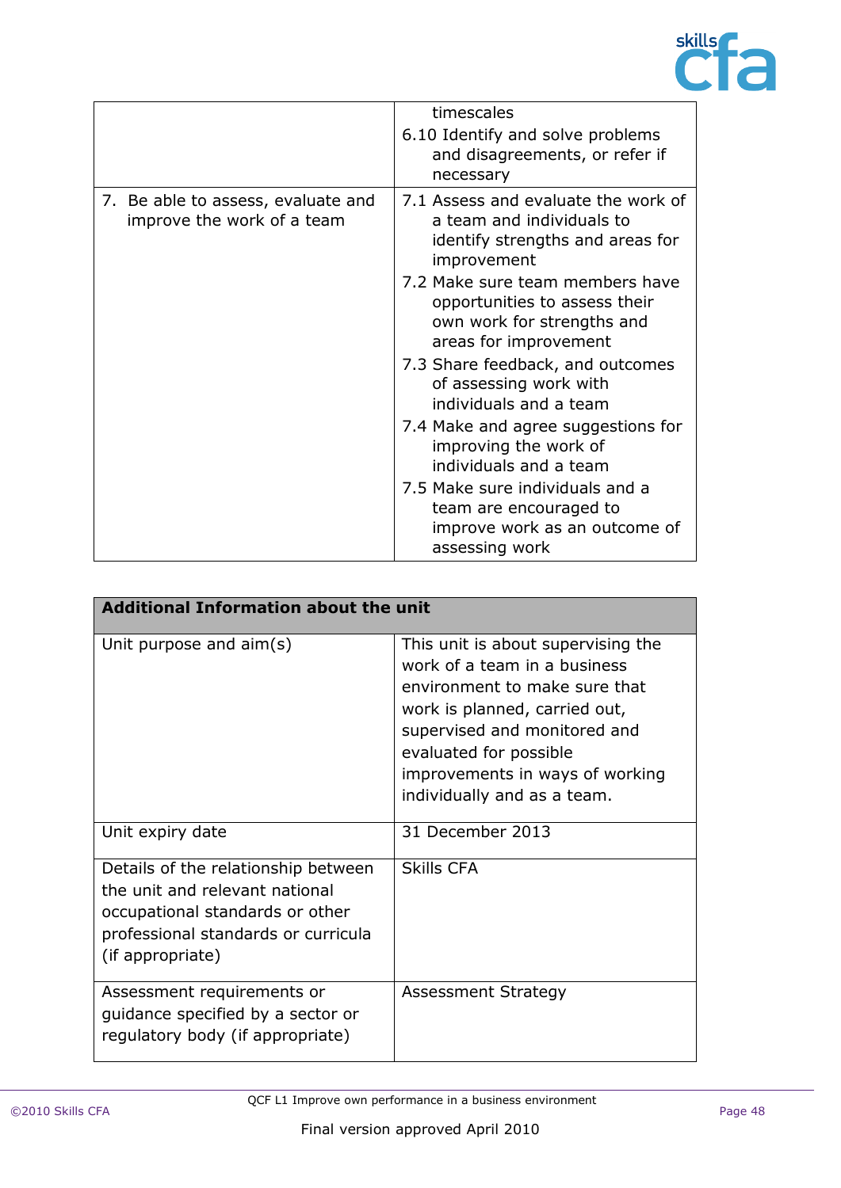| | |
|---|---|
| | timescales<br>6.10 Identify and solve problems and disagreements, or refer if necessary |
| 7. Be able to assess, evaluate and improve the work of a team | 7.1 Assess and evaluate the work of a team and individuals to identify strengths and areas for improvement<br>7.2 Make sure team members have opportunities to assess their own work for strengths and areas for improvement<br>7.3 Share feedback, and outcomes of assessing work with individuals and a team<br>7.4 Make and agree suggestions for improving the work of individuals and a team<br>7.5 Make sure individuals and a team are encouraged to improve work as an outcome of assessing work |

| **Additional Information about the unit** | |
|---|---|
| Unit purpose and aim(s) | This unit is about supervising the work of a team in a business environment to make sure that work is planned, carried out, supervised and monitored and evaluated for possible improvements in ways of working individually and as a team. |
| Unit expiry date | 31 December 2013 |
| Details of the relationship between the unit and relevant national occupational standards or other professional standards or curricula (if appropriate) | Skills CFA |
| Assessment requirements or guidance specified by a sector or regulatory body (if appropriate) | Assessment Strategy |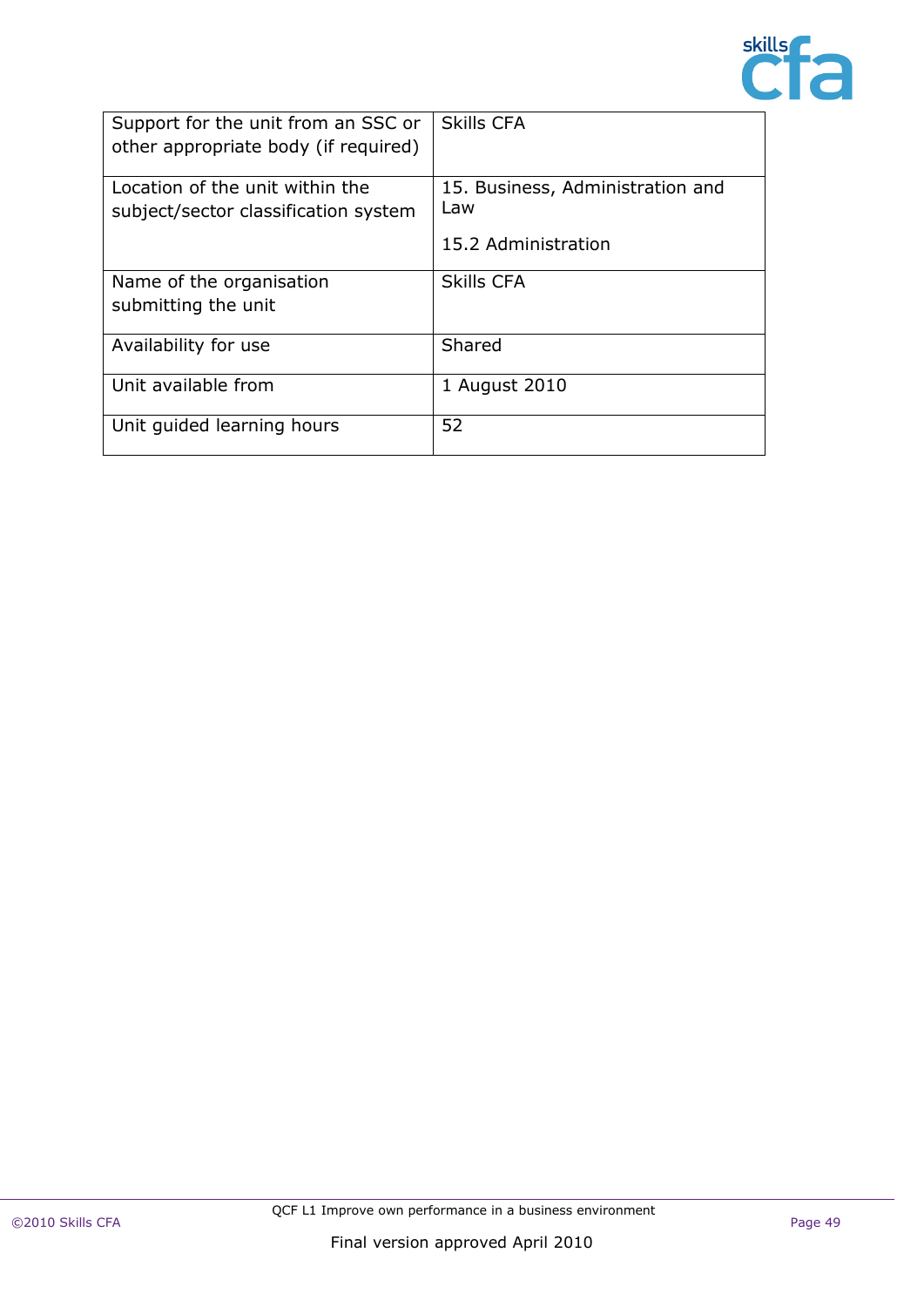| | |
|---|---|
| Support for the unit from an SSC or other appropriate body (if required) | Skills CFA |
| Location of the unit within the subject/sector classification system | 15. Business, Administration and Law<br><br>15.2 Administration |
| Name of the organisation submitting the unit | Skills CFA |
| Availability for use | Shared |
| Unit available from | 1 August 2010 |
| Unit guided learning hours | 52 |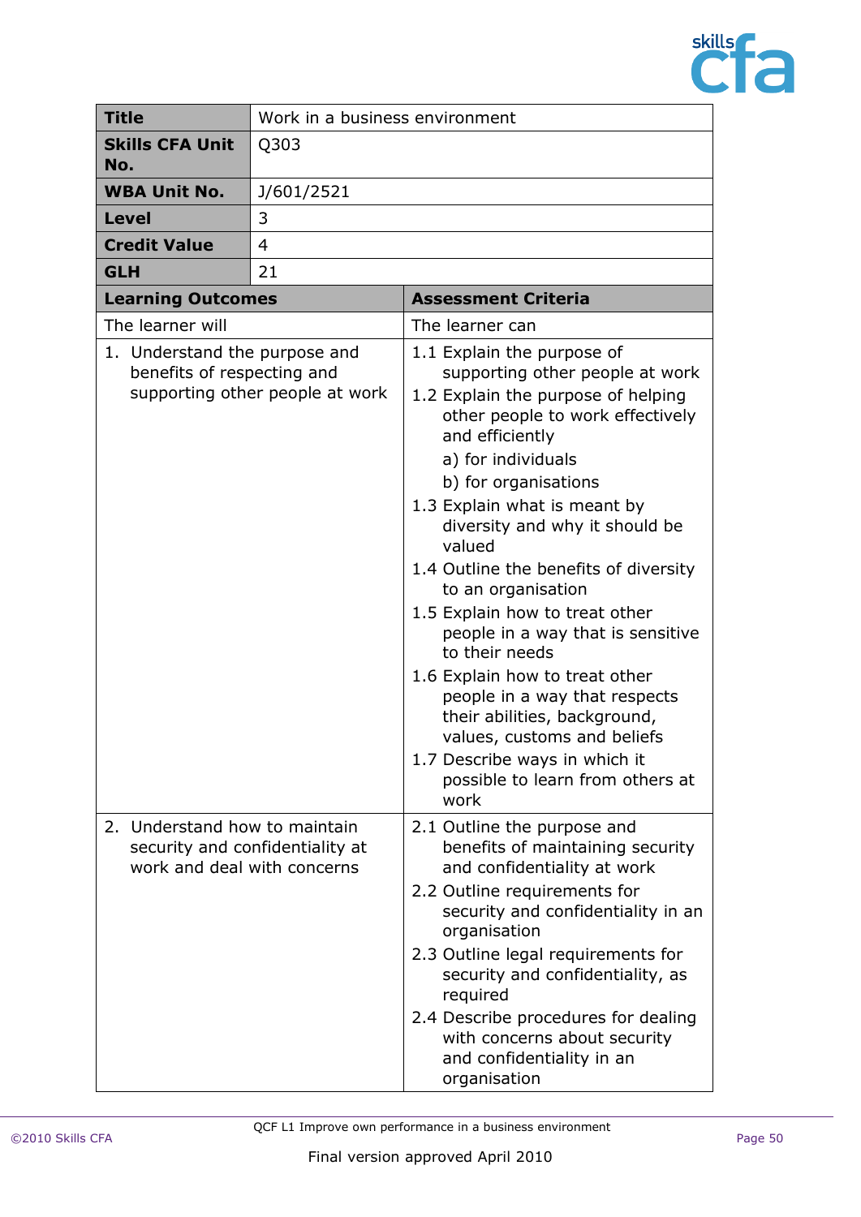| **Title** | Work in a business environment |
| --- | --- |
| **Skills CFA Unit No.** | Q303 |
| **WBA Unit No.** | J/601/2521 |
| **Level** | 3 |
| **Credit Value** | 4 |
| **GLH** | 21 |

| **Learning Outcomes** | **Assessment Criteria** |
| --- | --- |
| The learner will | The learner can |
| 1. Understand the purpose and benefits of respecting and supporting other people at work | 1.1 Explain the purpose of supporting other people at work<br>1.2 Explain the purpose of helping other people to work effectively and efficiently<br>a) for individuals<br>b) for organisations<br>1.3 Explain what is meant by diversity and why it should be valued<br>1.4 Outline the benefits of diversity to an organisation<br>1.5 Explain how to treat other people in a way that is sensitive to their needs<br>1.6 Explain how to treat other people in a way that respects their abilities, background, values, customs and beliefs<br>1.7 Describe ways in which it possible to learn from others at work |
| 2. Understand how to maintain security and confidentiality at work and deal with concerns | 2.1 Outline the purpose and benefits of maintaining security and confidentiality at work<br>2.2 Outline requirements for security and confidentiality in an organisation<br>2.3 Outline legal requirements for security and confidentiality, as required<br>2.4 Describe procedures for dealing with concerns about security and confidentiality in an organisation |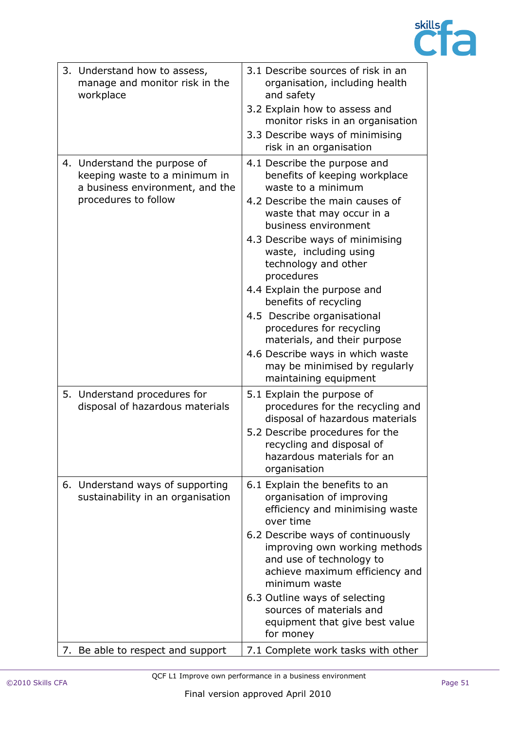| | |
|---|---|
| 3. Understand how to assess, manage and monitor risk in the workplace | 3.1 Describe sources of risk in an organisation, including health and safety<br>3.2 Explain how to assess and monitor risks in an organisation<br>3.3 Describe ways of minimising risk in an organisation |
| 4. Understand the purpose of keeping waste to a minimum in a business environment, and the procedures to follow | 4.1 Describe the purpose and benefits of keeping workplace waste to a minimum<br>4.2 Describe the main causes of waste that may occur in a business environment<br>4.3 Describe ways of minimising waste, including using technology and other procedures<br>4.4 Explain the purpose and benefits of recycling<br>4.5 Describe organisational procedures for recycling materials, and their purpose<br>4.6 Describe ways in which waste may be minimised by regularly maintaining equipment |
| 5. Understand procedures for disposal of hazardous materials | 5.1 Explain the purpose of procedures for the recycling and disposal of hazardous materials<br>5.2 Describe procedures for the recycling and disposal of hazardous materials for an organisation |
| 6. Understand ways of supporting sustainability in an organisation | 6.1 Explain the benefits to an organisation of improving efficiency and minimising waste over time<br>6.2 Describe ways of continuously improving own working methods and use of technology to achieve maximum efficiency and minimum waste<br>6.3 Outline ways of selecting sources of materials and equipment that give best value for money |
| 7. Be able to respect and support | 7.1 Complete work tasks with other |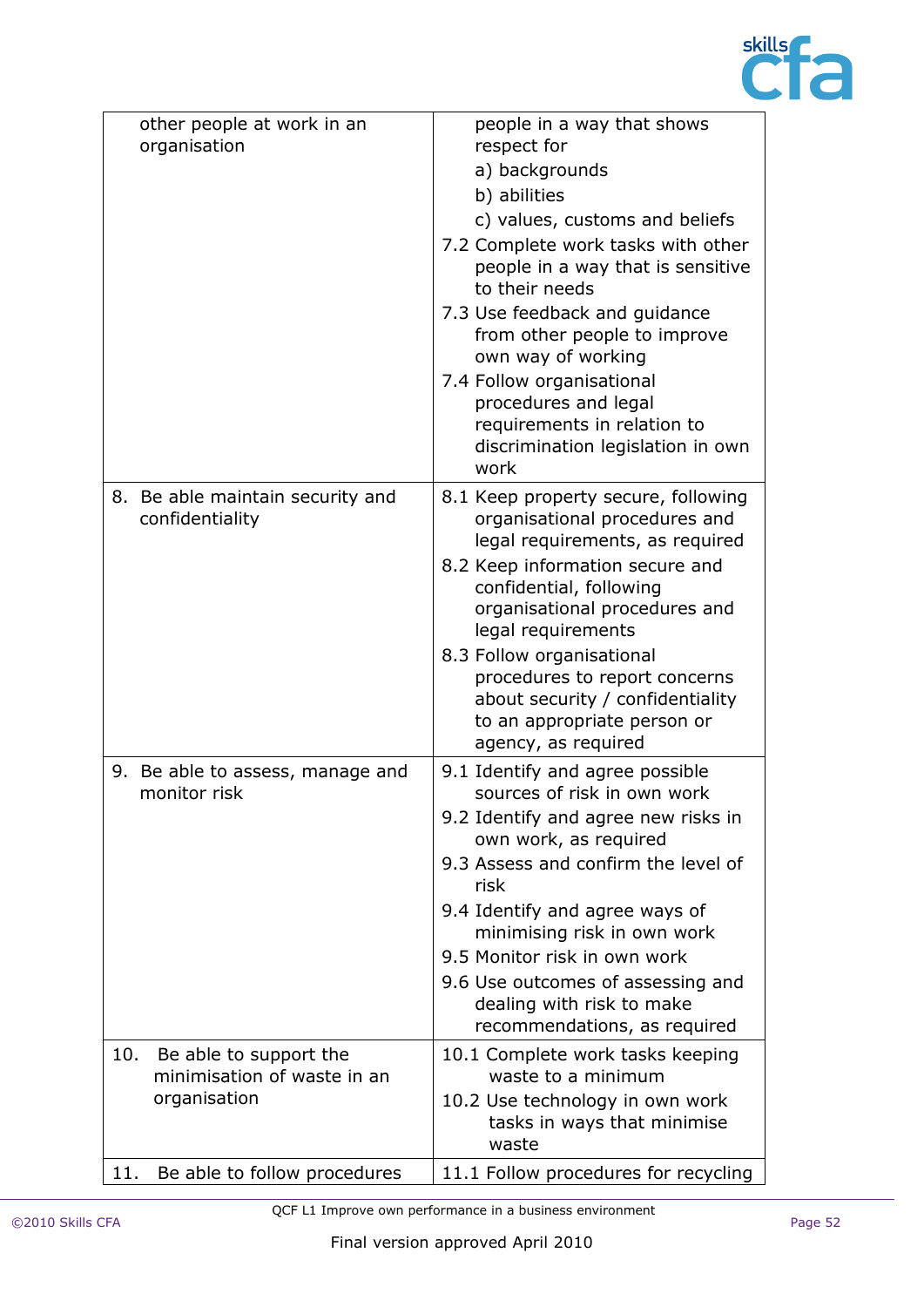| | |
|---|---|
| other people at work in an organisation | people in a way that shows respect for<br>a) backgrounds<br>b) abilities<br>c) values, customs and beliefs<br>7.2 Complete work tasks with other people in a way that is sensitive to their needs<br>7.3 Use feedback and guidance from other people to improve own way of working<br>7.4 Follow organisational procedures and legal requirements in relation to discrimination legislation in own work |
| 8. Be able maintain security and confidentiality | 8.1 Keep property secure, following organisational procedures and legal requirements, as required<br>8.2 Keep information secure and confidential, following organisational procedures and legal requirements<br>8.3 Follow organisational procedures to report concerns about security / confidentiality to an appropriate person or agency, as required |
| 9. Be able to assess, manage and monitor risk | 9.1 Identify and agree possible sources of risk in own work<br>9.2 Identify and agree new risks in own work, as required<br>9.3 Assess and confirm the level of risk<br>9.4 Identify and agree ways of minimising risk in own work<br>9.5 Monitor risk in own work<br>9.6 Use outcomes of assessing and dealing with risk to make recommendations, as required |
| 10. Be able to support the minimisation of waste in an organisation | 10.1 Complete work tasks keeping waste to a minimum<br>10.2 Use technology in own work tasks in ways that minimise waste |
| 11. Be able to follow procedures | 11.1 Follow procedures for recycling |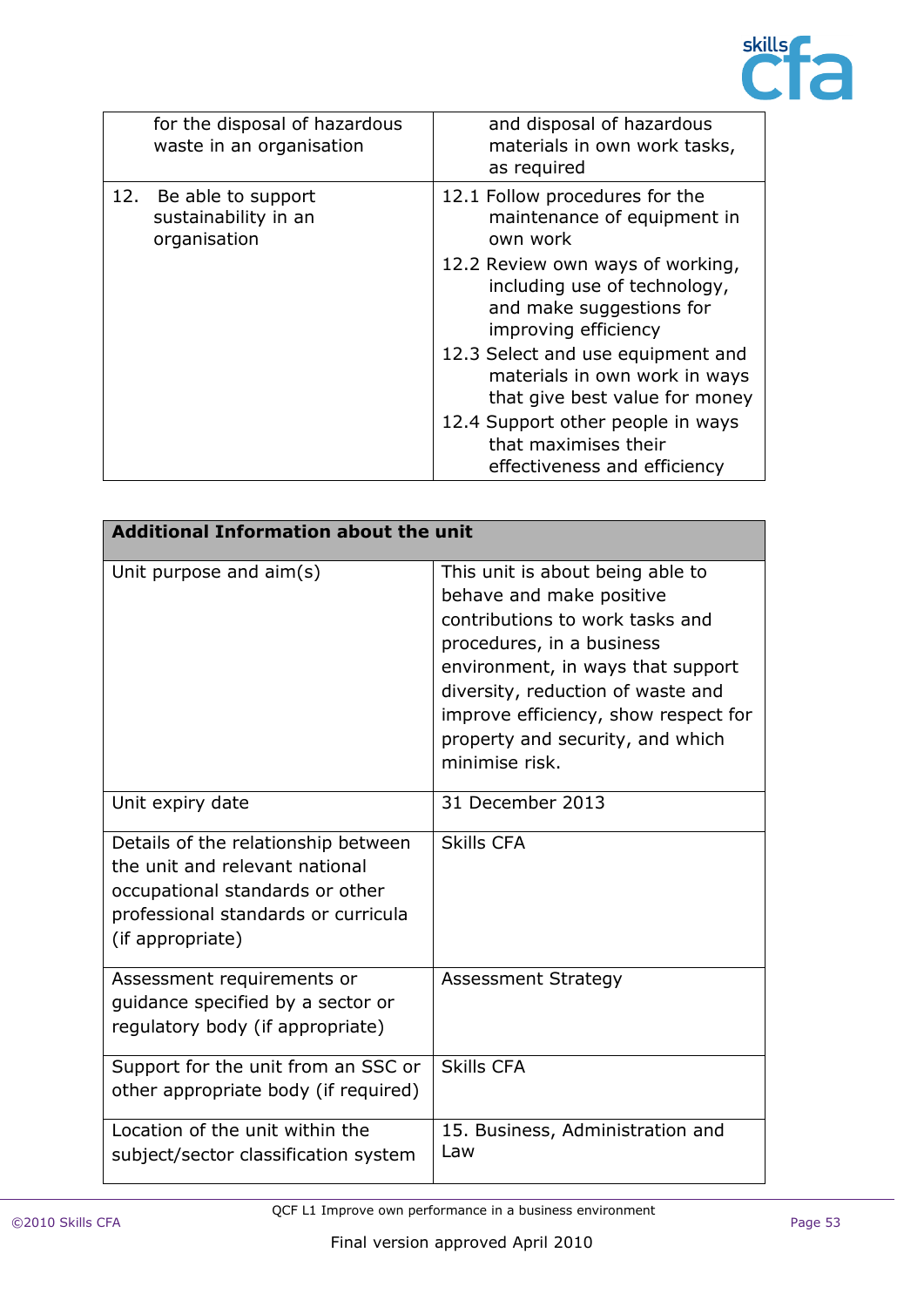| | |
|---|---|
| for the disposal of hazardous waste in an organisation | and disposal of hazardous materials in own work tasks, as required |
| 12. Be able to support sustainability in an organisation | 12.1 Follow procedures for the maintenance of equipment in own work<br>12.2 Review own ways of working, including use of technology, and make suggestions for improving efficiency<br>12.3 Select and use equipment and materials in own work in ways that give best value for money<br>12.4 Support other people in ways that maximises their effectiveness and efficiency |

| **Additional Information about the unit** | |
|---|---|
| Unit purpose and aim(s) | This unit is about being able to behave and make positive contributions to work tasks and procedures, in a business environment, in ways that support diversity, reduction of waste and improve efficiency, show respect for property and security, and which minimise risk. |
| Unit expiry date | 31 December 2013 |
| Details of the relationship between the unit and relevant national occupational standards or other professional standards or curricula (if appropriate) | Skills CFA |
| Assessment requirements or guidance specified by a sector or regulatory body (if appropriate) | Assessment Strategy |
| Support for the unit from an SSC or other appropriate body (if required) | Skills CFA |
| Location of the unit within the subject/sector classification system | 15. Business, Administration and Law |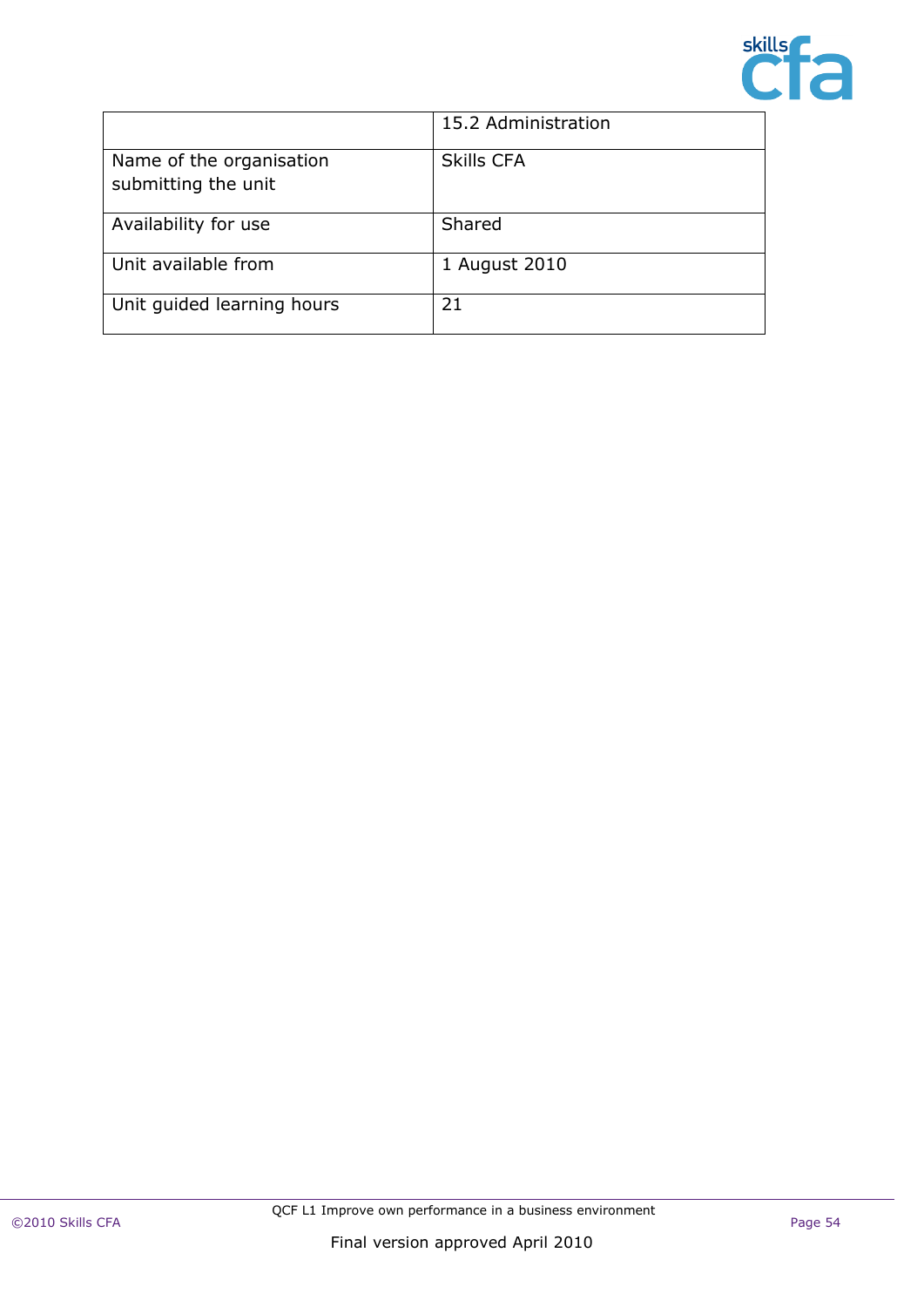| | 15.2 Administration |
|---|---|
| Name of the organisation submitting the unit | Skills CFA |
| Availability for use | Shared |
| Unit available from | 1 August 2010 |
| Unit guided learning hours | 21 |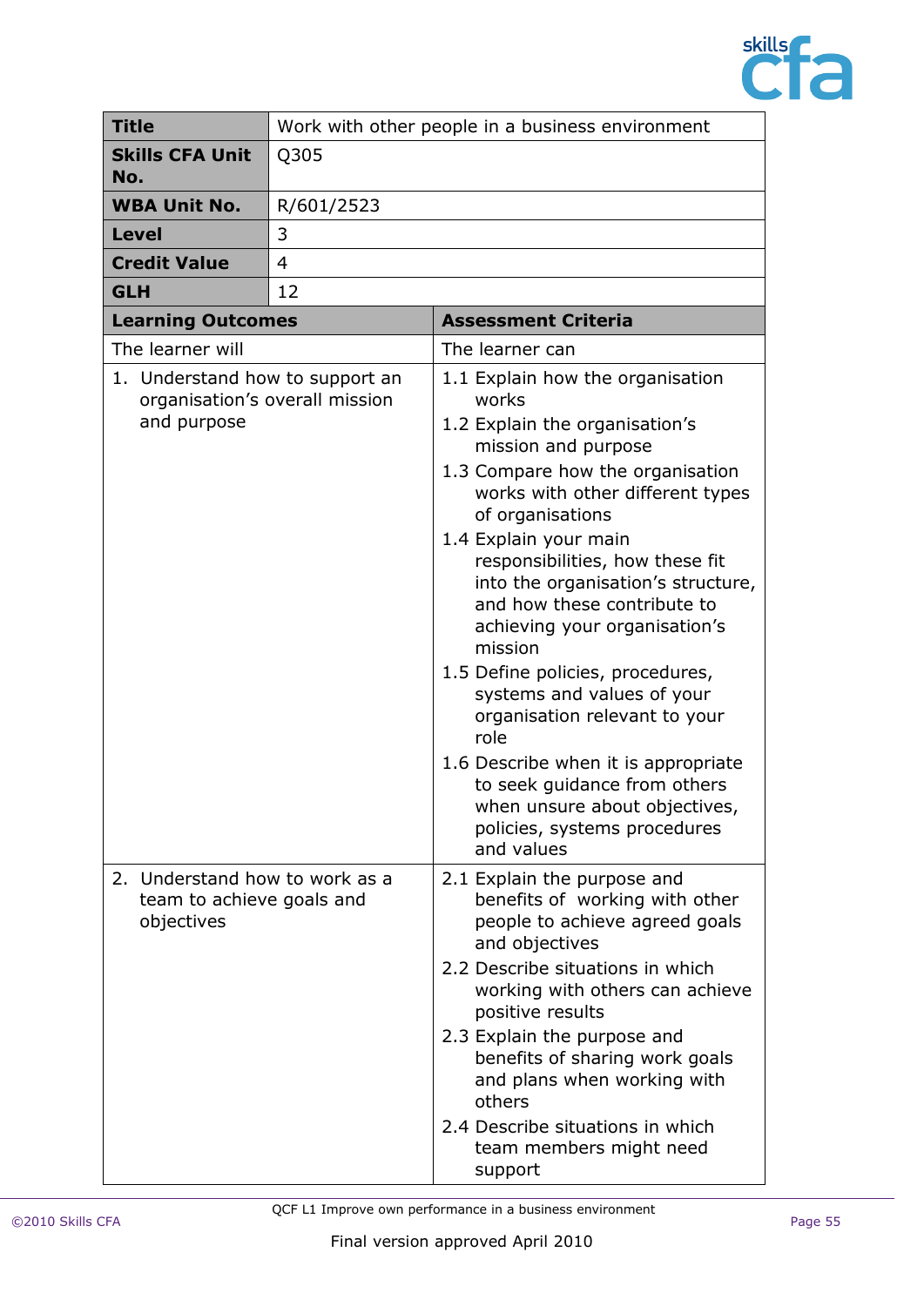| Title | Work with other people in a business environment |
|---|---|
| **Skills CFA Unit No.** | Q305 |
| **WBA Unit No.** | R/601/2523 |
| **Level** | 3 |
| **Credit Value** | 4 |
| **GLH** | 12 |

| Learning Outcomes | Assessment Criteria |
|---|---|
| The learner will | The learner can |
| 1. Understand how to support an organisation's overall mission and purpose | 1.1 Explain how the organisation works<br>1.2 Explain the organisation's mission and purpose<br>1.3 Compare how the organisation works with other different types of organisations<br>1.4 Explain your main responsibilities, how these fit into the organisation's structure, and how these contribute to achieving your organisation's mission<br>1.5 Define policies, procedures, systems and values of your organisation relevant to your role<br>1.6 Describe when it is appropriate to seek guidance from others when unsure about objectives, policies, systems procedures and values |
| 2. Understand how to work as a team to achieve goals and objectives | 2.1 Explain the purpose and benefits of working with other people to achieve agreed goals and objectives<br>2.2 Describe situations in which working with others can achieve positive results<br>2.3 Explain the purpose and benefits of sharing work goals and plans when working with others<br>2.4 Describe situations in which team members might need support |

QCF L1 Improve own performance in a business environment

Final version approved April 2010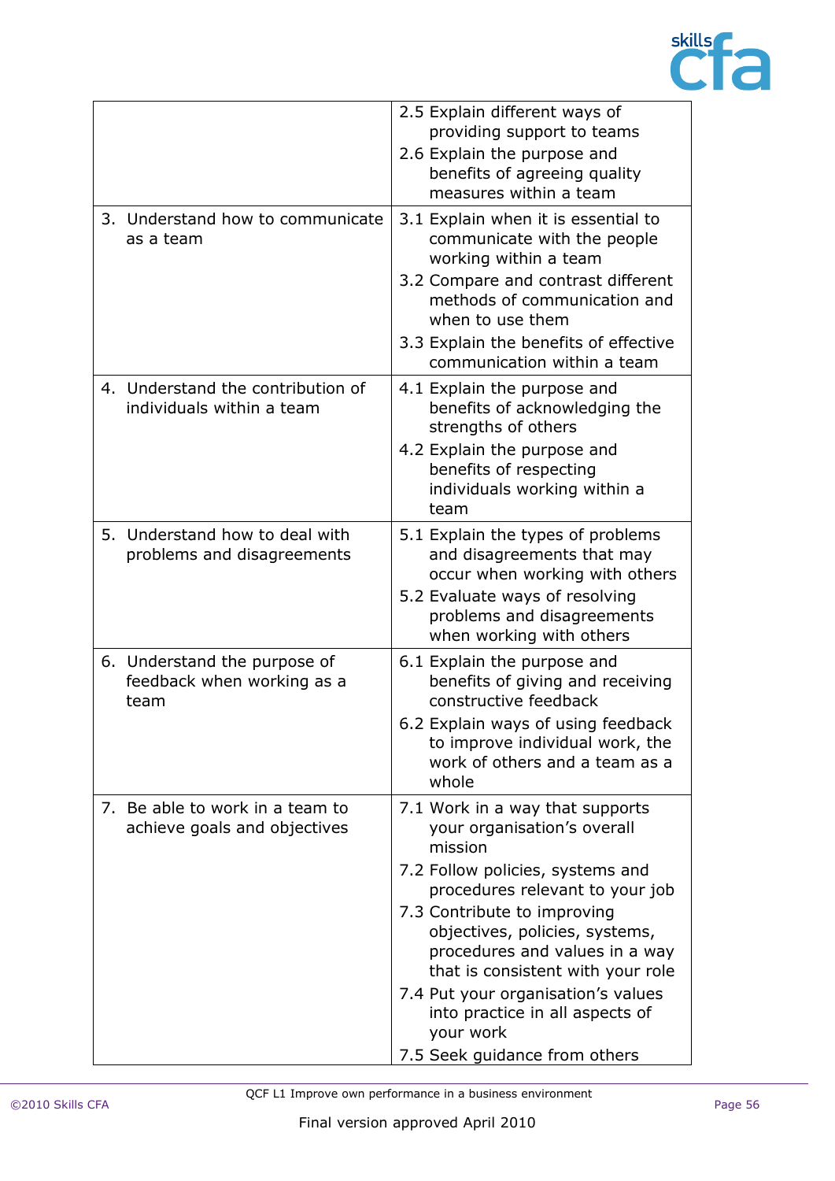| | |
|---|---|
| | 2.5 Explain different ways of providing support to teams<br>2.6 Explain the purpose and benefits of agreeing quality measures within a team |
| 3. Understand how to communicate as a team | 3.1 Explain when it is essential to communicate with the people working within a team<br>3.2 Compare and contrast different methods of communication and when to use them<br>3.3 Explain the benefits of effective communication within a team |
| 4. Understand the contribution of individuals within a team | 4.1 Explain the purpose and benefits of acknowledging the strengths of others<br>4.2 Explain the purpose and benefits of respecting individuals working within a team |
| 5. Understand how to deal with problems and disagreements | 5.1 Explain the types of problems and disagreements that may occur when working with others<br>5.2 Evaluate ways of resolving problems and disagreements when working with others |
| 6. Understand the purpose of feedback when working as a team | 6.1 Explain the purpose and benefits of giving and receiving constructive feedback<br>6.2 Explain ways of using feedback to improve individual work, the work of others and a team as a whole |
| 7. Be able to work in a team to achieve goals and objectives | 7.1 Work in a way that supports your organisation's overall mission<br>7.2 Follow policies, systems and procedures relevant to your job<br>7.3 Contribute to improving objectives, policies, systems, procedures and values in a way that is consistent with your role<br>7.4 Put your organisation's values into practice in all aspects of your work<br>7.5 Seek guidance from others |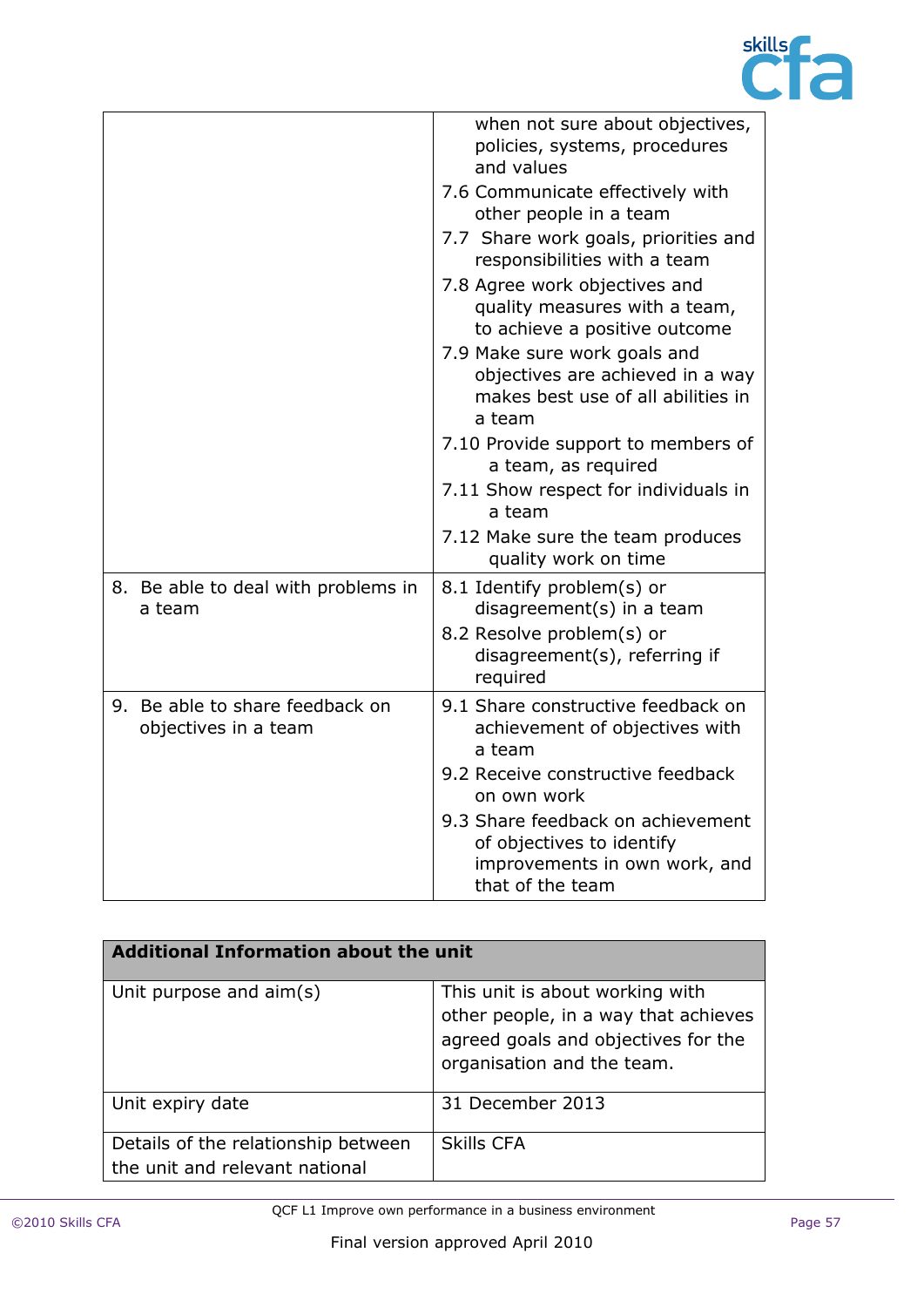| | |
|---|---|
| | when not sure about objectives, policies, systems, procedures and values<br>7.6 Communicate effectively with other people in a team<br>7.7 Share work goals, priorities and responsibilities with a team<br>7.8 Agree work objectives and quality measures with a team, to achieve a positive outcome<br>7.9 Make sure work goals and objectives are achieved in a way makes best use of all abilities in a team<br>7.10 Provide support to members of a team, as required<br>7.11 Show respect for individuals in a team<br>7.12 Make sure the team produces quality work on time |
| 8. Be able to deal with problems in a team | 8.1 Identify problem(s) or disagreement(s) in a team<br>8.2 Resolve problem(s) or disagreement(s), referring if required |
| 9. Be able to share feedback on objectives in a team | 9.1 Share constructive feedback on achievement of objectives with a team<br>9.2 Receive constructive feedback on own work<br>9.3 Share feedback on achievement of objectives to identify improvements in own work, and that of the team |

| **Additional Information about the unit** | |
|---|---|
| Unit purpose and aim(s) | This unit is about working with other people, in a way that achieves agreed goals and objectives for the organisation and the team. |
| Unit expiry date | 31 December 2013 |
| Details of the relationship between the unit and relevant national | Skills CFA |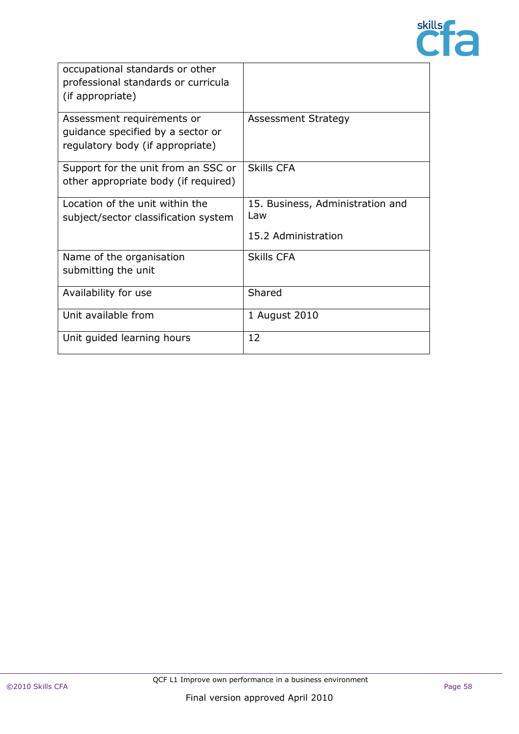| | |
|---|---|
| occupational standards or other professional standards or curricula (if appropriate) | |
| Assessment requirements or guidance specified by a sector or regulatory body (if appropriate) | Assessment Strategy |
| Support for the unit from an SSC or other appropriate body (if required) | Skills CFA |
| Location of the unit within the subject/sector classification system | 15. Business, Administration and Law<br><br>15.2 Administration |
| Name of the organisation submitting the unit | Skills CFA |
| Availability for use | Shared |
| Unit available from | 1 August 2010 |
| Unit guided learning hours | 12 |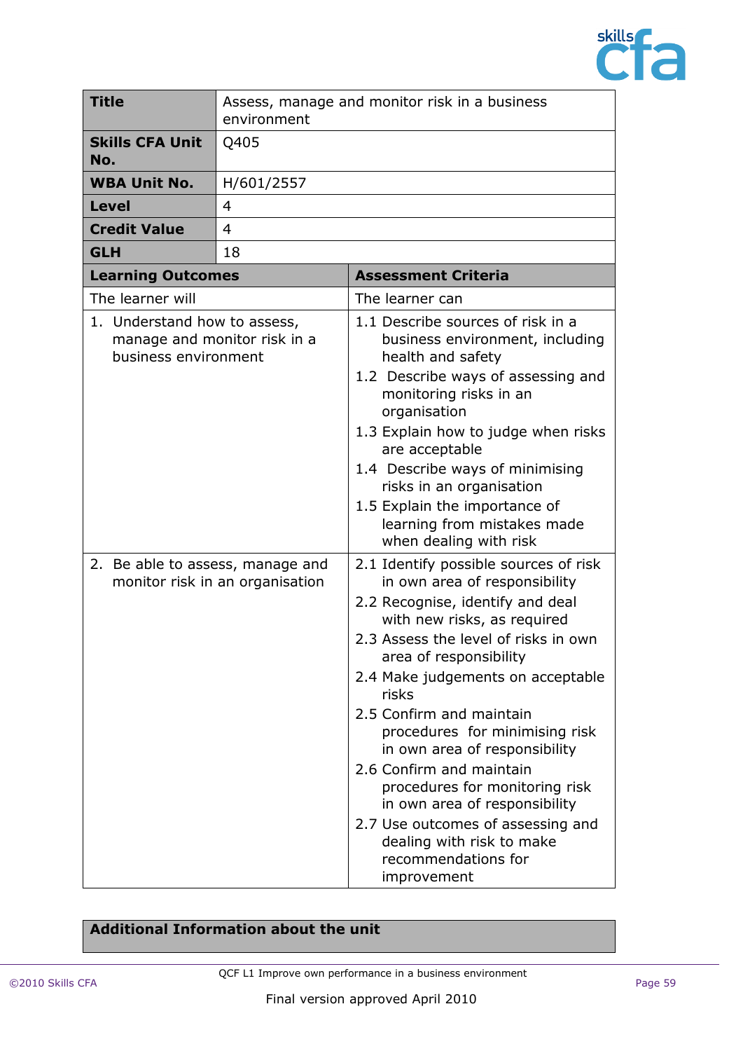| **Title** | Assess, manage and monitor risk in a business environment |
|---|---|
| **Skills CFA Unit No.** | Q405 |
| **WBA Unit No.** | H/601/2557 |
| **Level** | 4 |
| **Credit Value** | 4 |
| **GLH** | 18 |

| **Learning Outcomes** | **Assessment Criteria** |
|---|---|
| The learner will | The learner can |
| 1. Understand how to assess, manage and monitor risk in a business environment | 1.1 Describe sources of risk in a business environment, including health and safety<br>1.2 Describe ways of assessing and monitoring risks in an organisation<br>1.3 Explain how to judge when risks are acceptable<br>1.4 Describe ways of minimising risks in an organisation<br>1.5 Explain the importance of learning from mistakes made when dealing with risk |
| 2. Be able to assess, manage and monitor risk in an organisation | 2.1 Identify possible sources of risk in own area of responsibility<br>2.2 Recognise, identify and deal with new risks, as required<br>2.3 Assess the level of risks in own area of responsibility<br>2.4 Make judgements on acceptable risks<br>2.5 Confirm and maintain procedures for minimising risk in own area of responsibility<br>2.6 Confirm and maintain procedures for monitoring risk in own area of responsibility<br>2.7 Use outcomes of assessing and dealing with risk to make recommendations for improvement |

| **Additional Information about the unit** |
|---|
| |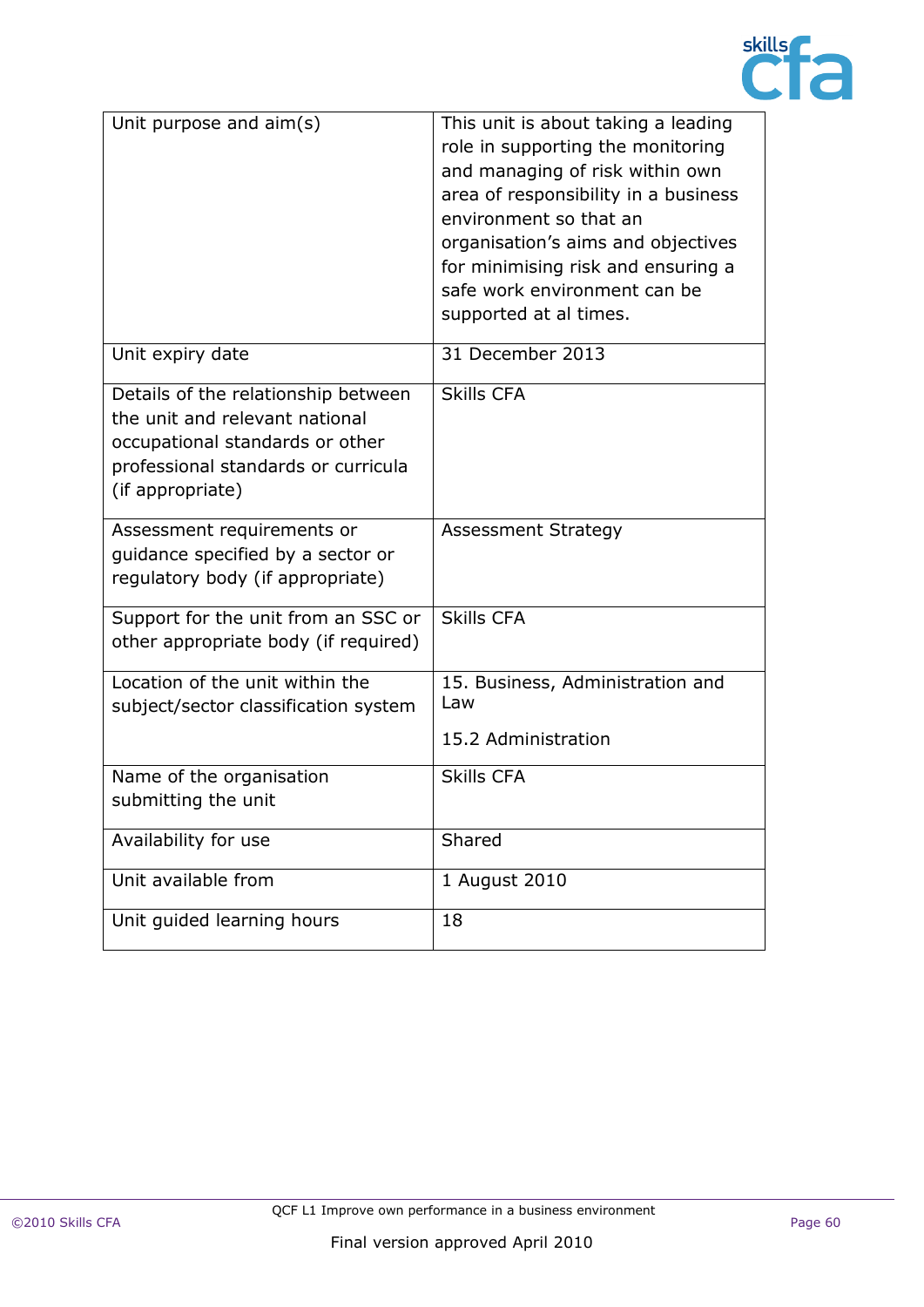| Unit purpose and aim(s) | This unit is about taking a leading role in supporting the monitoring and managing of risk within own area of responsibility in a business environment so that an organisation's aims and objectives for minimising risk and ensuring a safe work environment can be supported at al times. |
|---|---|
| Unit expiry date | 31 December 2013 |
| Details of the relationship between the unit and relevant national occupational standards or other professional standards or curricula (if appropriate) | Skills CFA |
| Assessment requirements or guidance specified by a sector or regulatory body (if appropriate) | Assessment Strategy |
| Support for the unit from an SSC or other appropriate body (if required) | Skills CFA |
| Location of the unit within the subject/sector classification system | 15. Business, Administration and Law<br><br>15.2 Administration |
| Name of the organisation submitting the unit | Skills CFA |
| Availability for use | Shared |
| Unit available from | 1 August 2010 |
| Unit guided learning hours | 18 |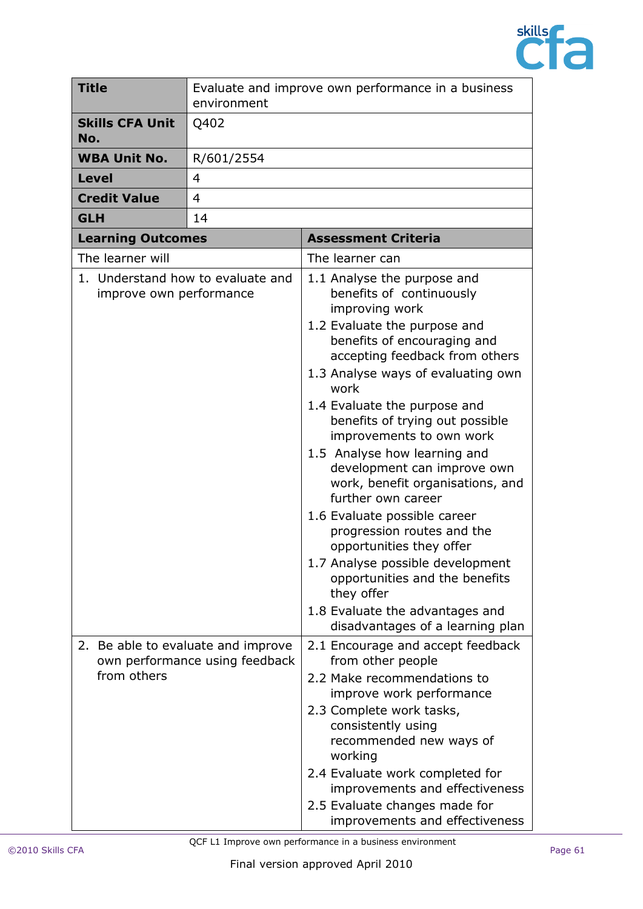| **Title** | Evaluate and improve own performance in a business environment |
|---|---|
| **Skills CFA Unit No.** | Q402 |
| **WBA Unit No.** | R/601/2554 |
| **Level** | 4 |
| **Credit Value** | 4 |
| **GLH** | 14 |

| **Learning Outcomes** | **Assessment Criteria** |
|---|---|
| The learner will | The learner can |
| 1. Understand how to evaluate and improve own performance | 1.1 Analyse the purpose and benefits of continuously improving work<br>1.2 Evaluate the purpose and benefits of encouraging and accepting feedback from others<br>1.3 Analyse ways of evaluating own work<br>1.4 Evaluate the purpose and benefits of trying out possible improvements to own work<br>1.5 Analyse how learning and development can improve own work, benefit organisations, and further own career<br>1.6 Evaluate possible career progression routes and the opportunities they offer<br>1.7 Analyse possible development opportunities and the benefits they offer<br>1.8 Evaluate the advantages and disadvantages of a learning plan |
| 2. Be able to evaluate and improve own performance using feedback from others | 2.1 Encourage and accept feedback from other people<br>2.2 Make recommendations to improve work performance<br>2.3 Complete work tasks, consistently using recommended new ways of working<br>2.4 Evaluate work completed for improvements and effectiveness<br>2.5 Evaluate changes made for improvements and effectiveness |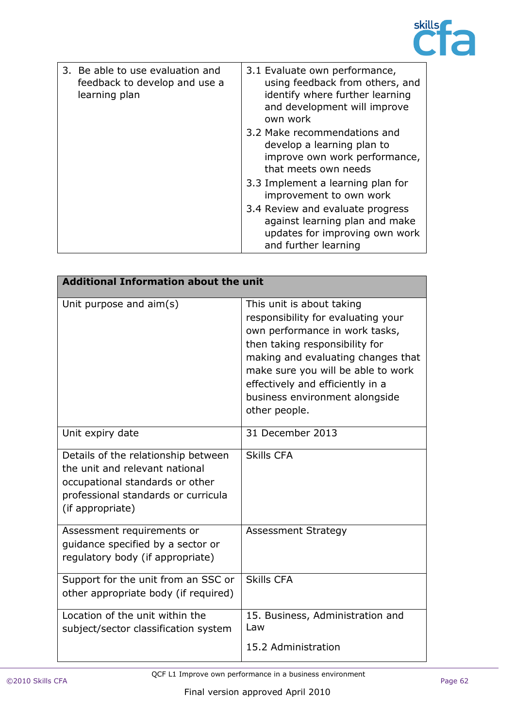| 3. Be able to use evaluation and feedback to develop and use a learning plan | 3.1 Evaluate own performance, using feedback from others, and identify where further learning and development will improve own work<br>3.2 Make recommendations and develop a learning plan to improve own work performance, that meets own needs<br>3.3 Implement a learning plan for improvement to own work<br>3.4 Review and evaluate progress against learning plan and make updates for improving own work and further learning |
|---|---|

| **Additional Information about the unit** | |
|---|---|
| Unit purpose and aim(s) | This unit is about taking responsibility for evaluating your own performance in work tasks, then taking responsibility for making and evaluating changes that make sure you will be able to work effectively and efficiently in a business environment alongside other people. |
| Unit expiry date | 31 December 2013 |
| Details of the relationship between the unit and relevant national occupational standards or other professional standards or curricula (if appropriate) | Skills CFA |
| Assessment requirements or guidance specified by a sector or regulatory body (if appropriate) | Assessment Strategy |
| Support for the unit from an SSC or other appropriate body (if required) | Skills CFA |
| Location of the unit within the subject/sector classification system | 15. Business, Administration and Law<br><br>15.2 Administration |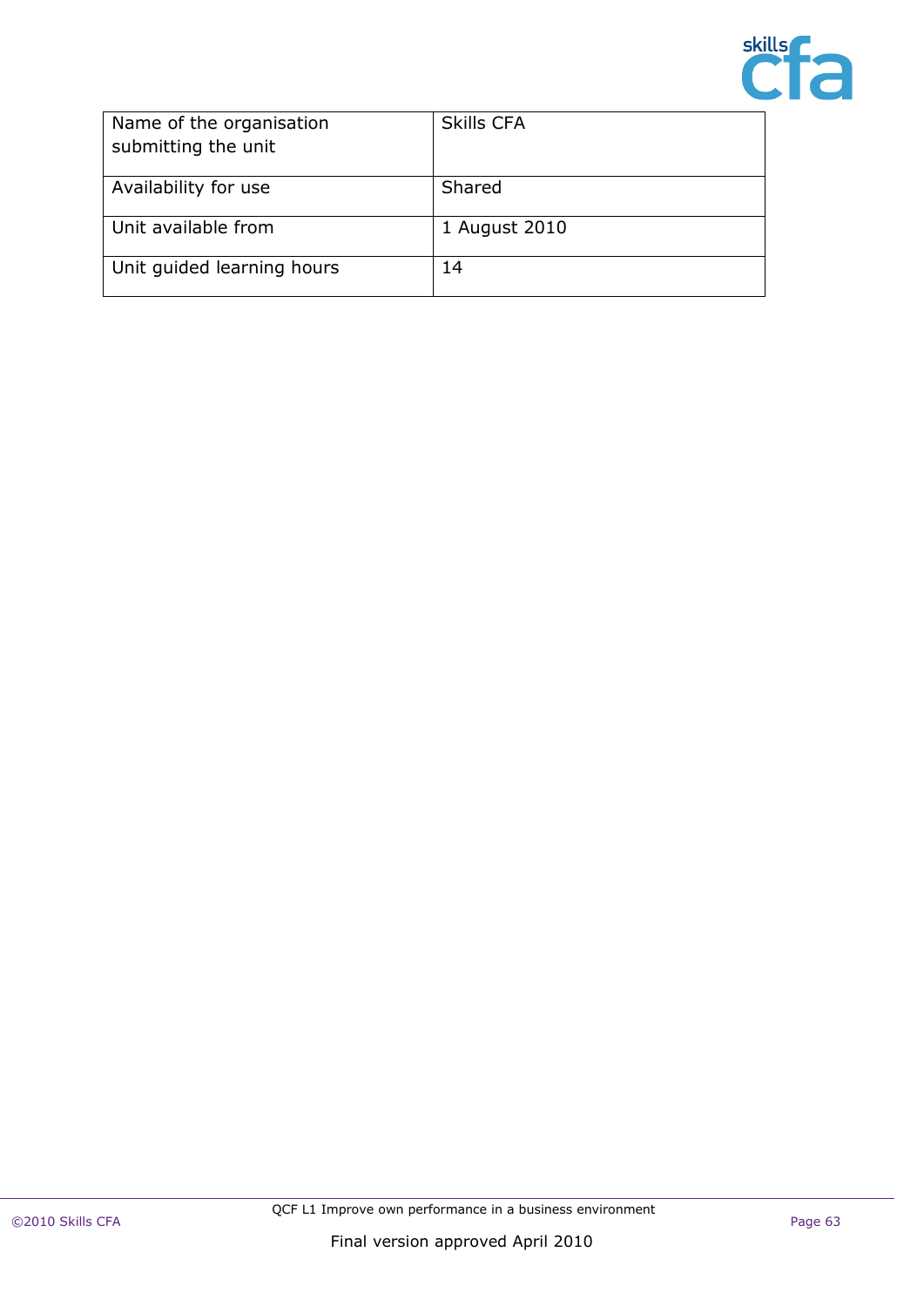| Name of the organisation submitting the unit | Skills CFA |
|---|---|
| Availability for use | Shared |
| Unit available from | 1 August 2010 |
| Unit guided learning hours | 14 |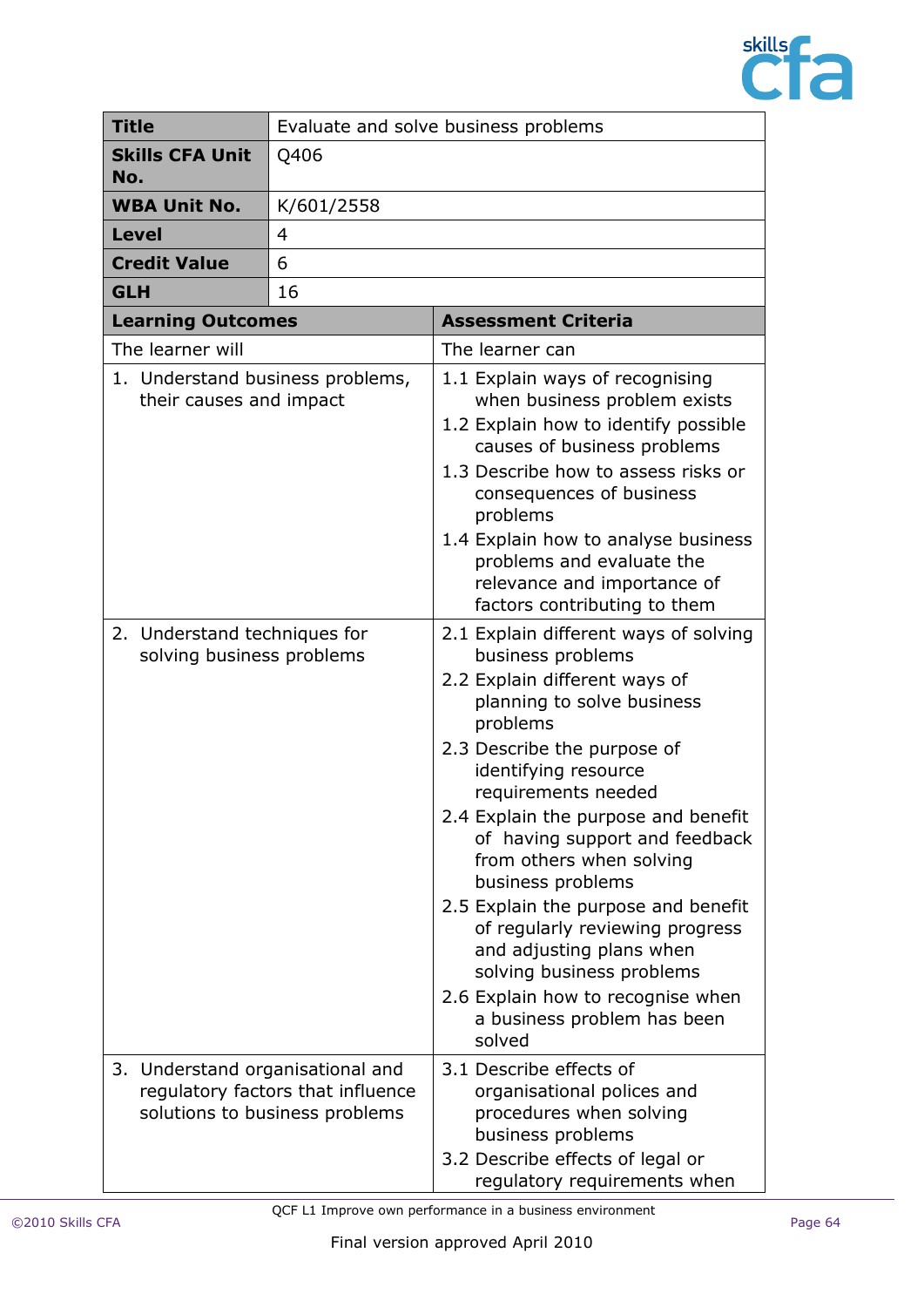| **Title** | Evaluate and solve business problems |
|---|---|
| **Skills CFA Unit No.** | Q406 |
| **WBA Unit No.** | K/601/2558 |
| **Level** | 4 |
| **Credit Value** | 6 |
| **GLH** | 16 |

| **Learning Outcomes** | **Assessment Criteria** |
|---|---|
| The learner will | The learner can |
| 1. Understand business problems, their causes and impact | 1.1 Explain ways of recognising when business problem exists<br>1.2 Explain how to identify possible causes of business problems<br>1.3 Describe how to assess risks or consequences of business problems<br>1.4 Explain how to analyse business problems and evaluate the relevance and importance of factors contributing to them |
| 2. Understand techniques for solving business problems | 2.1 Explain different ways of solving business problems<br>2.2 Explain different ways of planning to solve business problems<br>2.3 Describe the purpose of identifying resource requirements needed<br>2.4 Explain the purpose and benefit of having support and feedback from others when solving business problems<br>2.5 Explain the purpose and benefit of regularly reviewing progress and adjusting plans when solving business problems<br>2.6 Explain how to recognise when a business problem has been solved |
| 3. Understand organisational and regulatory factors that influence solutions to business problems | 3.1 Describe effects of organisational polices and procedures when solving business problems<br>3.2 Describe effects of legal or regulatory requirements when |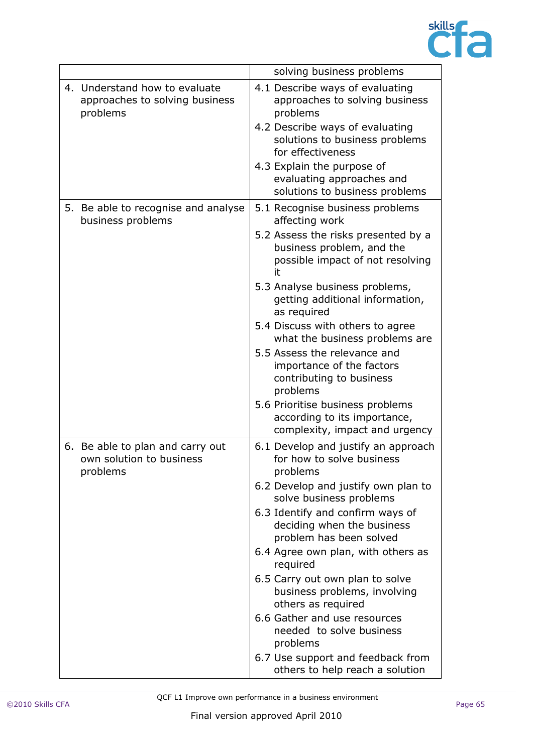| | |
|---|---|
| | solving business problems |
| 4. Understand how to evaluate approaches to solving business problems | 4.1 Describe ways of evaluating approaches to solving business problems<br>4.2 Describe ways of evaluating solutions to business problems for effectiveness<br>4.3 Explain the purpose of evaluating approaches and solutions to business problems |
| 5. Be able to recognise and analyse business problems | 5.1 Recognise business problems affecting work<br>5.2 Assess the risks presented by a business problem, and the possible impact of not resolving it<br>5.3 Analyse business problems, getting additional information, as required<br>5.4 Discuss with others to agree what the business problems are<br>5.5 Assess the relevance and importance of the factors contributing to business problems<br>5.6 Prioritise business problems according to its importance, complexity, impact and urgency |
| 6. Be able to plan and carry out own solution to business problems | 6.1 Develop and justify an approach for how to solve business problems<br>6.2 Develop and justify own plan to solve business problems<br>6.3 Identify and confirm ways of deciding when the business problem has been solved<br>6.4 Agree own plan, with others as required<br>6.5 Carry out own plan to solve business problems, involving others as required<br>6.6 Gather and use resources needed to solve business problems<br>6.7 Use support and feedback from others to help reach a solution |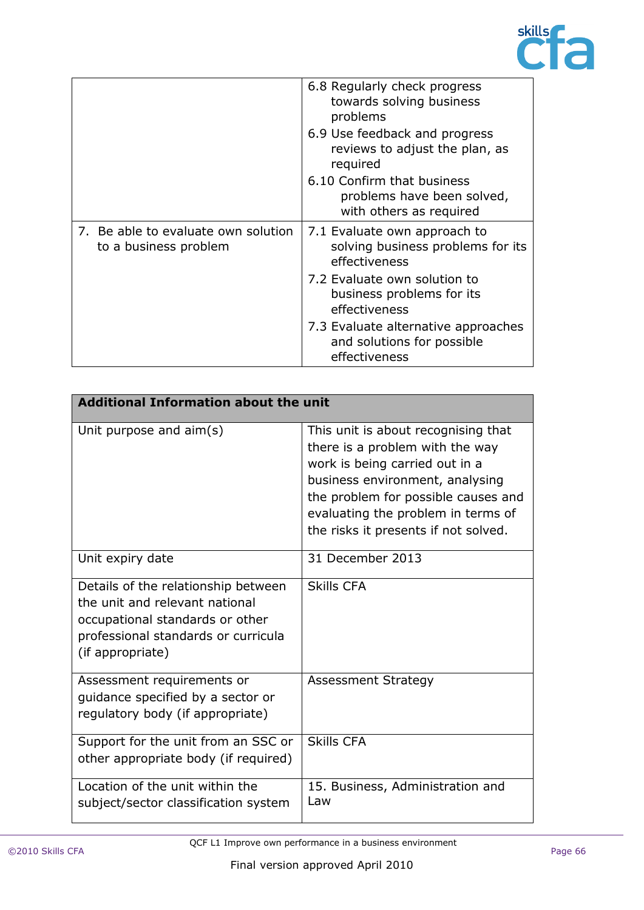| | |
|---|---|
| | 6.8 Regularly check progress towards solving business problems<br>6.9 Use feedback and progress reviews to adjust the plan, as required<br>6.10 Confirm that business problems have been solved, with others as required |
| 7. Be able to evaluate own solution to a business problem | 7.1 Evaluate own approach to solving business problems for its effectiveness<br>7.2 Evaluate own solution to business problems for its effectiveness<br>7.3 Evaluate alternative approaches and solutions for possible effectiveness |

| **Additional Information about the unit** | |
|---|---|
| Unit purpose and aim(s) | This unit is about recognising that there is a problem with the way work is being carried out in a business environment, analysing the problem for possible causes and evaluating the problem in terms of the risks it presents if not solved. |
| Unit expiry date | 31 December 2013 |
| Details of the relationship between the unit and relevant national occupational standards or other professional standards or curricula (if appropriate) | Skills CFA |
| Assessment requirements or guidance specified by a sector or regulatory body (if appropriate) | Assessment Strategy |
| Support for the unit from an SSC or other appropriate body (if required) | Skills CFA |
| Location of the unit within the subject/sector classification system | 15. Business, Administration and Law |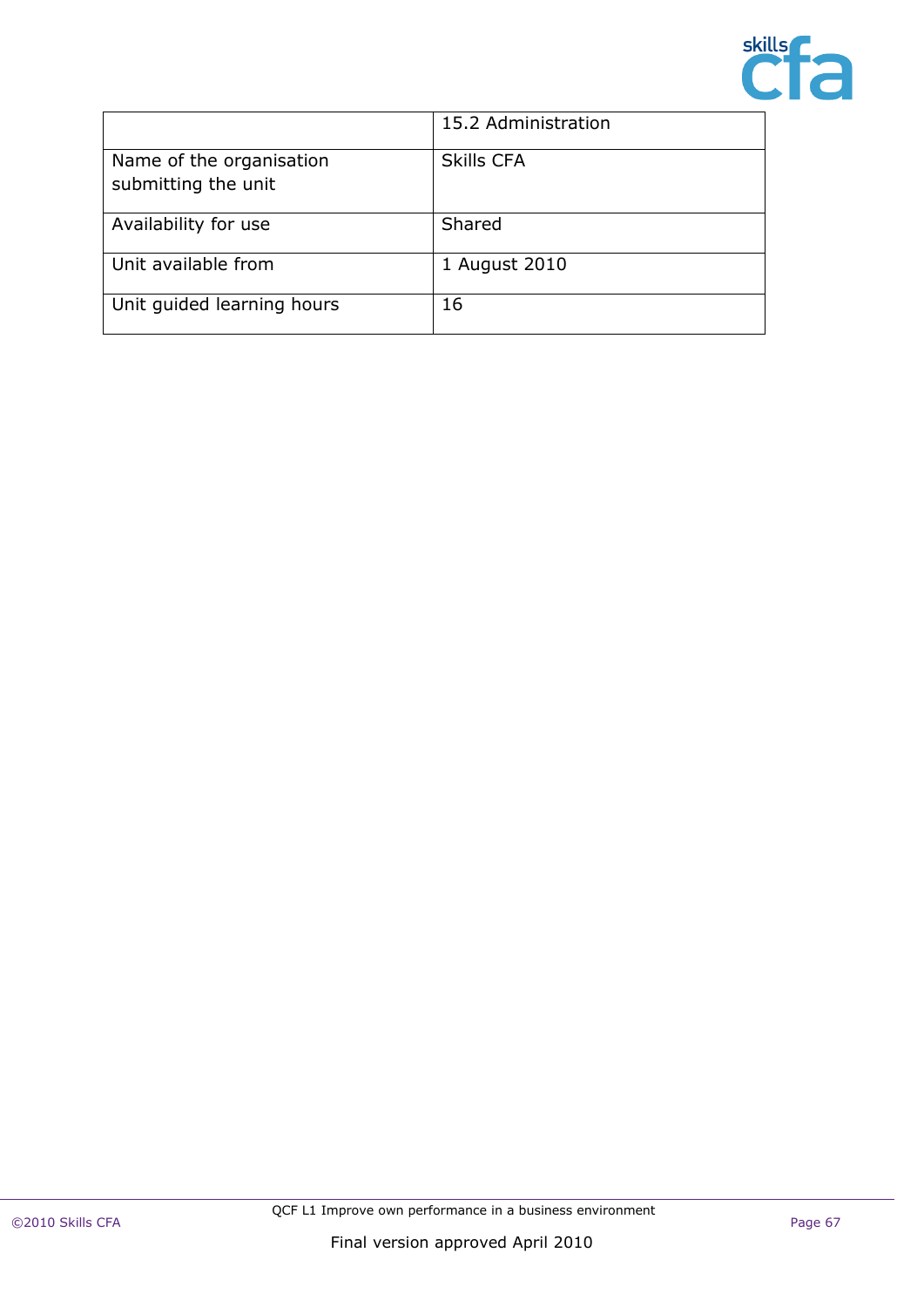| | 15.2 Administration |
|---|---|
| Name of the organisation submitting the unit | Skills CFA |
| Availability for use | Shared |
| Unit available from | 1 August 2010 |
| Unit guided learning hours | 16 |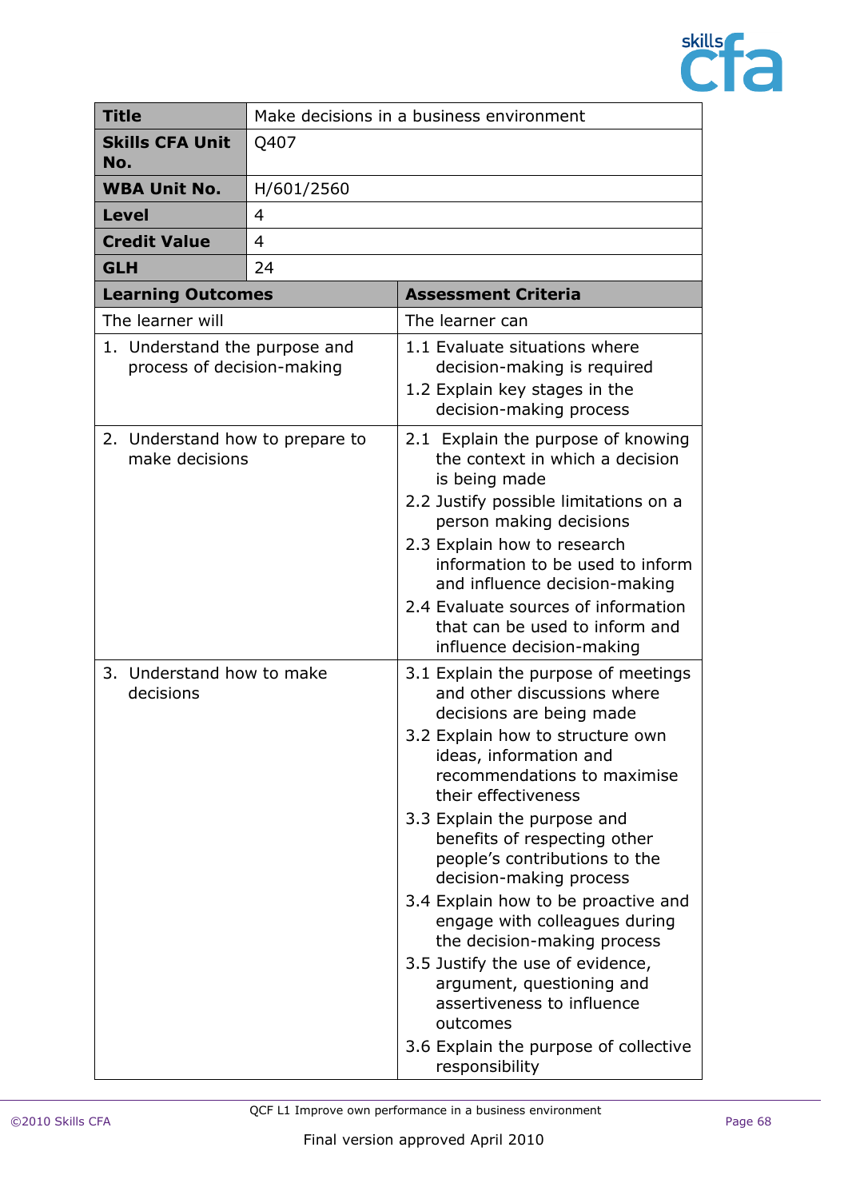| **Title** | Make decisions in a business environment |
|---|---|
| **Skills CFA Unit No.** | Q407 |
| **WBA Unit No.** | H/601/2560 |
| **Level** | 4 |
| **Credit Value** | 4 |
| **GLH** | 24 |

| **Learning Outcomes** | **Assessment Criteria** |
|---|---|
| The learner will | The learner can |
| 1. Understand the purpose and process of decision-making | 1.1 Evaluate situations where decision-making is required<br>1.2 Explain key stages in the decision-making process |
| 2. Understand how to prepare to make decisions | 2.1 Explain the purpose of knowing the context in which a decision is being made<br>2.2 Justify possible limitations on a person making decisions<br>2.3 Explain how to research information to be used to inform and influence decision-making<br>2.4 Evaluate sources of information that can be used to inform and influence decision-making |
| 3. Understand how to make decisions | 3.1 Explain the purpose of meetings and other discussions where decisions are being made<br>3.2 Explain how to structure own ideas, information and recommendations to maximise their effectiveness<br>3.3 Explain the purpose and benefits of respecting other people's contributions to the decision-making process<br>3.4 Explain how to be proactive and engage with colleagues during the decision-making process<br>3.5 Justify the use of evidence, argument, questioning and assertiveness to influence outcomes<br>3.6 Explain the purpose of collective responsibility |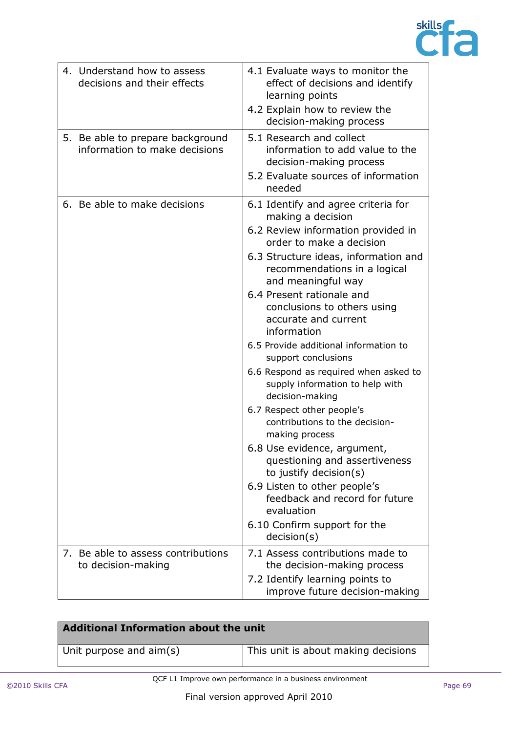| | |
|---|---|
| 4. Understand how to assess decisions and their effects | 4.1 Evaluate ways to monitor the effect of decisions and identify learning points<br>4.2 Explain how to review the decision-making process |
| 5. Be able to prepare background information to make decisions | 5.1 Research and collect information to add value to the decision-making process<br>5.2 Evaluate sources of information needed |
| 6. Be able to make decisions | 6.1 Identify and agree criteria for making a decision<br>6.2 Review information provided in order to make a decision<br>6.3 Structure ideas, information and recommendations in a logical and meaningful way<br>6.4 Present rationale and conclusions to others using accurate and current information<br>6.5 Provide additional information to support conclusions<br>6.6 Respond as required when asked to supply information to help with decision-making<br>6.7 Respect other people's contributions to the decision-making process<br>6.8 Use evidence, argument, questioning and assertiveness to justify decision(s)<br>6.9 Listen to other people's feedback and record for future evaluation<br>6.10 Confirm support for the decision(s) |
| 7. Be able to assess contributions to decision-making | 7.1 Assess contributions made to the decision-making process<br>7.2 Identify learning points to improve future decision-making |

| **Additional Information about the unit** | |
|---|---|
| Unit purpose and aim(s) | This unit is about making decisions |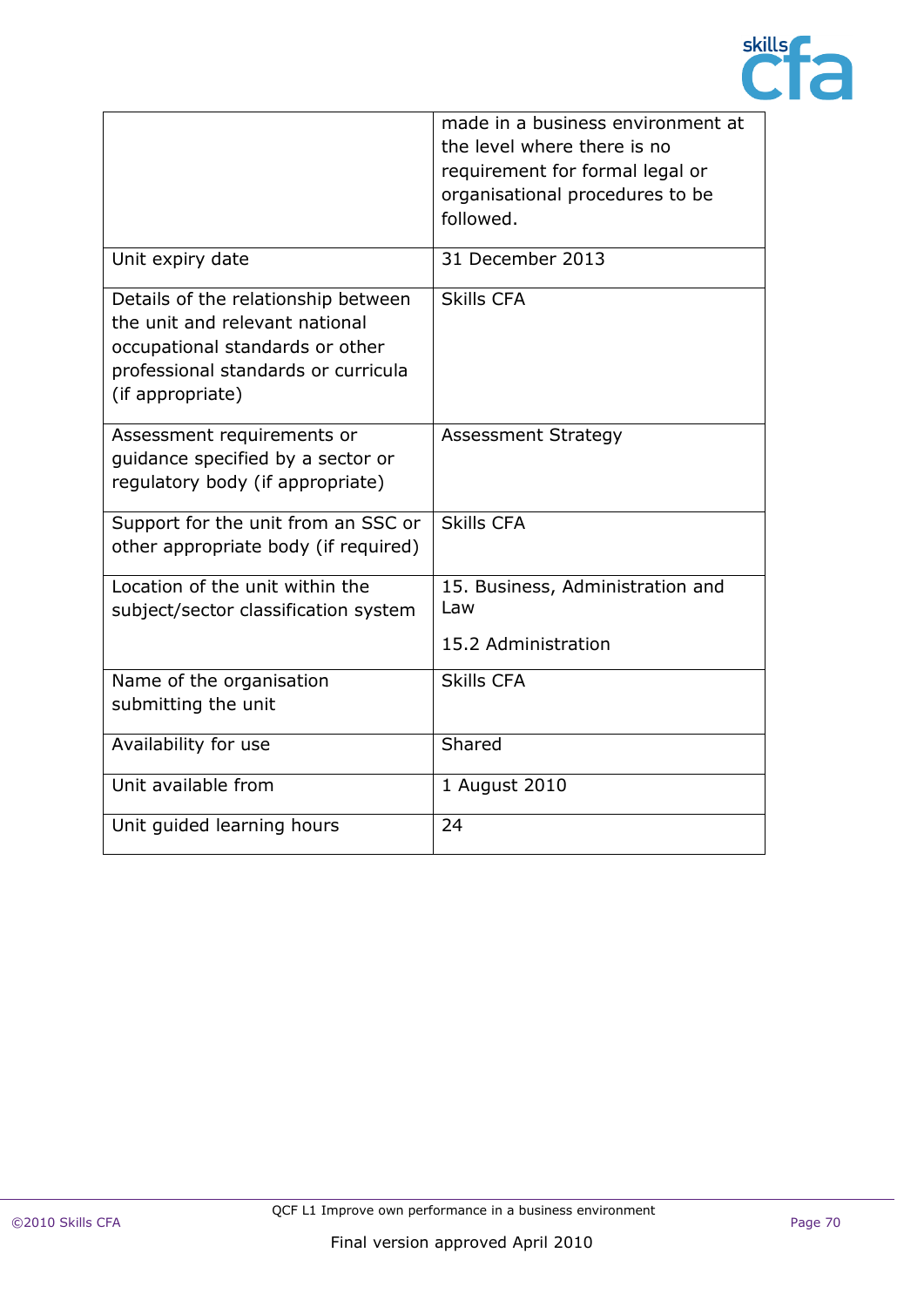| | |
|---|---|
| | made in a business environment at the level where there is no requirement for formal legal or organisational procedures to be followed. |
| Unit expiry date | 31 December 2013 |
| Details of the relationship between the unit and relevant national occupational standards or other professional standards or curricula (if appropriate) | Skills CFA |
| Assessment requirements or guidance specified by a sector or regulatory body (if appropriate) | Assessment Strategy |
| Support for the unit from an SSC or other appropriate body (if required) | Skills CFA |
| Location of the unit within the subject/sector classification system | 15. Business, Administration and Law<br><br>15.2 Administration |
| Name of the organisation submitting the unit | Skills CFA |
| Availability for use | Shared |
| Unit available from | 1 August 2010 |
| Unit guided learning hours | 24 |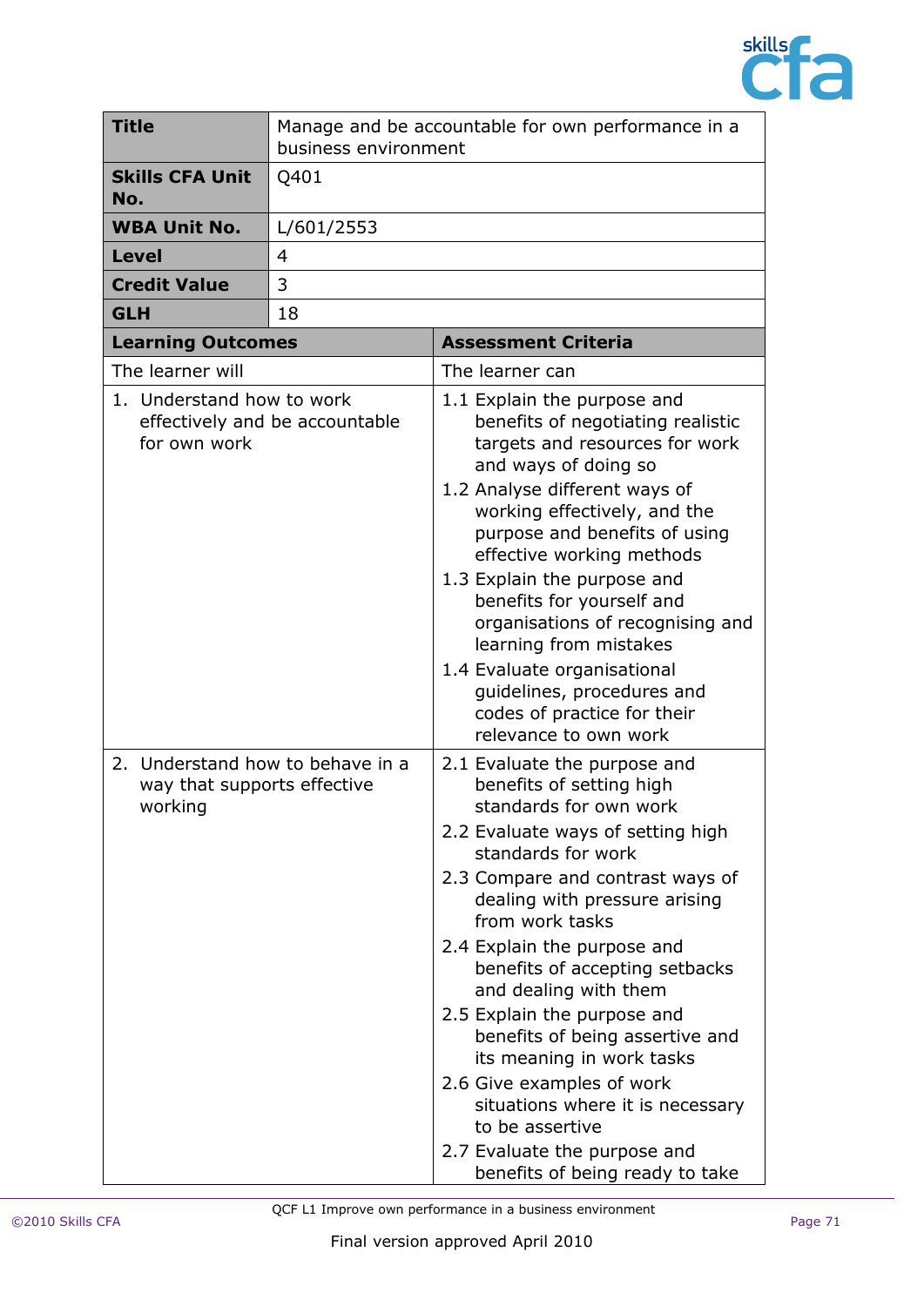| Title | Manage and be accountable for own performance in a business environment |
|---|---|
| **Skills CFA Unit No.** | Q401 |
| **WBA Unit No.** | L/601/2553 |
| **Level** | 4 |
| **Credit Value** | 3 |
| **GLH** | 18 |

| Learning Outcomes | Assessment Criteria |
|---|---|
| The learner will | The learner can |
| 1. Understand how to work effectively and be accountable for own work | 1.1 Explain the purpose and benefits of negotiating realistic targets and resources for work and ways of doing so<br>1.2 Analyse different ways of working effectively, and the purpose and benefits of using effective working methods<br>1.3 Explain the purpose and benefits for yourself and organisations of recognising and learning from mistakes<br>1.4 Evaluate organisational guidelines, procedures and codes of practice for their relevance to own work |
| 2. Understand how to behave in a way that supports effective working | 2.1 Evaluate the purpose and benefits of setting high standards for own work<br>2.2 Evaluate ways of setting high standards for work<br>2.3 Compare and contrast ways of dealing with pressure arising from work tasks<br>2.4 Explain the purpose and benefits of accepting setbacks and dealing with them<br>2.5 Explain the purpose and benefits of being assertive and its meaning in work tasks<br>2.6 Give examples of work situations where it is necessary to be assertive<br>2.7 Evaluate the purpose and benefits of being ready to take |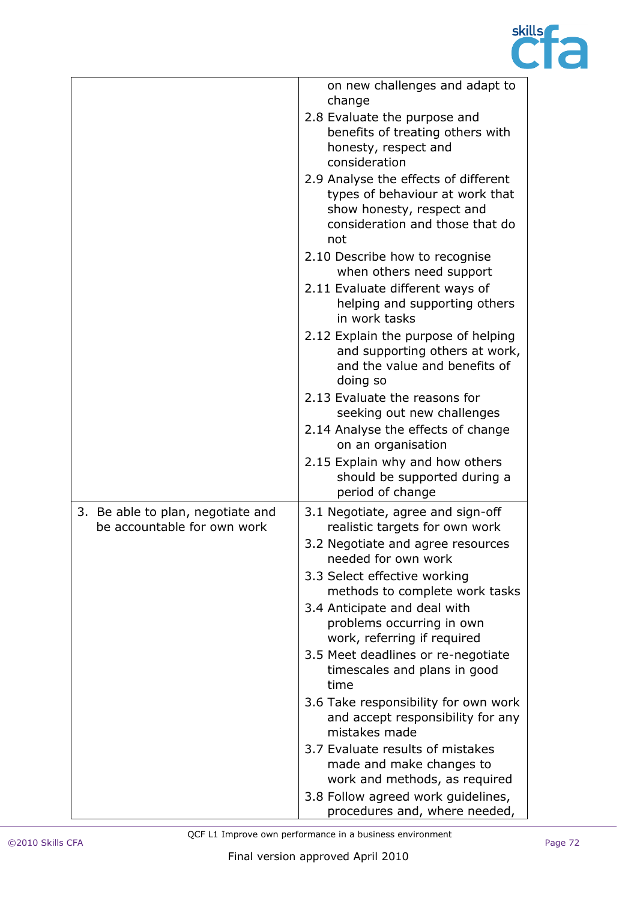|  |  |
|---|---|
|  | on new challenges and adapt to change<br>2.8 Evaluate the purpose and benefits of treating others with honesty, respect and consideration<br>2.9 Analyse the effects of different types of behaviour at work that show honesty, respect and consideration and those that do not<br>2.10 Describe how to recognise when others need support<br>2.11 Evaluate different ways of helping and supporting others in work tasks<br>2.12 Explain the purpose of helping and supporting others at work, and the value and benefits of doing so<br>2.13 Evaluate the reasons for seeking out new challenges<br>2.14 Analyse the effects of change on an organisation<br>2.15 Explain why and how others should be supported during a period of change |
| 3. Be able to plan, negotiate and be accountable for own work | 3.1 Negotiate, agree and sign-off realistic targets for own work<br>3.2 Negotiate and agree resources needed for own work<br>3.3 Select effective working methods to complete work tasks<br>3.4 Anticipate and deal with problems occurring in own work, referring if required<br>3.5 Meet deadlines or re-negotiate timescales and plans in good time<br>3.6 Take responsibility for own work and accept responsibility for any mistakes made<br>3.7 Evaluate results of mistakes made and make changes to work and methods, as required<br>3.8 Follow agreed work guidelines, procedures and, where needed, |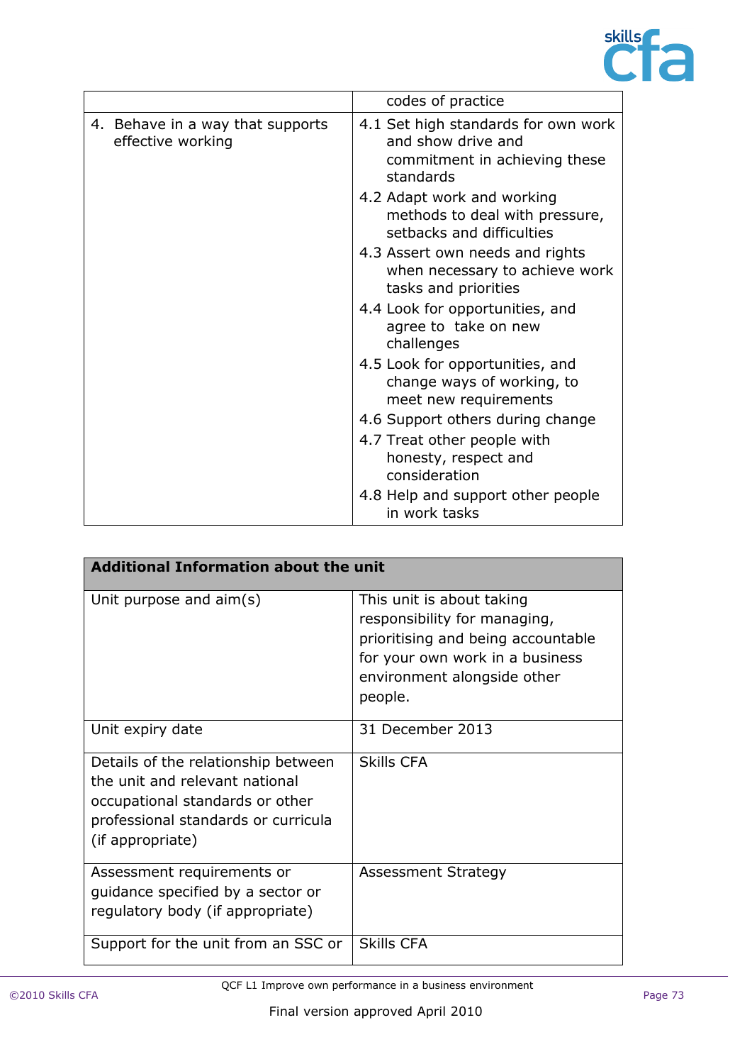| | |
|---|---|
| | codes of practice |
| 4. Behave in a way that supports effective working | 4.1 Set high standards for own work and show drive and commitment in achieving these standards<br>4.2 Adapt work and working methods to deal with pressure, setbacks and difficulties<br>4.3 Assert own needs and rights when necessary to achieve work tasks and priorities<br>4.4 Look for opportunities, and agree to take on new challenges<br>4.5 Look for opportunities, and change ways of working, to meet new requirements<br>4.6 Support others during change<br>4.7 Treat other people with honesty, respect and consideration<br>4.8 Help and support other people in work tasks |

| **Additional Information about the unit** | |
|---|---|
| Unit purpose and aim(s) | This unit is about taking responsibility for managing, prioritising and being accountable for your own work in a business environment alongside other people. |
| Unit expiry date | 31 December 2013 |
| Details of the relationship between the unit and relevant national occupational standards or other professional standards or curricula (if appropriate) | Skills CFA |
| Assessment requirements or guidance specified by a sector or regulatory body (if appropriate) | Assessment Strategy |
| Support for the unit from an SSC or | Skills CFA |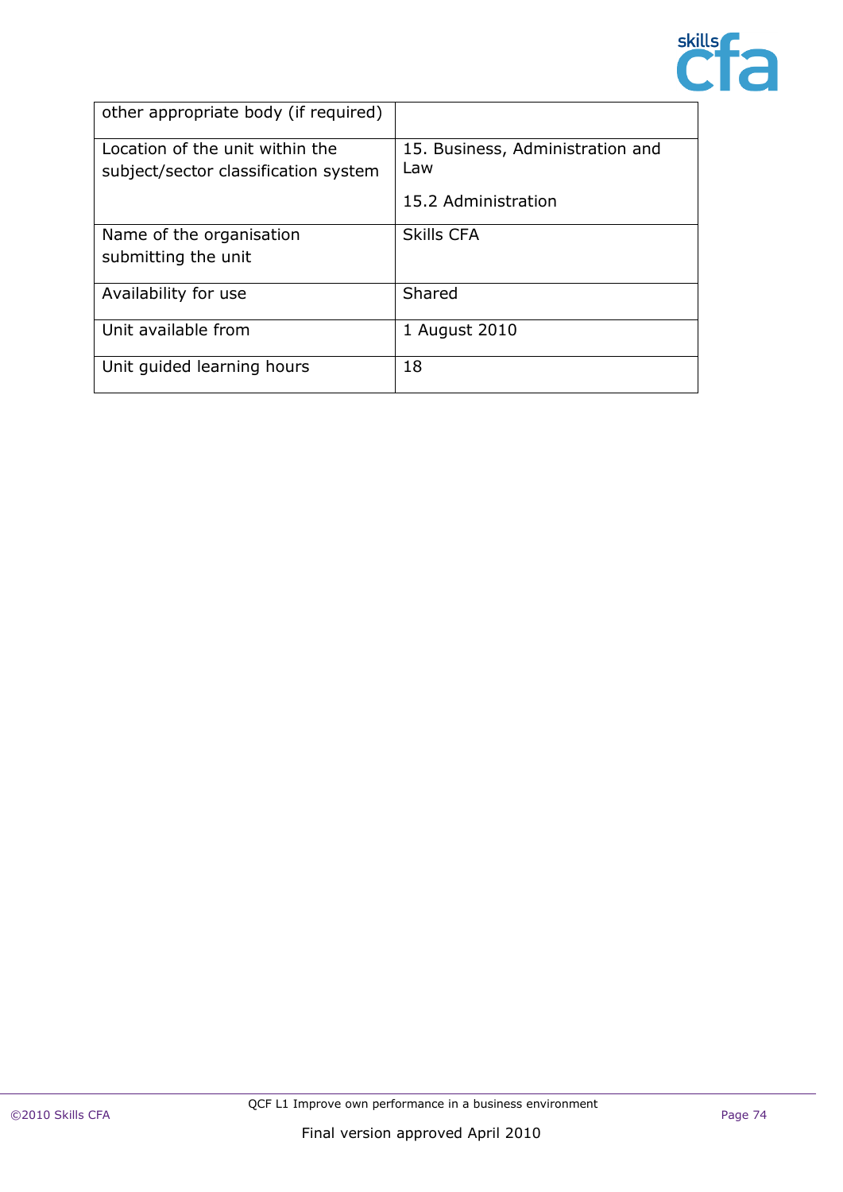| other appropriate body (if required) | |
|---|---|
| Location of the unit within the subject/sector classification system | 15. Business, Administration and Law<br><br>15.2 Administration |
| Name of the organisation submitting the unit | Skills CFA |
| Availability for use | Shared |
| Unit available from | 1 August 2010 |
| Unit guided learning hours | 18 |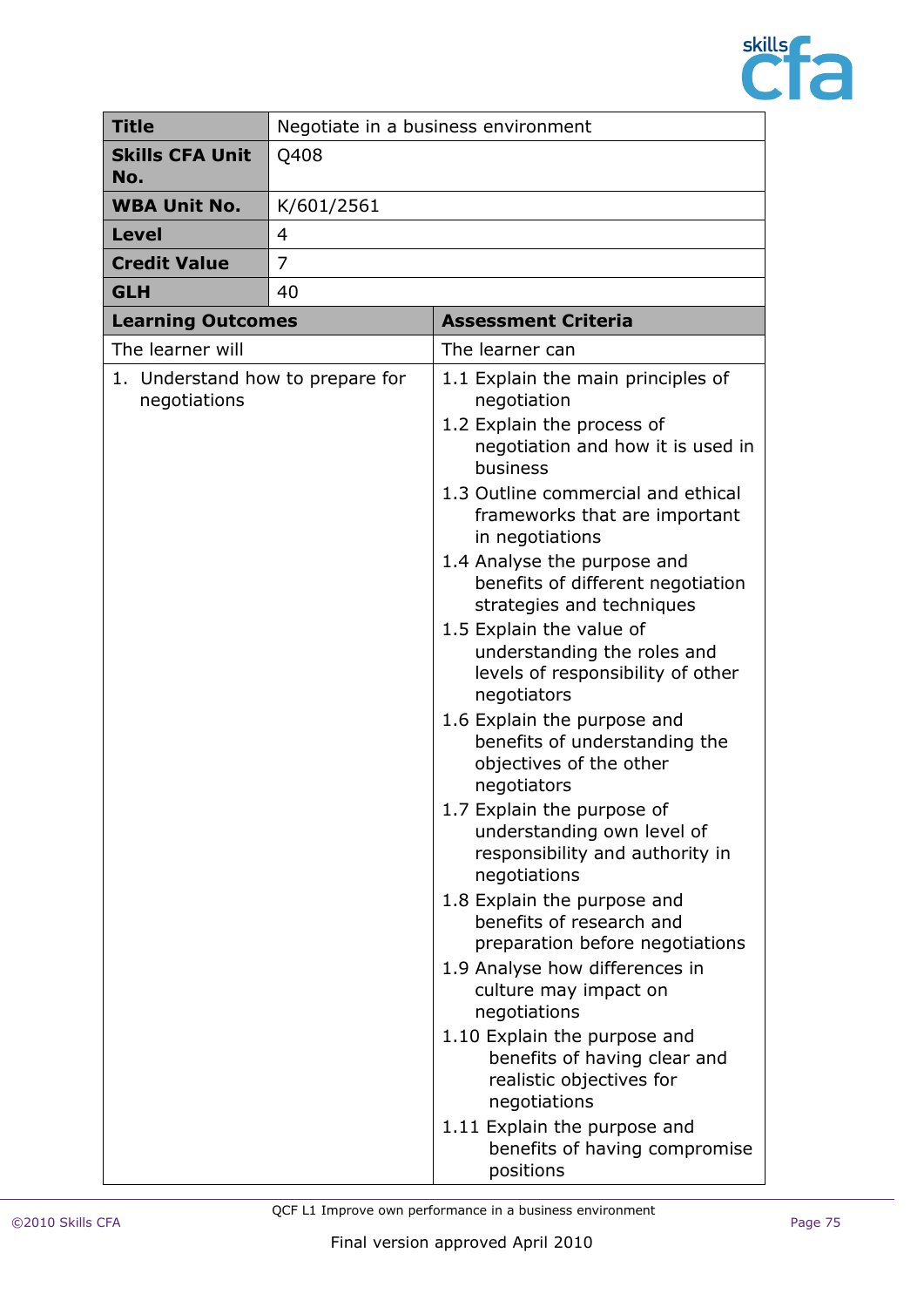| **Title** | Negotiate in a business environment |
|---|---|
| **Skills CFA Unit No.** | Q408 |
| **WBA Unit No.** | K/601/2561 |
| **Level** | 4 |
| **Credit Value** | 7 |
| **GLH** | 40 |

| **Learning Outcomes** | **Assessment Criteria** |
|---|---|
| The learner will | The learner can |
| 1. Understand how to prepare for negotiations | 1.1 Explain the main principles of negotiation<br>1.2 Explain the process of negotiation and how it is used in business<br>1.3 Outline commercial and ethical frameworks that are important in negotiations<br>1.4 Analyse the purpose and benefits of different negotiation strategies and techniques<br>1.5 Explain the value of understanding the roles and levels of responsibility of other negotiators<br>1.6 Explain the purpose and benefits of understanding the objectives of the other negotiators<br>1.7 Explain the purpose of understanding own level of responsibility and authority in negotiations<br>1.8 Explain the purpose and benefits of research and preparation before negotiations<br>1.9 Analyse how differences in culture may impact on negotiations<br>1.10 Explain the purpose and benefits of having clear and realistic objectives for negotiations<br>1.11 Explain the purpose and benefits of having compromise positions |

QCF L1 Improve own performance in a business environment

Final version approved April 2010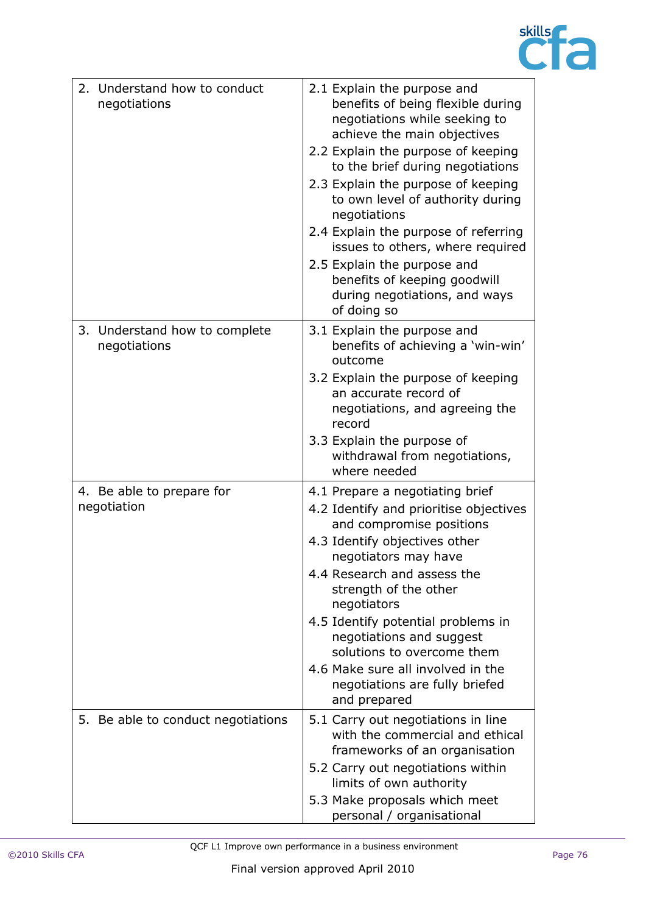| | |
|---|---|
| 2. Understand how to conduct negotiations | 2.1 Explain the purpose and benefits of being flexible during negotiations while seeking to achieve the main objectives<br>2.2 Explain the purpose of keeping to the brief during negotiations<br>2.3 Explain the purpose of keeping to own level of authority during negotiations<br>2.4 Explain the purpose of referring issues to others, where required<br>2.5 Explain the purpose and benefits of keeping goodwill during negotiations, and ways of doing so |
| 3. Understand how to complete negotiations | 3.1 Explain the purpose and benefits of achieving a 'win-win' outcome<br>3.2 Explain the purpose of keeping an accurate record of negotiations, and agreeing the record<br>3.3 Explain the purpose of withdrawal from negotiations, where needed |
| 4. Be able to prepare for negotiation | 4.1 Prepare a negotiating brief<br>4.2 Identify and prioritise objectives and compromise positions<br>4.3 Identify objectives other negotiators may have<br>4.4 Research and assess the strength of the other negotiators<br>4.5 Identify potential problems in negotiations and suggest solutions to overcome them<br>4.6 Make sure all involved in the negotiations are fully briefed and prepared |
| 5. Be able to conduct negotiations | 5.1 Carry out negotiations in line with the commercial and ethical frameworks of an organisation<br>5.2 Carry out negotiations within limits of own authority<br>5.3 Make proposals which meet personal / organisational |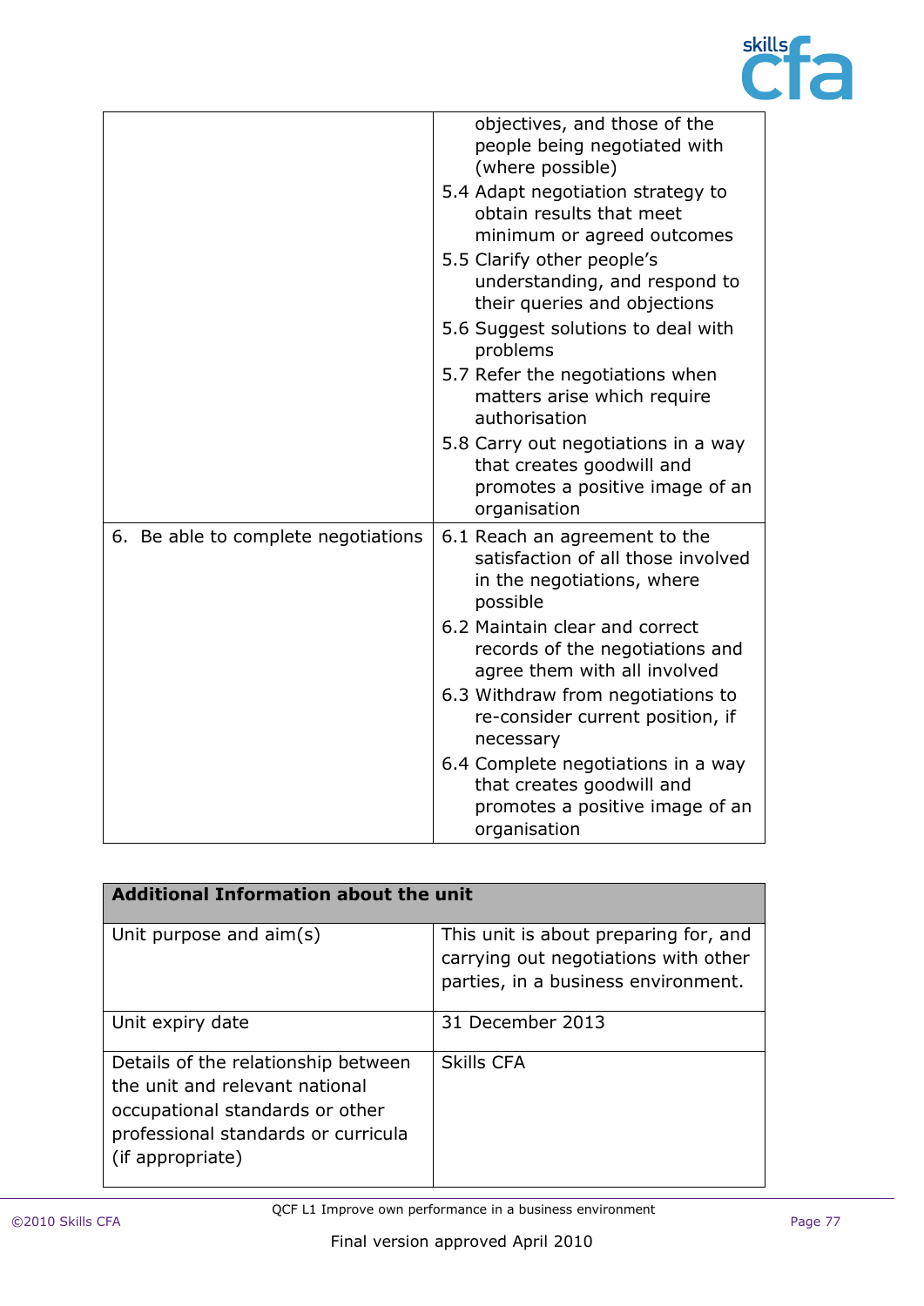| | |
|---|---|
| | objectives, and those of the people being negotiated with (where possible)<br>5.4 Adapt negotiation strategy to obtain results that meet minimum or agreed outcomes<br>5.5 Clarify other people's understanding, and respond to their queries and objections<br>5.6 Suggest solutions to deal with problems<br>5.7 Refer the negotiations when matters arise which require authorisation<br>5.8 Carry out negotiations in a way that creates goodwill and promotes a positive image of an organisation |
| 6. Be able to complete negotiations | 6.1 Reach an agreement to the satisfaction of all those involved in the negotiations, where possible<br>6.2 Maintain clear and correct records of the negotiations and agree them with all involved<br>6.3 Withdraw from negotiations to re-consider current position, if necessary<br>6.4 Complete negotiations in a way that creates goodwill and promotes a positive image of an organisation |

| **Additional Information about the unit** | |
|---|---|
| Unit purpose and aim(s) | This unit is about preparing for, and carrying out negotiations with other parties, in a business environment. |
| Unit expiry date | 31 December 2013 |
| Details of the relationship between the unit and relevant national occupational standards or other professional standards or curricula (if appropriate) | Skills CFA |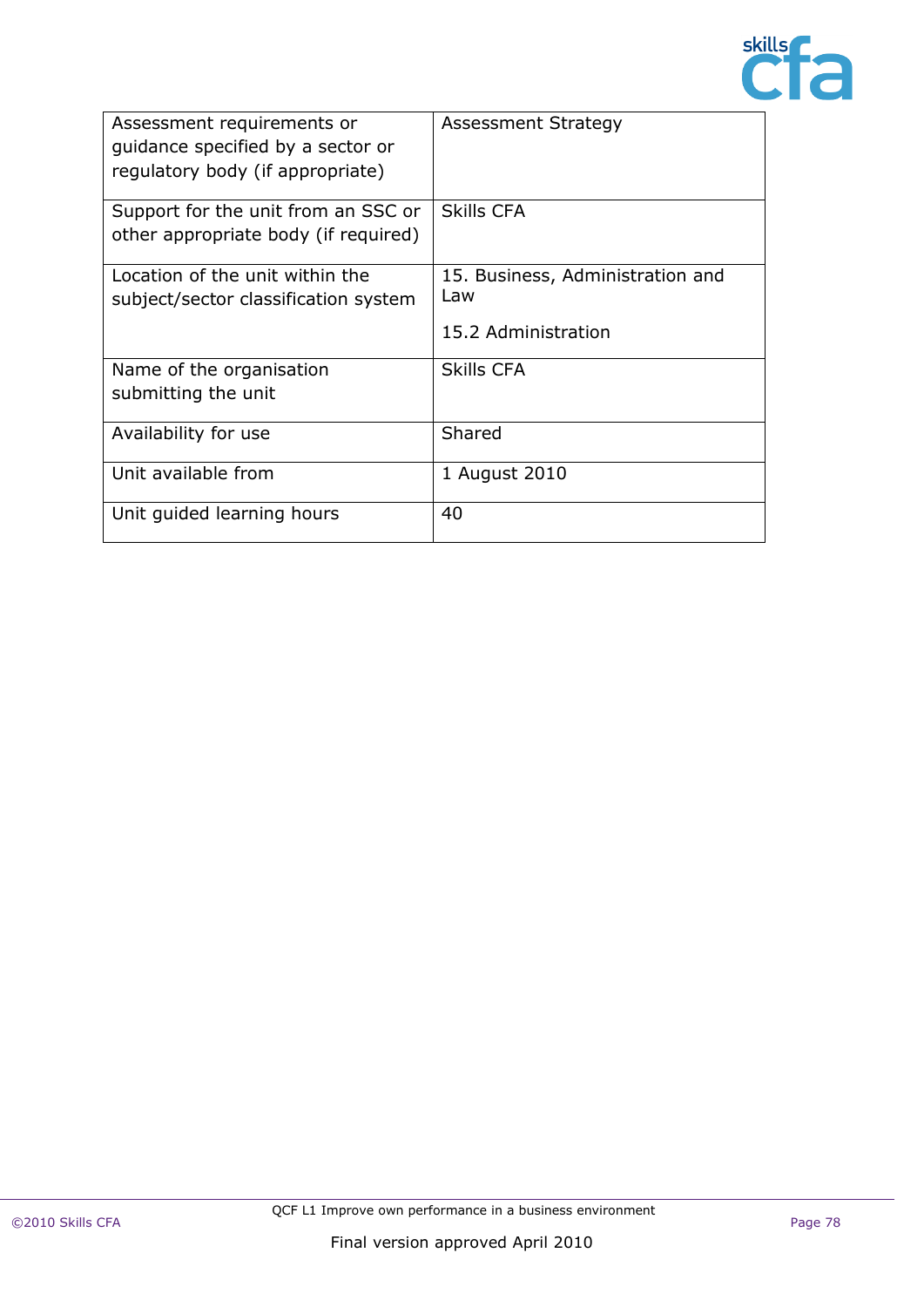| | |
|---|---|
| Assessment requirements or guidance specified by a sector or regulatory body (if appropriate) | Assessment Strategy |
| Support for the unit from an SSC or other appropriate body (if required) | Skills CFA |
| Location of the unit within the subject/sector classification system | 15. Business, Administration and Law<br><br>15.2 Administration |
| Name of the organisation submitting the unit | Skills CFA |
| Availability for use | Shared |
| Unit available from | 1 August 2010 |
| Unit guided learning hours | 40 |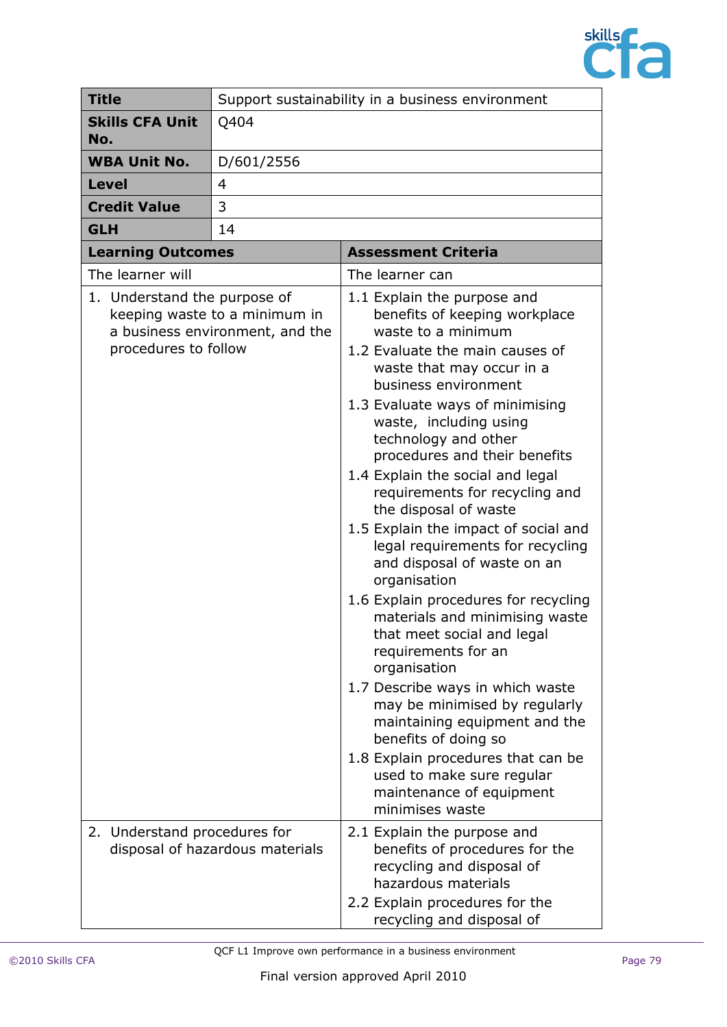| Title | Support sustainability in a business environment |
|---|---|
| **Skills CFA Unit No.** | Q404 |
| **WBA Unit No.** | D/601/2556 |
| **Level** | 4 |
| **Credit Value** | 3 |
| **GLH** | 14 |

| Learning Outcomes | Assessment Criteria |
|---|---|
| The learner will | The learner can |
| 1. Understand the purpose of keeping waste to a minimum in a business environment, and the procedures to follow | 1.1 Explain the purpose and benefits of keeping workplace waste to a minimum<br>1.2 Evaluate the main causes of waste that may occur in a business environment<br>1.3 Evaluate ways of minimising waste, including using technology and other procedures and their benefits<br>1.4 Explain the social and legal requirements for recycling and the disposal of waste<br>1.5 Explain the impact of social and legal requirements for recycling and disposal of waste on an organisation<br>1.6 Explain procedures for recycling materials and minimising waste that meet social and legal requirements for an organisation<br>1.7 Describe ways in which waste may be minimised by regularly maintaining equipment and the benefits of doing so<br>1.8 Explain procedures that can be used to make sure regular maintenance of equipment minimises waste |
| 2. Understand procedures for disposal of hazardous materials | 2.1 Explain the purpose and benefits of procedures for the recycling and disposal of hazardous materials<br>2.2 Explain procedures for the recycling and disposal of |

QCF L1 Improve own performance in a business environment

Final version approved April 2010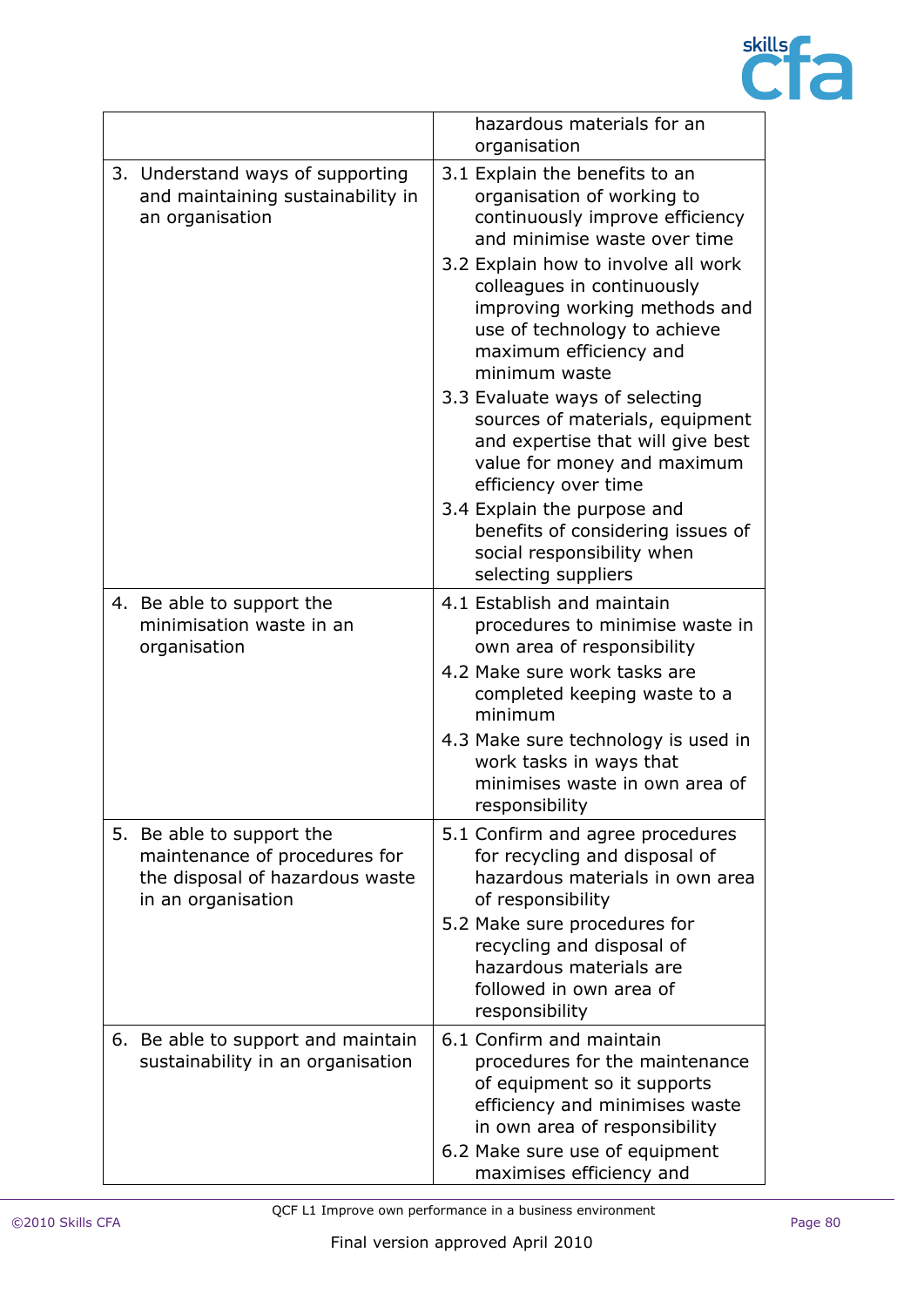| | |
|---|---|
| | hazardous materials for an organisation |
| 3. Understand ways of supporting and maintaining sustainability in an organisation | 3.1 Explain the benefits to an organisation of working to continuously improve efficiency and minimise waste over time<br>3.2 Explain how to involve all work colleagues in continuously improving working methods and use of technology to achieve maximum efficiency and minimum waste<br>3.3 Evaluate ways of selecting sources of materials, equipment and expertise that will give best value for money and maximum efficiency over time<br>3.4 Explain the purpose and benefits of considering issues of social responsibility when selecting suppliers |
| 4. Be able to support the minimisation waste in an organisation | 4.1 Establish and maintain procedures to minimise waste in own area of responsibility<br>4.2 Make sure work tasks are completed keeping waste to a minimum<br>4.3 Make sure technology is used in work tasks in ways that minimises waste in own area of responsibility |
| 5. Be able to support the maintenance of procedures for the disposal of hazardous waste in an organisation | 5.1 Confirm and agree procedures for recycling and disposal of hazardous materials in own area of responsibility<br>5.2 Make sure procedures for recycling and disposal of hazardous materials are followed in own area of responsibility |
| 6. Be able to support and maintain sustainability in an organisation | 6.1 Confirm and maintain procedures for the maintenance of equipment so it supports efficiency and minimises waste in own area of responsibility<br>6.2 Make sure use of equipment maximises efficiency and |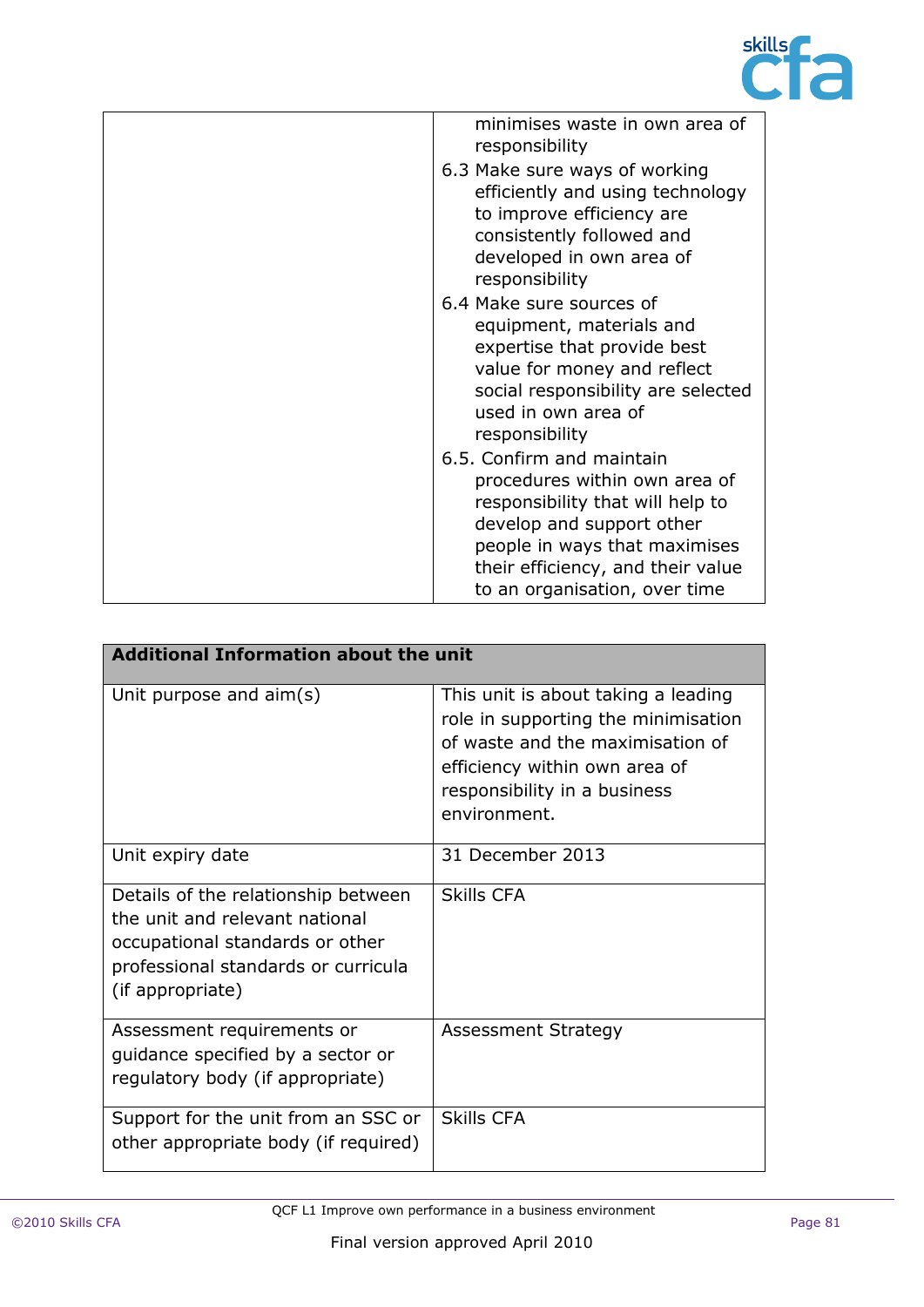| | |
|---|---|
| | minimises waste in own area of responsibility<br>6.3 Make sure ways of working efficiently and using technology to improve efficiency are consistently followed and developed in own area of responsibility<br>6.4 Make sure sources of equipment, materials and expertise that provide best value for money and reflect social responsibility are selected used in own area of responsibility<br>6.5. Confirm and maintain procedures within own area of responsibility that will help to develop and support other people in ways that maximises their efficiency, and their value to an organisation, over time |

| **Additional Information about the unit** | |
|---|---|
| Unit purpose and aim(s) | This unit is about taking a leading role in supporting the minimisation of waste and the maximisation of efficiency within own area of responsibility in a business environment. |
| Unit expiry date | 31 December 2013 |
| Details of the relationship between the unit and relevant national occupational standards or other professional standards or curricula (if appropriate) | Skills CFA |
| Assessment requirements or guidance specified by a sector or regulatory body (if appropriate) | Assessment Strategy |
| Support for the unit from an SSC or other appropriate body (if required) | Skills CFA |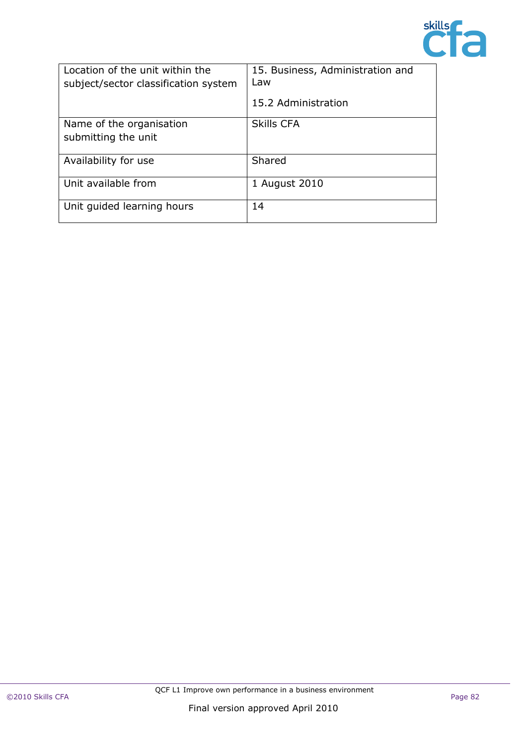| | |
|---|---|
| Location of the unit within the subject/sector classification system | 15. Business, Administration and Law<br><br>15.2 Administration |
| Name of the organisation submitting the unit | Skills CFA |
| Availability for use | Shared |
| Unit available from | 1 August 2010 |
| Unit guided learning hours | 14 |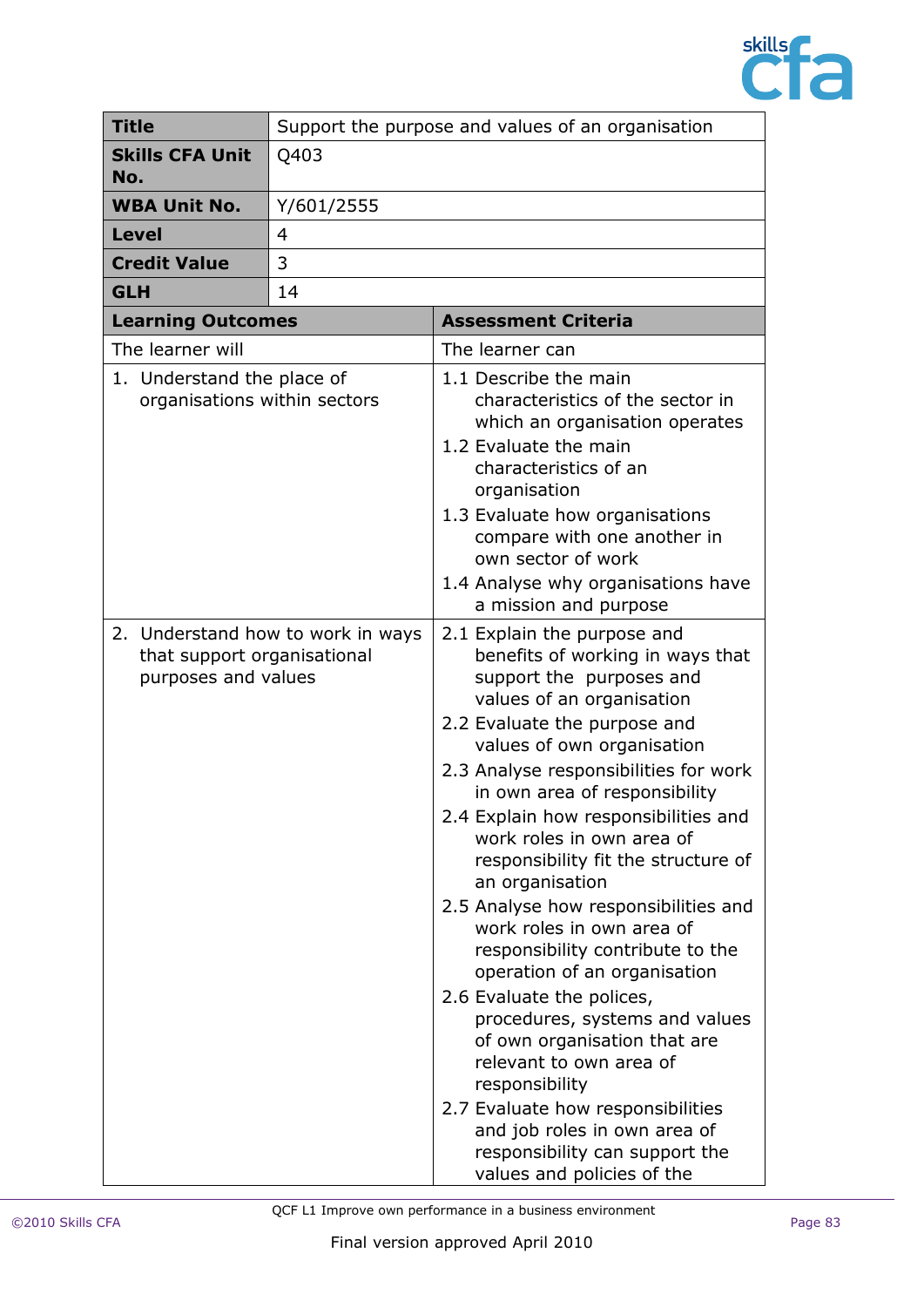| Title | Support the purpose and values of an organisation |
| --- | --- |
| **Skills CFA Unit No.** | Q403 |
| **WBA Unit No.** | Y/601/2555 |
| **Level** | 4 |
| **Credit Value** | 3 |
| **GLH** | 14 |

| Learning Outcomes | Assessment Criteria |
| --- | --- |
| The learner will | The learner can |
| 1. Understand the place of organisations within sectors | 1.1 Describe the main characteristics of the sector in which an organisation operates<br>1.2 Evaluate the main characteristics of an organisation<br>1.3 Evaluate how organisations compare with one another in own sector of work<br>1.4 Analyse why organisations have a mission and purpose |
| 2. Understand how to work in ways that support organisational purposes and values | 2.1 Explain the purpose and benefits of working in ways that support the purposes and values of an organisation<br>2.2 Evaluate the purpose and values of own organisation<br>2.3 Analyse responsibilities for work in own area of responsibility<br>2.4 Explain how responsibilities and work roles in own area of responsibility fit the structure of an organisation<br>2.5 Analyse how responsibilities and work roles in own area of responsibility contribute to the operation of an organisation<br>2.6 Evaluate the polices, procedures, systems and values of own organisation that are relevant to own area of responsibility<br>2.7 Evaluate how responsibilities and job roles in own area of responsibility can support the values and policies of the |

QCF L1 Improve own performance in a business environment

Final version approved April 2010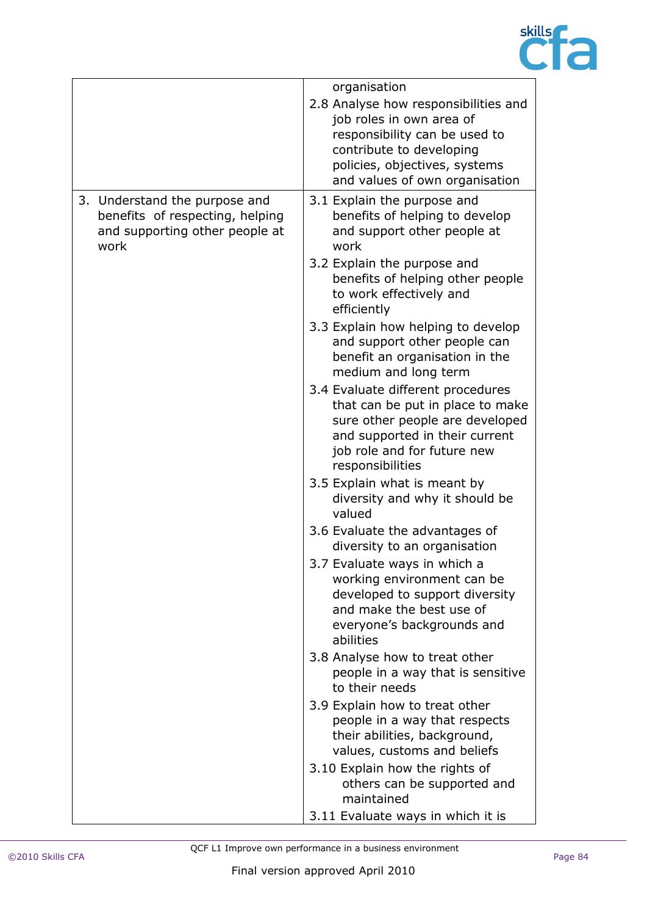| | |
|---|---|
| | organisation<br>2.8 Analyse how responsibilities and job roles in own area of responsibility can be used to contribute to developing policies, objectives, systems and values of own organisation |
| 3. Understand the purpose and benefits of respecting, helping and supporting other people at work | 3.1 Explain the purpose and benefits of helping to develop and support other people at work<br>3.2 Explain the purpose and benefits of helping other people to work effectively and efficiently<br>3.3 Explain how helping to develop and support other people can benefit an organisation in the medium and long term<br>3.4 Evaluate different procedures that can be put in place to make sure other people are developed and supported in their current job role and for future new responsibilities<br>3.5 Explain what is meant by diversity and why it should be valued<br>3.6 Evaluate the advantages of diversity to an organisation<br>3.7 Evaluate ways in which a working environment can be developed to support diversity and make the best use of everyone's backgrounds and abilities<br>3.8 Analyse how to treat other people in a way that is sensitive to their needs<br>3.9 Explain how to treat other people in a way that respects their abilities, background, values, customs and beliefs<br>3.10 Explain how the rights of others can be supported and maintained<br>3.11 Evaluate ways in which it is |

QCF L1 Improve own performance in a business environment

Final version approved April 2010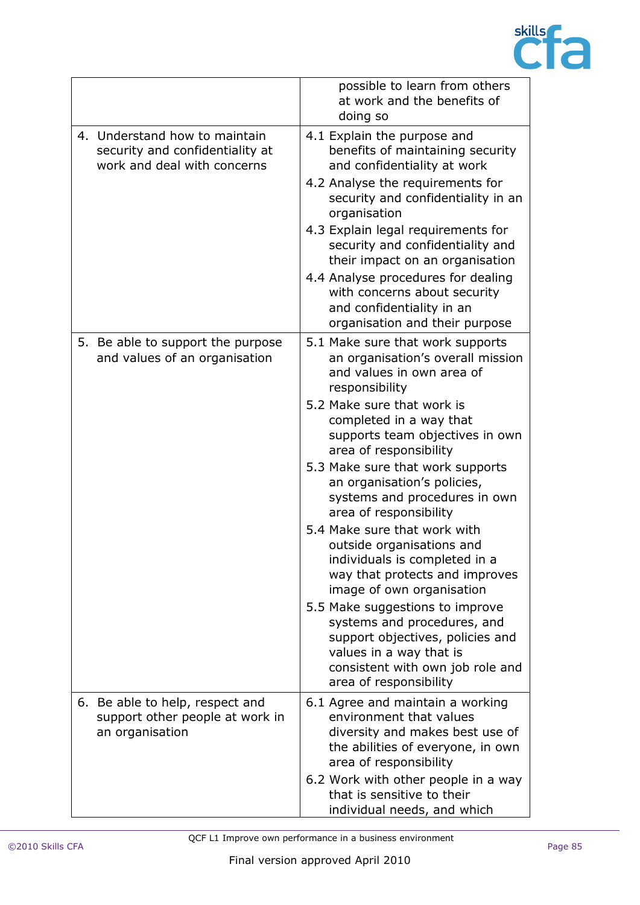| | |
|---|---|
| | possible to learn from others at work and the benefits of doing so |
| 4. Understand how to maintain security and confidentiality at work and deal with concerns | 4.1 Explain the purpose and benefits of maintaining security and confidentiality at work<br>4.2 Analyse the requirements for security and confidentiality in an organisation<br>4.3 Explain legal requirements for security and confidentiality and their impact on an organisation<br>4.4 Analyse procedures for dealing with concerns about security and confidentiality in an organisation and their purpose |
| 5. Be able to support the purpose and values of an organisation | 5.1 Make sure that work supports an organisation's overall mission and values in own area of responsibility<br>5.2 Make sure that work is completed in a way that supports team objectives in own area of responsibility<br>5.3 Make sure that work supports an organisation's policies, systems and procedures in own area of responsibility<br>5.4 Make sure that work with outside organisations and individuals is completed in a way that protects and improves image of own organisation<br>5.5 Make suggestions to improve systems and procedures, and support objectives, policies and values in a way that is consistent with own job role and area of responsibility |
| 6. Be able to help, respect and support other people at work in an organisation | 6.1 Agree and maintain a working environment that values diversity and makes best use of the abilities of everyone, in own area of responsibility<br>6.2 Work with other people in a way that is sensitive to their individual needs, and which |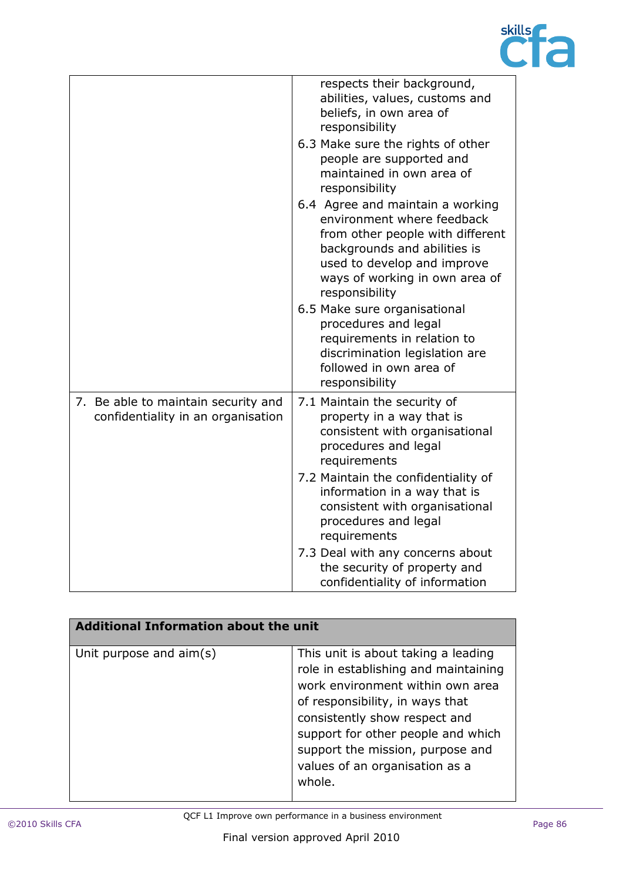| | |
|---|---|
| | respects their background, abilities, values, customs and beliefs, in own area of responsibility<br>6.3 Make sure the rights of other people are supported and maintained in own area of responsibility<br>6.4 Agree and maintain a working environment where feedback from other people with different backgrounds and abilities is used to develop and improve ways of working in own area of responsibility<br>6.5 Make sure organisational procedures and legal requirements in relation to discrimination legislation are followed in own area of responsibility |
| 7. Be able to maintain security and confidentiality in an organisation | 7.1 Maintain the security of property in a way that is consistent with organisational procedures and legal requirements<br>7.2 Maintain the confidentiality of information in a way that is consistent with organisational procedures and legal requirements<br>7.3 Deal with any concerns about the security of property and confidentiality of information |

| **Additional Information about the unit** | |
|---|---|
| Unit purpose and aim(s) | This unit is about taking a leading role in establishing and maintaining work environment within own area of responsibility, in ways that consistently show respect and support for other people and which support the mission, purpose and values of an organisation as a whole. |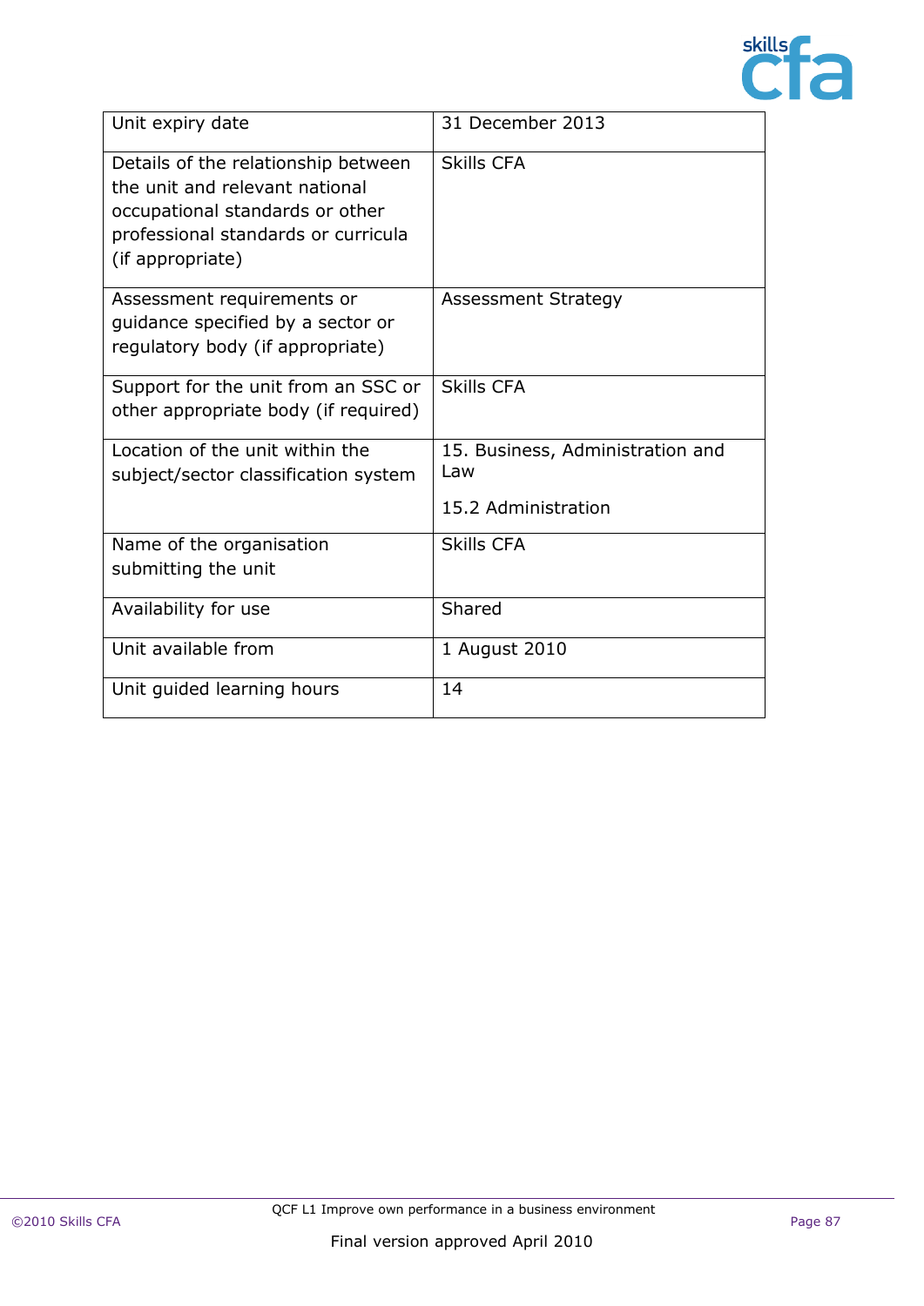| Unit expiry date | 31 December 2013 |
| --- | --- |
| Details of the relationship between the unit and relevant national occupational standards or other professional standards or curricula (if appropriate) | Skills CFA |
| Assessment requirements or guidance specified by a sector or regulatory body (if appropriate) | Assessment Strategy |
| Support for the unit from an SSC or other appropriate body (if required) | Skills CFA |
| Location of the unit within the subject/sector classification system | 15. Business, Administration and Law<br><br>15.2 Administration |
| Name of the organisation submitting the unit | Skills CFA |
| Availability for use | Shared |
| Unit available from | 1 August 2010 |
| Unit guided learning hours | 14 |